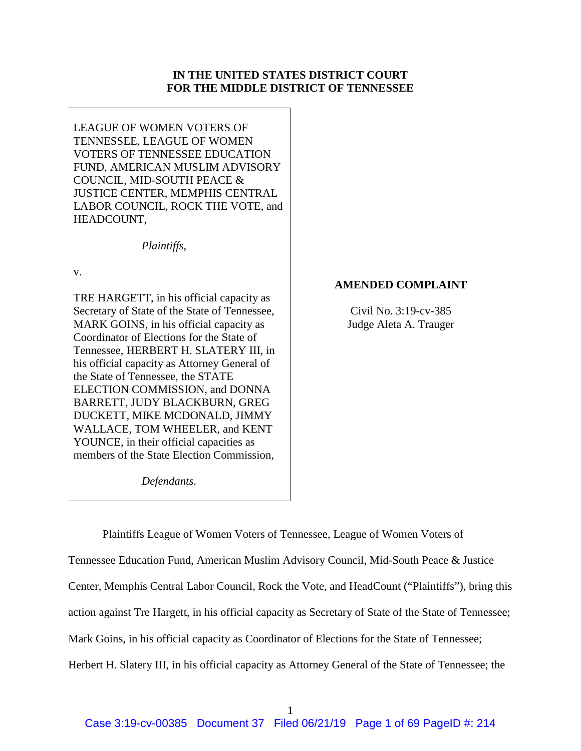**IN THE UNITED STATES DISTRICT COURT**
**FOR THE MIDDLE DISTRICT OF TENNESSEE**

LEAGUE OF WOMEN VOTERS OF TENNESSEE, LEAGUE OF WOMEN VOTERS OF TENNESSEE EDUCATION FUND, AMERICAN MUSLIM ADVISORY COUNCIL, MID-SOUTH PEACE & JUSTICE CENTER, MEMPHIS CENTRAL LABOR COUNCIL, ROCK THE VOTE, and HEADCOUNT,

*Plaintiffs*,

v.

TRE HARGETT, in his official capacity as Secretary of State of the State of Tennessee, MARK GOINS, in his official capacity as Coordinator of Elections for the State of Tennessee, HERBERT H. SLATERY III, in his official capacity as Attorney General of the State of Tennessee, the STATE ELECTION COMMISSION, and DONNA BARRETT, JUDY BLACKBURN, GREG DUCKETT, MIKE MCDONALD, JIMMY WALLACE, TOM WHEELER, and KENT YOUNCE, in their official capacities as members of the State Election Commission,

*Defendants*.

**AMENDED COMPLAINT**

Civil No. 3:19-cv-385
Judge Aleta A. Trauger

Plaintiffs League of Women Voters of Tennessee, League of Women Voters of Tennessee Education Fund, American Muslim Advisory Council, Mid-South Peace & Justice Center, Memphis Central Labor Council, Rock the Vote, and HeadCount ("Plaintiffs"), bring this action against Tre Hargett, in his official capacity as Secretary of State of the State of Tennessee; Mark Goins, in his official capacity as Coordinator of Elections for the State of Tennessee; Herbert H. Slatery III, in his official capacity as Attorney General of the State of Tennessee; the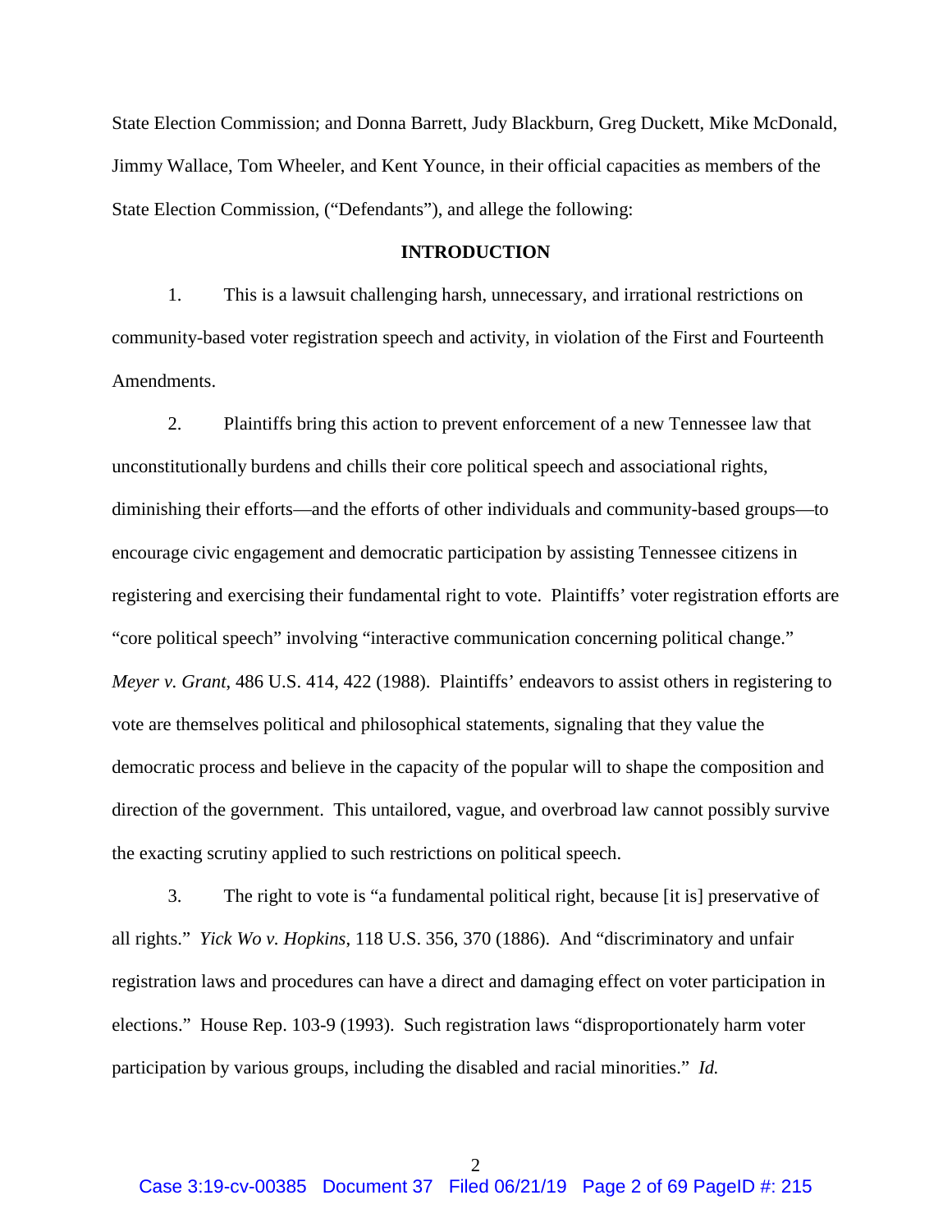State Election Commission; and Donna Barrett, Judy Blackburn, Greg Duckett, Mike McDonald, Jimmy Wallace, Tom Wheeler, and Kent Younce, in their official capacities as members of the State Election Commission, ("Defendants"), and allege the following:

## INTRODUCTION

1. This is a lawsuit challenging harsh, unnecessary, and irrational restrictions on community-based voter registration speech and activity, in violation of the First and Fourteenth Amendments.

2. Plaintiffs bring this action to prevent enforcement of a new Tennessee law that unconstitutionally burdens and chills their core political speech and associational rights, diminishing their efforts—and the efforts of other individuals and community-based groups—to encourage civic engagement and democratic participation by assisting Tennessee citizens in registering and exercising their fundamental right to vote. Plaintiffs' voter registration efforts are "core political speech" involving "interactive communication concerning political change." *Meyer v. Grant*, 486 U.S. 414, 422 (1988). Plaintiffs' endeavors to assist others in registering to vote are themselves political and philosophical statements, signaling that they value the democratic process and believe in the capacity of the popular will to shape the composition and direction of the government. This untailored, vague, and overbroad law cannot possibly survive the exacting scrutiny applied to such restrictions on political speech.

3. The right to vote is "a fundamental political right, because [it is] preservative of all rights." *Yick Wo v. Hopkins*, 118 U.S. 356, 370 (1886). And "discriminatory and unfair registration laws and procedures can have a direct and damaging effect on voter participation in elections." House Rep. 103-9 (1993). Such registration laws "disproportionately harm voter participation by various groups, including the disabled and racial minorities." *Id.*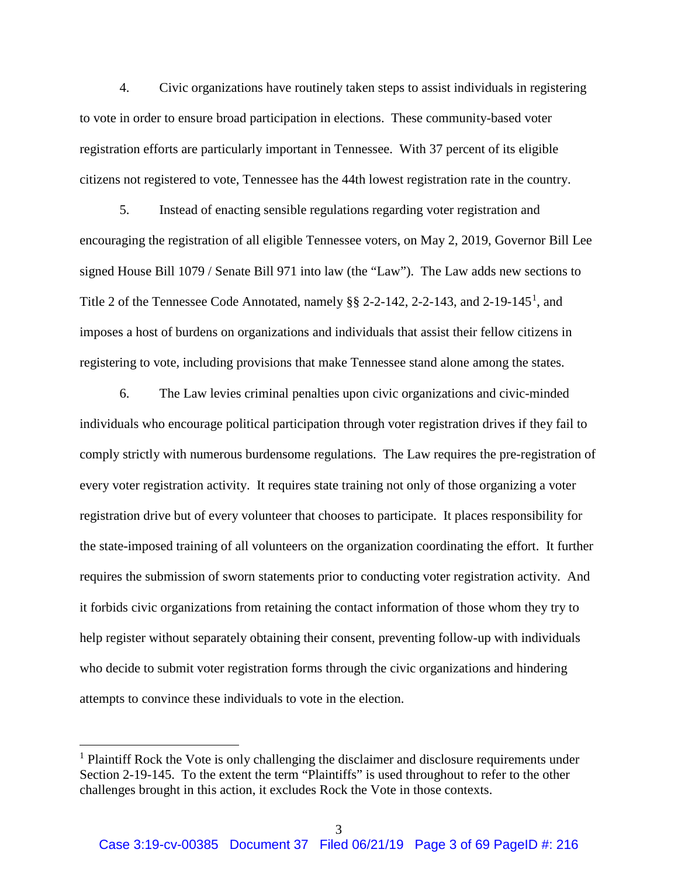4. Civic organizations have routinely taken steps to assist individuals in registering to vote in order to ensure broad participation in elections. These community-based voter registration efforts are particularly important in Tennessee. With 37 percent of its eligible citizens not registered to vote, Tennessee has the 44th lowest registration rate in the country.

5. Instead of enacting sensible regulations regarding voter registration and encouraging the registration of all eligible Tennessee voters, on May 2, 2019, Governor Bill Lee signed House Bill 1079 / Senate Bill 971 into law (the "Law"). The Law adds new sections to Title 2 of the Tennessee Code Annotated, namely §§ 2-2-142, 2-2-143, and 2-19-145[1], and imposes a host of burdens on organizations and individuals that assist their fellow citizens in registering to vote, including provisions that make Tennessee stand alone among the states.

6. The Law levies criminal penalties upon civic organizations and civic-minded individuals who encourage political participation through voter registration drives if they fail to comply strictly with numerous burdensome regulations. The Law requires the pre-registration of every voter registration activity. It requires state training not only of those organizing a voter registration drive but of every volunteer that chooses to participate. It places responsibility for the state-imposed training of all volunteers on the organization coordinating the effort. It further requires the submission of sworn statements prior to conducting voter registration activity. And it forbids civic organizations from retaining the contact information of those whom they try to help register without separately obtaining their consent, preventing follow-up with individuals who decide to submit voter registration forms through the civic organizations and hindering attempts to convince these individuals to vote in the election.

[1] Plaintiff Rock the Vote is only challenging the disclaimer and disclosure requirements under Section 2-19-145. To the extent the term "Plaintiffs" is used throughout to refer to the other challenges brought in this action, it excludes Rock the Vote in those contexts.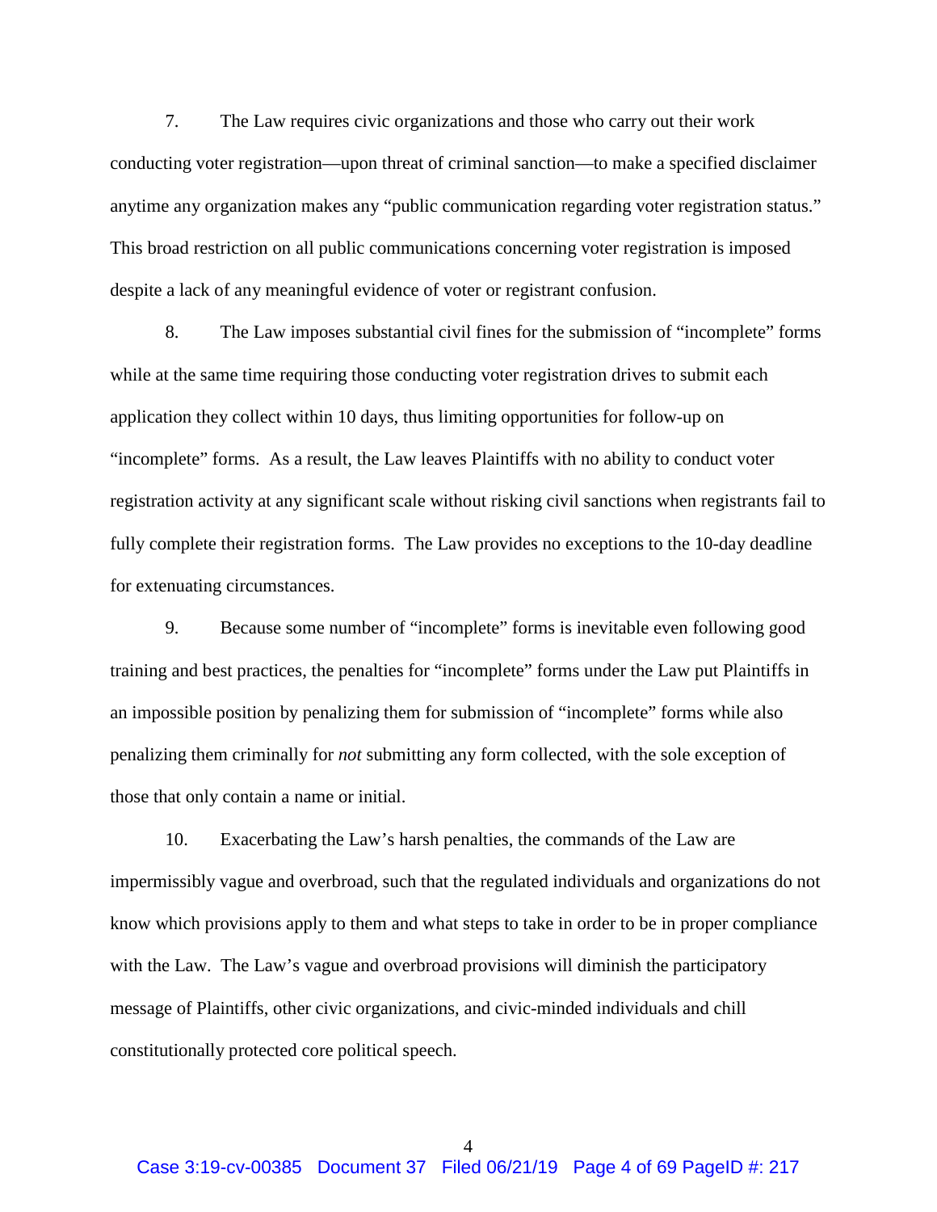7. The Law requires civic organizations and those who carry out their work conducting voter registration—upon threat of criminal sanction—to make a specified disclaimer anytime any organization makes any "public communication regarding voter registration status." This broad restriction on all public communications concerning voter registration is imposed despite a lack of any meaningful evidence of voter or registrant confusion.

8. The Law imposes substantial civil fines for the submission of "incomplete" forms while at the same time requiring those conducting voter registration drives to submit each application they collect within 10 days, thus limiting opportunities for follow-up on "incomplete" forms. As a result, the Law leaves Plaintiffs with no ability to conduct voter registration activity at any significant scale without risking civil sanctions when registrants fail to fully complete their registration forms. The Law provides no exceptions to the 10-day deadline for extenuating circumstances.

9. Because some number of "incomplete" forms is inevitable even following good training and best practices, the penalties for "incomplete" forms under the Law put Plaintiffs in an impossible position by penalizing them for submission of "incomplete" forms while also penalizing them criminally for *not* submitting any form collected, with the sole exception of those that only contain a name or initial.

10. Exacerbating the Law's harsh penalties, the commands of the Law are impermissibly vague and overbroad, such that the regulated individuals and organizations do not know which provisions apply to them and what steps to take in order to be in proper compliance with the Law. The Law's vague and overbroad provisions will diminish the participatory message of Plaintiffs, other civic organizations, and civic-minded individuals and chill constitutionally protected core political speech.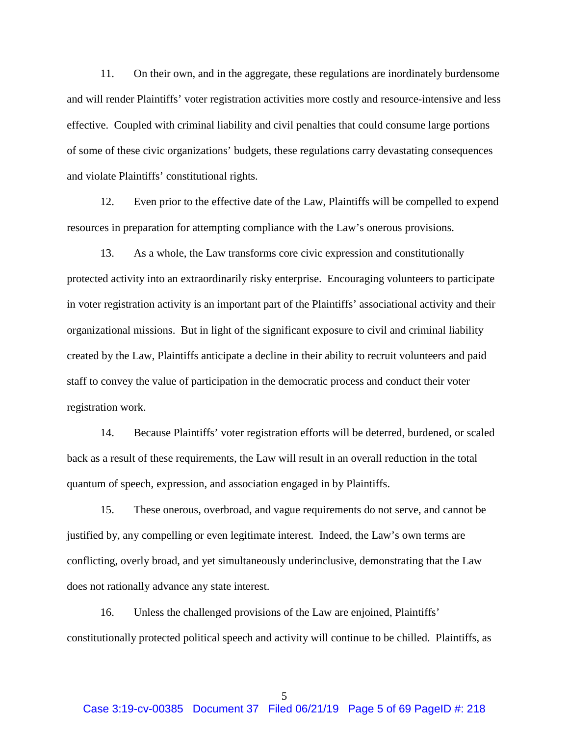11. On their own, and in the aggregate, these regulations are inordinately burdensome and will render Plaintiffs' voter registration activities more costly and resource-intensive and less effective. Coupled with criminal liability and civil penalties that could consume large portions of some of these civic organizations' budgets, these regulations carry devastating consequences and violate Plaintiffs' constitutional rights.

12. Even prior to the effective date of the Law, Plaintiffs will be compelled to expend resources in preparation for attempting compliance with the Law's onerous provisions.

13. As a whole, the Law transforms core civic expression and constitutionally protected activity into an extraordinarily risky enterprise. Encouraging volunteers to participate in voter registration activity is an important part of the Plaintiffs' associational activity and their organizational missions. But in light of the significant exposure to civil and criminal liability created by the Law, Plaintiffs anticipate a decline in their ability to recruit volunteers and paid staff to convey the value of participation in the democratic process and conduct their voter registration work.

14. Because Plaintiffs' voter registration efforts will be deterred, burdened, or scaled back as a result of these requirements, the Law will result in an overall reduction in the total quantum of speech, expression, and association engaged in by Plaintiffs.

15. These onerous, overbroad, and vague requirements do not serve, and cannot be justified by, any compelling or even legitimate interest. Indeed, the Law's own terms are conflicting, overly broad, and yet simultaneously underinclusive, demonstrating that the Law does not rationally advance any state interest.

16. Unless the challenged provisions of the Law are enjoined, Plaintiffs' constitutionally protected political speech and activity will continue to be chilled. Plaintiffs, as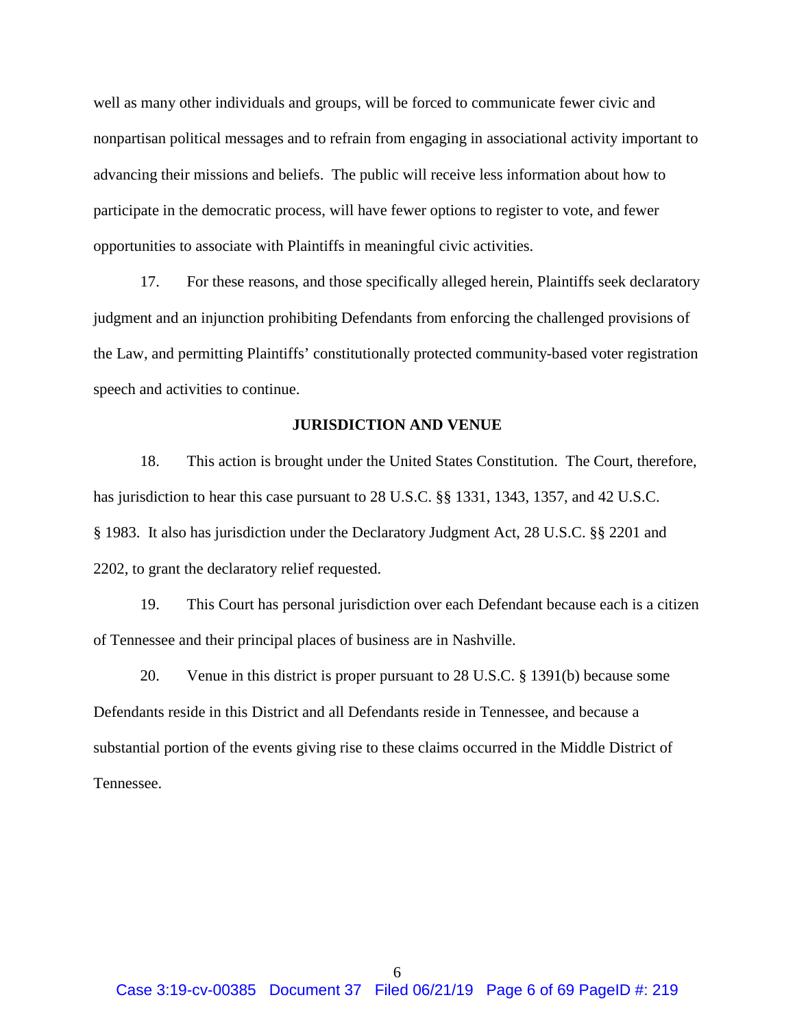well as many other individuals and groups, will be forced to communicate fewer civic and nonpartisan political messages and to refrain from engaging in associational activity important to advancing their missions and beliefs. The public will receive less information about how to participate in the democratic process, will have fewer options to register to vote, and fewer opportunities to associate with Plaintiffs in meaningful civic activities.

17. For these reasons, and those specifically alleged herein, Plaintiffs seek declaratory judgment and an injunction prohibiting Defendants from enforcing the challenged provisions of the Law, and permitting Plaintiffs' constitutionally protected community-based voter registration speech and activities to continue.

## JURISDICTION AND VENUE

18. This action is brought under the United States Constitution. The Court, therefore, has jurisdiction to hear this case pursuant to 28 U.S.C. §§ 1331, 1343, 1357, and 42 U.S.C. § 1983. It also has jurisdiction under the Declaratory Judgment Act, 28 U.S.C. §§ 2201 and 2202, to grant the declaratory relief requested.

19. This Court has personal jurisdiction over each Defendant because each is a citizen of Tennessee and their principal places of business are in Nashville.

20. Venue in this district is proper pursuant to 28 U.S.C. § 1391(b) because some Defendants reside in this District and all Defendants reside in Tennessee, and because a substantial portion of the events giving rise to these claims occurred in the Middle District of Tennessee.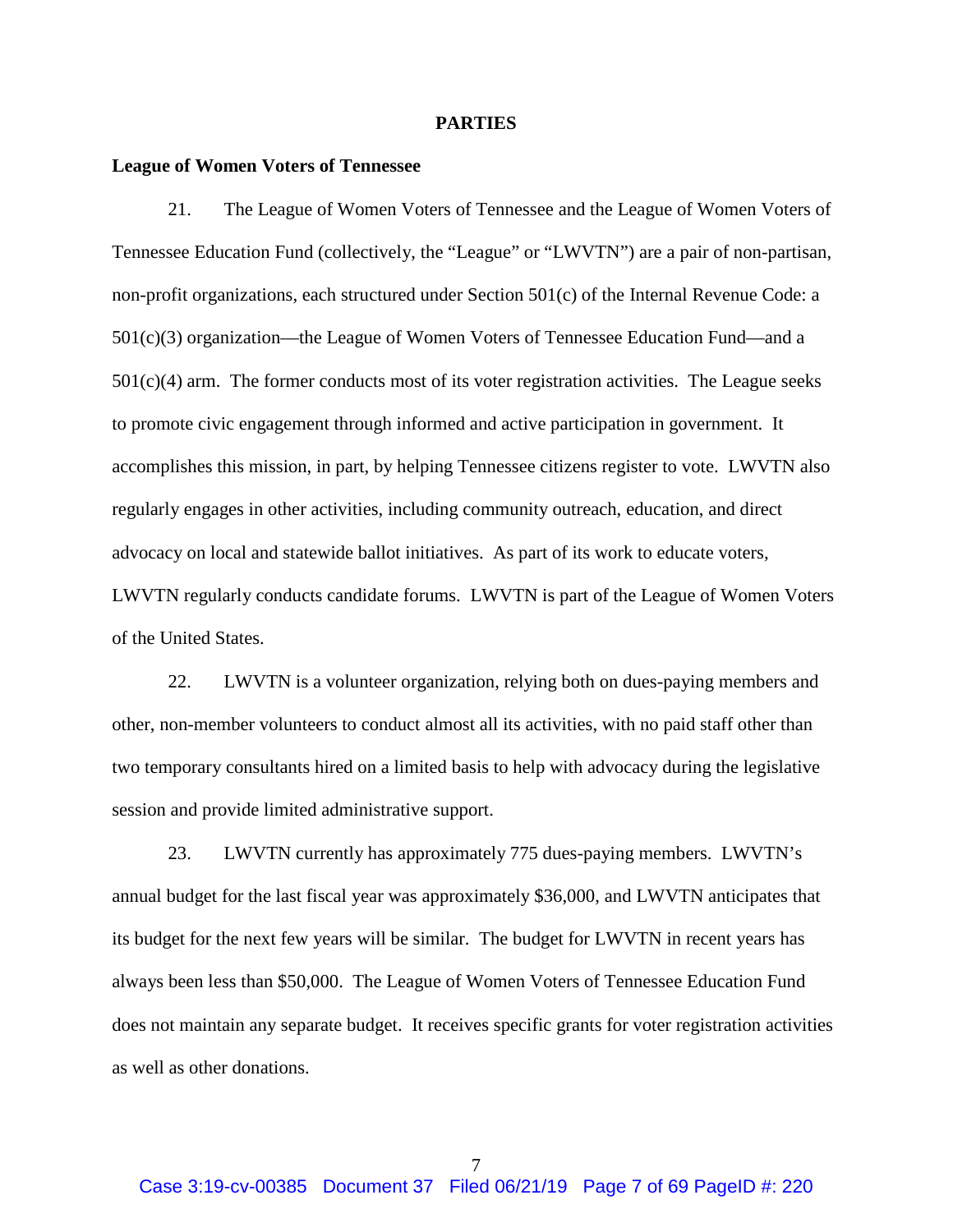## PARTIES

**League of Women Voters of Tennessee**

21. The League of Women Voters of Tennessee and the League of Women Voters of Tennessee Education Fund (collectively, the "League" or "LWVTN") are a pair of non-partisan, non-profit organizations, each structured under Section 501(c) of the Internal Revenue Code: a 501(c)(3) organization—the League of Women Voters of Tennessee Education Fund—and a 501(c)(4) arm. The former conducts most of its voter registration activities. The League seeks to promote civic engagement through informed and active participation in government. It accomplishes this mission, in part, by helping Tennessee citizens register to vote. LWVTN also regularly engages in other activities, including community outreach, education, and direct advocacy on local and statewide ballot initiatives. As part of its work to educate voters, LWVTN regularly conducts candidate forums. LWVTN is part of the League of Women Voters of the United States.

22. LWVTN is a volunteer organization, relying both on dues-paying members and other, non-member volunteers to conduct almost all its activities, with no paid staff other than two temporary consultants hired on a limited basis to help with advocacy during the legislative session and provide limited administrative support.

23. LWVTN currently has approximately 775 dues-paying members. LWVTN's annual budget for the last fiscal year was approximately $36,000, and LWVTN anticipates that its budget for the next few years will be similar. The budget for LWVTN in recent years has always been less than $50,000. The League of Women Voters of Tennessee Education Fund does not maintain any separate budget. It receives specific grants for voter registration activities as well as other donations.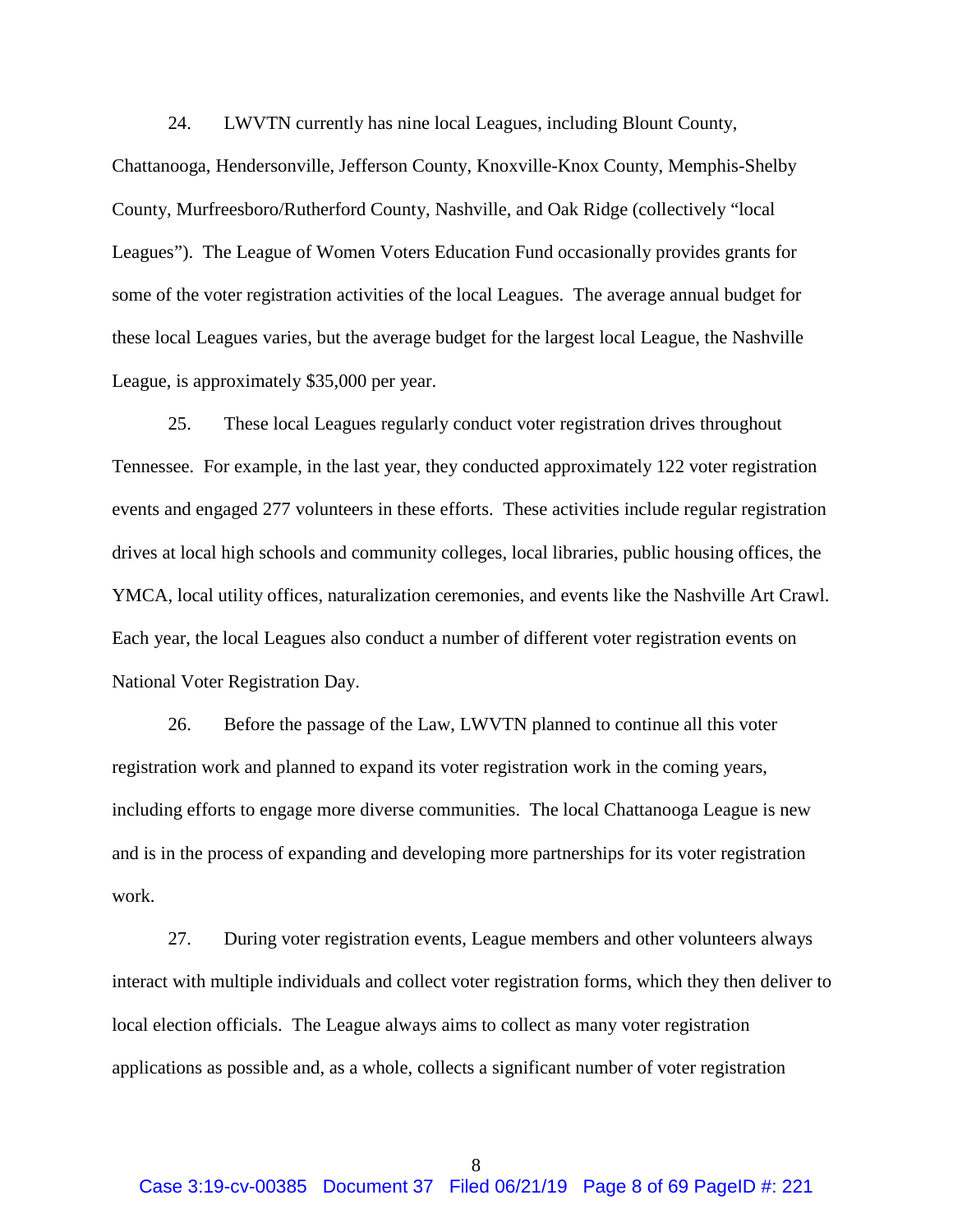24. LWVTN currently has nine local Leagues, including Blount County, Chattanooga, Hendersonville, Jefferson County, Knoxville-Knox County, Memphis-Shelby County, Murfreesboro/Rutherford County, Nashville, and Oak Ridge (collectively "local Leagues"). The League of Women Voters Education Fund occasionally provides grants for some of the voter registration activities of the local Leagues. The average annual budget for these local Leagues varies, but the average budget for the largest local League, the Nashville League, is approximately $35,000 per year.

25. These local Leagues regularly conduct voter registration drives throughout Tennessee. For example, in the last year, they conducted approximately 122 voter registration events and engaged 277 volunteers in these efforts. These activities include regular registration drives at local high schools and community colleges, local libraries, public housing offices, the YMCA, local utility offices, naturalization ceremonies, and events like the Nashville Art Crawl. Each year, the local Leagues also conduct a number of different voter registration events on National Voter Registration Day.

26. Before the passage of the Law, LWVTN planned to continue all this voter registration work and planned to expand its voter registration work in the coming years, including efforts to engage more diverse communities. The local Chattanooga League is new and is in the process of expanding and developing more partnerships for its voter registration work.

27. During voter registration events, League members and other volunteers always interact with multiple individuals and collect voter registration forms, which they then deliver to local election officials. The League always aims to collect as many voter registration applications as possible and, as a whole, collects a significant number of voter registration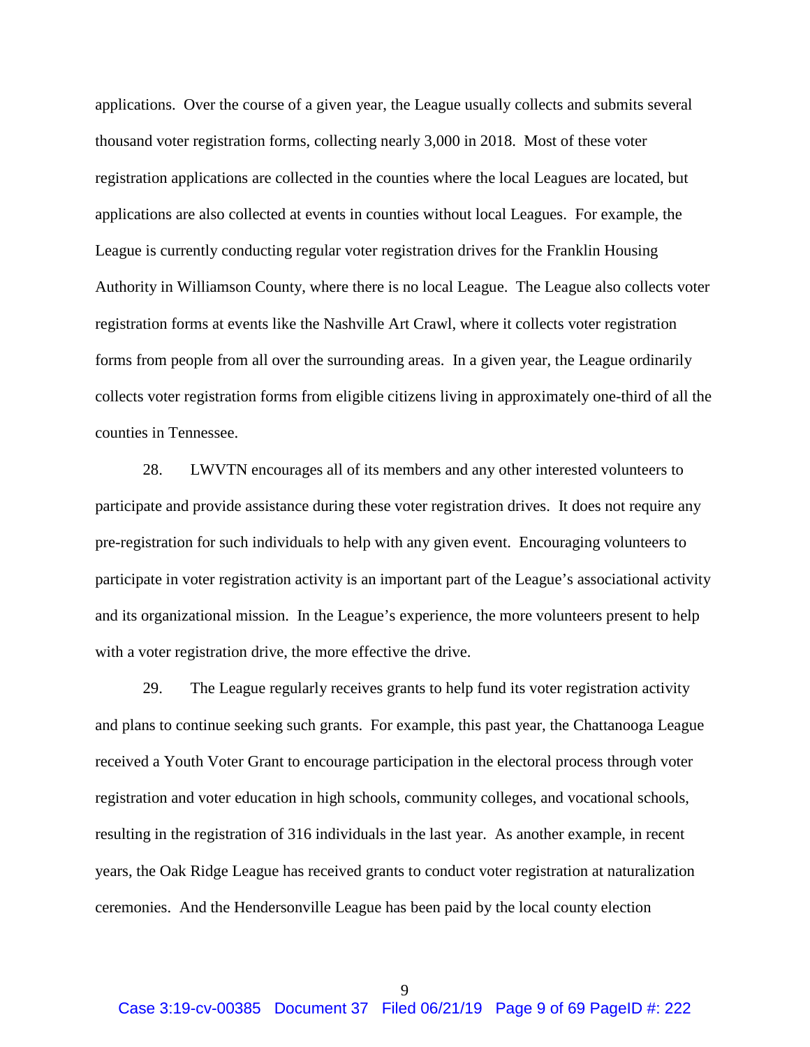applications. Over the course of a given year, the League usually collects and submits several thousand voter registration forms, collecting nearly 3,000 in 2018. Most of these voter registration applications are collected in the counties where the local Leagues are located, but applications are also collected at events in counties without local Leagues. For example, the League is currently conducting regular voter registration drives for the Franklin Housing Authority in Williamson County, where there is no local League. The League also collects voter registration forms at events like the Nashville Art Crawl, where it collects voter registration forms from people from all over the surrounding areas. In a given year, the League ordinarily collects voter registration forms from eligible citizens living in approximately one-third of all the counties in Tennessee.

28. LWVTN encourages all of its members and any other interested volunteers to participate and provide assistance during these voter registration drives. It does not require any pre-registration for such individuals to help with any given event. Encouraging volunteers to participate in voter registration activity is an important part of the League's associational activity and its organizational mission. In the League's experience, the more volunteers present to help with a voter registration drive, the more effective the drive.

29. The League regularly receives grants to help fund its voter registration activity and plans to continue seeking such grants. For example, this past year, the Chattanooga League received a Youth Voter Grant to encourage participation in the electoral process through voter registration and voter education in high schools, community colleges, and vocational schools, resulting in the registration of 316 individuals in the last year. As another example, in recent years, the Oak Ridge League has received grants to conduct voter registration at naturalization ceremonies. And the Hendersonville League has been paid by the local county election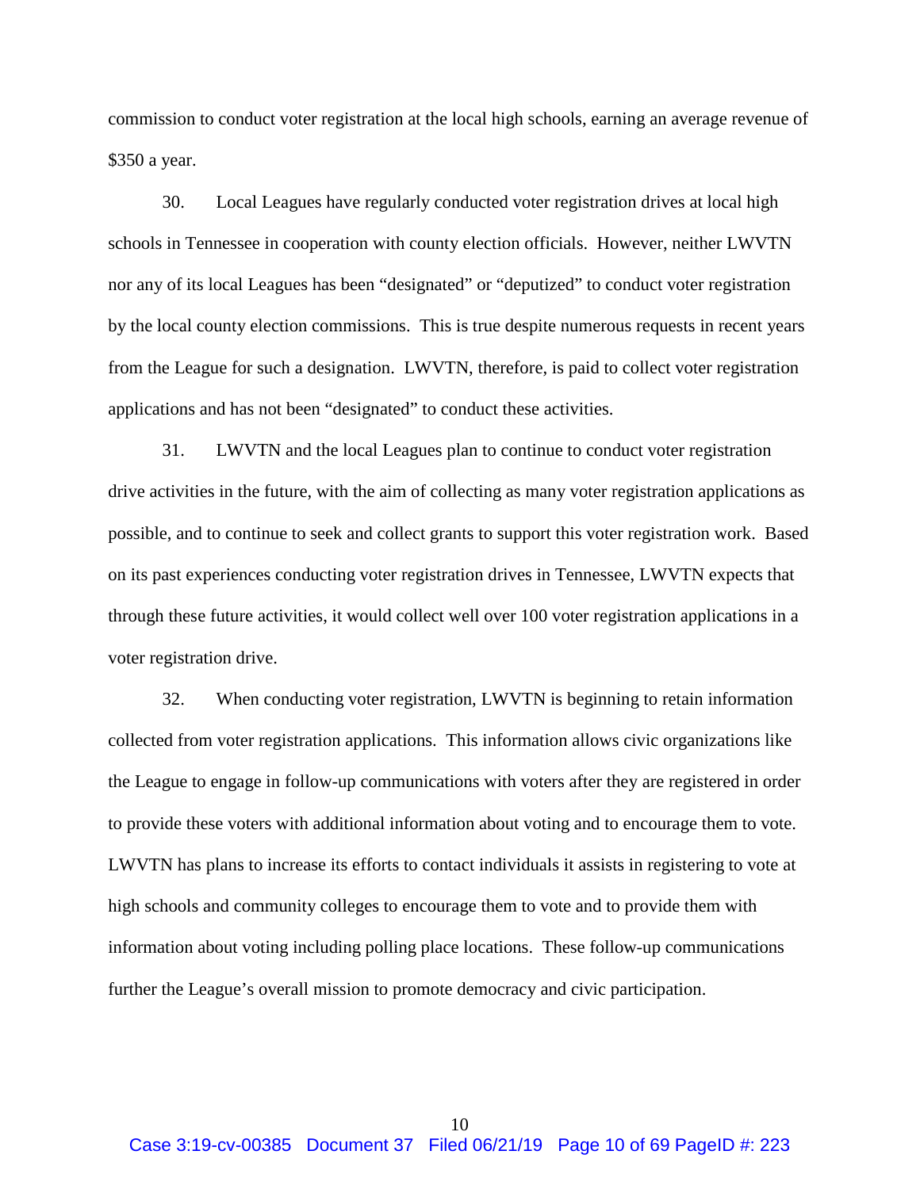commission to conduct voter registration at the local high schools, earning an average revenue of $350 a year.

30. Local Leagues have regularly conducted voter registration drives at local high schools in Tennessee in cooperation with county election officials. However, neither LWVTN nor any of its local Leagues has been "designated" or "deputized" to conduct voter registration by the local county election commissions. This is true despite numerous requests in recent years from the League for such a designation. LWVTN, therefore, is paid to collect voter registration applications and has not been "designated" to conduct these activities.

31. LWVTN and the local Leagues plan to continue to conduct voter registration drive activities in the future, with the aim of collecting as many voter registration applications as possible, and to continue to seek and collect grants to support this voter registration work. Based on its past experiences conducting voter registration drives in Tennessee, LWVTN expects that through these future activities, it would collect well over 100 voter registration applications in a voter registration drive.

32. When conducting voter registration, LWVTN is beginning to retain information collected from voter registration applications. This information allows civic organizations like the League to engage in follow-up communications with voters after they are registered in order to provide these voters with additional information about voting and to encourage them to vote. LWVTN has plans to increase its efforts to contact individuals it assists in registering to vote at high schools and community colleges to encourage them to vote and to provide them with information about voting including polling place locations. These follow-up communications further the League's overall mission to promote democracy and civic participation.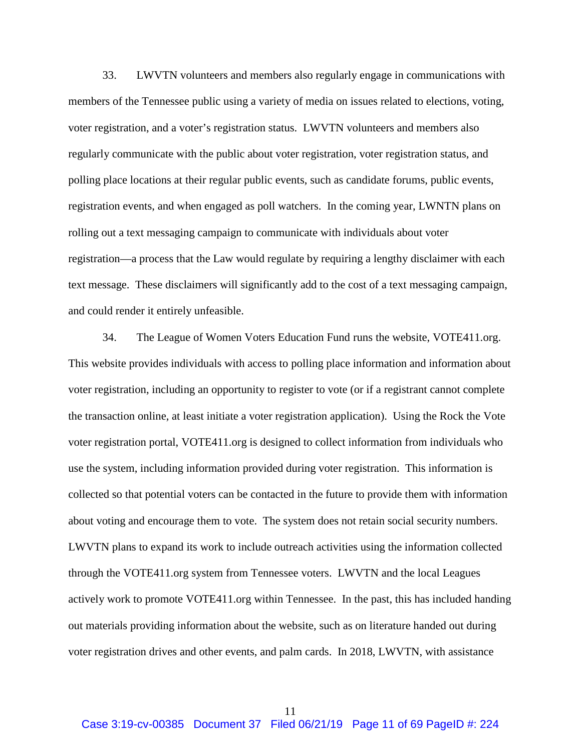33. LWVTN volunteers and members also regularly engage in communications with members of the Tennessee public using a variety of media on issues related to elections, voting, voter registration, and a voter's registration status. LWVTN volunteers and members also regularly communicate with the public about voter registration, voter registration status, and polling place locations at their regular public events, such as candidate forums, public events, registration events, and when engaged as poll watchers. In the coming year, LWNTN plans on rolling out a text messaging campaign to communicate with individuals about voter registration—a process that the Law would regulate by requiring a lengthy disclaimer with each text message. These disclaimers will significantly add to the cost of a text messaging campaign, and could render it entirely unfeasible.

34. The League of Women Voters Education Fund runs the website, VOTE411.org. This website provides individuals with access to polling place information and information about voter registration, including an opportunity to register to vote (or if a registrant cannot complete the transaction online, at least initiate a voter registration application). Using the Rock the Vote voter registration portal, VOTE411.org is designed to collect information from individuals who use the system, including information provided during voter registration. This information is collected so that potential voters can be contacted in the future to provide them with information about voting and encourage them to vote. The system does not retain social security numbers. LWVTN plans to expand its work to include outreach activities using the information collected through the VOTE411.org system from Tennessee voters. LWVTN and the local Leagues actively work to promote VOTE411.org within Tennessee. In the past, this has included handing out materials providing information about the website, such as on literature handed out during voter registration drives and other events, and palm cards. In 2018, LWVTN, with assistance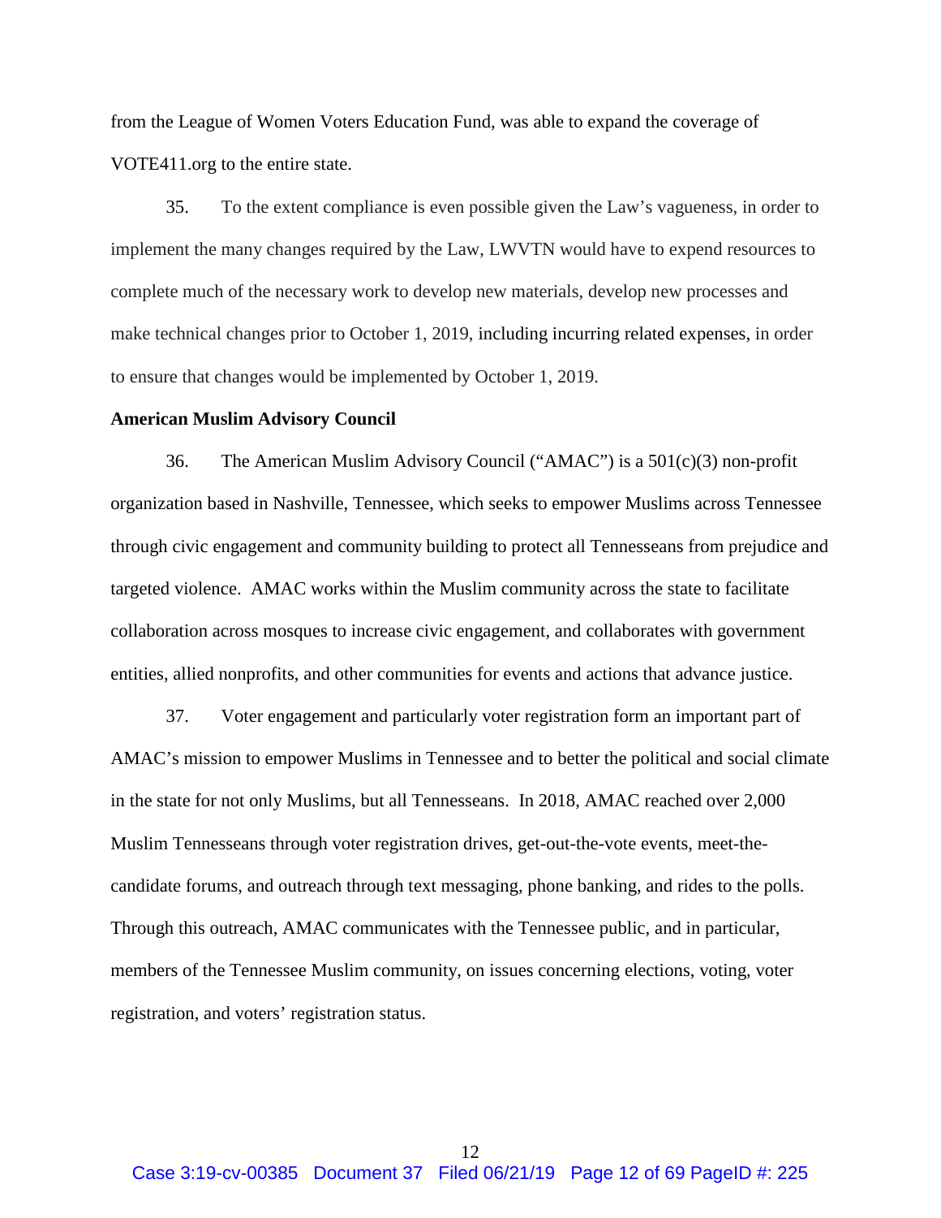from the League of Women Voters Education Fund, was able to expand the coverage of VOTE411.org to the entire state.

35. To the extent compliance is even possible given the Law's vagueness, in order to implement the many changes required by the Law, LWVTN would have to expend resources to complete much of the necessary work to develop new materials, develop new processes and make technical changes prior to October 1, 2019, including incurring related expenses, in order to ensure that changes would be implemented by October 1, 2019.

**American Muslim Advisory Council**

36. The American Muslim Advisory Council ("AMAC") is a 501(c)(3) non-profit organization based in Nashville, Tennessee, which seeks to empower Muslims across Tennessee through civic engagement and community building to protect all Tennesseans from prejudice and targeted violence. AMAC works within the Muslim community across the state to facilitate collaboration across mosques to increase civic engagement, and collaborates with government entities, allied nonprofits, and other communities for events and actions that advance justice.

37. Voter engagement and particularly voter registration form an important part of AMAC's mission to empower Muslims in Tennessee and to better the political and social climate in the state for not only Muslims, but all Tennesseans. In 2018, AMAC reached over 2,000 Muslim Tennesseans through voter registration drives, get-out-the-vote events, meet-the-candidate forums, and outreach through text messaging, phone banking, and rides to the polls. Through this outreach, AMAC communicates with the Tennessee public, and in particular, members of the Tennessee Muslim community, on issues concerning elections, voting, voter registration, and voters' registration status.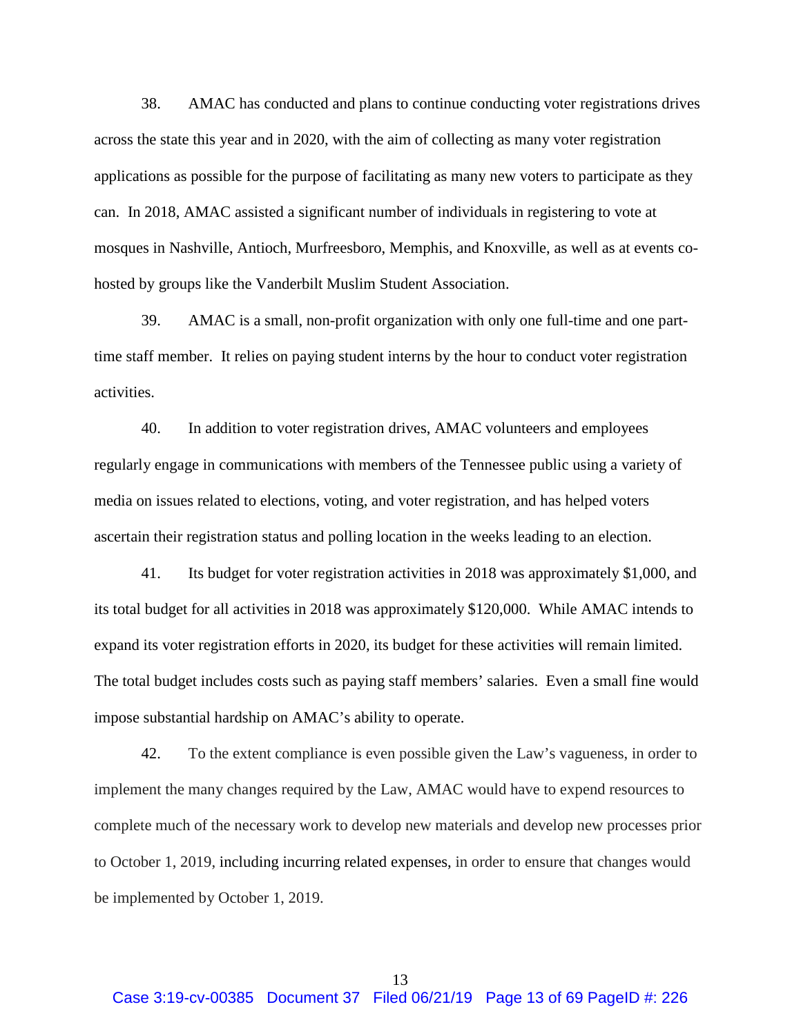38. AMAC has conducted and plans to continue conducting voter registrations drives across the state this year and in 2020, with the aim of collecting as many voter registration applications as possible for the purpose of facilitating as many new voters to participate as they can. In 2018, AMAC assisted a significant number of individuals in registering to vote at mosques in Nashville, Antioch, Murfreesboro, Memphis, and Knoxville, as well as at events co-hosted by groups like the Vanderbilt Muslim Student Association.

39. AMAC is a small, non-profit organization with only one full-time and one part-time staff member. It relies on paying student interns by the hour to conduct voter registration activities.

40. In addition to voter registration drives, AMAC volunteers and employees regularly engage in communications with members of the Tennessee public using a variety of media on issues related to elections, voting, and voter registration, and has helped voters ascertain their registration status and polling location in the weeks leading to an election.

41. Its budget for voter registration activities in 2018 was approximately $1,000, and its total budget for all activities in 2018 was approximately $120,000. While AMAC intends to expand its voter registration efforts in 2020, its budget for these activities will remain limited. The total budget includes costs such as paying staff members' salaries. Even a small fine would impose substantial hardship on AMAC's ability to operate.

42. To the extent compliance is even possible given the Law's vagueness, in order to implement the many changes required by the Law, AMAC would have to expend resources to complete much of the necessary work to develop new materials and develop new processes prior to October 1, 2019, including incurring related expenses, in order to ensure that changes would be implemented by October 1, 2019.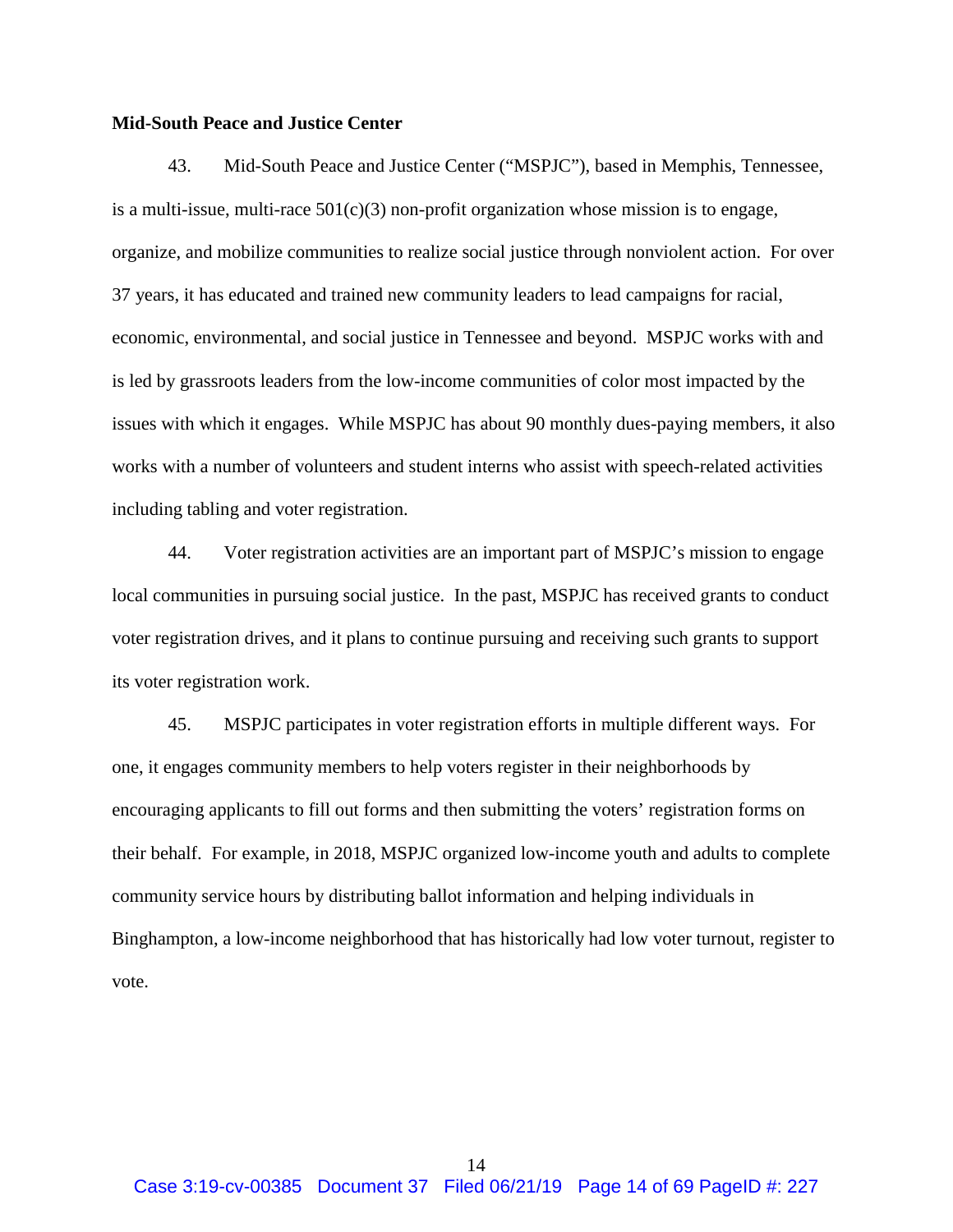**Mid-South Peace and Justice Center**

43. Mid-South Peace and Justice Center ("MSPJC"), based in Memphis, Tennessee, is a multi-issue, multi-race 501(c)(3) non-profit organization whose mission is to engage, organize, and mobilize communities to realize social justice through nonviolent action. For over 37 years, it has educated and trained new community leaders to lead campaigns for racial, economic, environmental, and social justice in Tennessee and beyond. MSPJC works with and is led by grassroots leaders from the low-income communities of color most impacted by the issues with which it engages. While MSPJC has about 90 monthly dues-paying members, it also works with a number of volunteers and student interns who assist with speech-related activities including tabling and voter registration.

44. Voter registration activities are an important part of MSPJC's mission to engage local communities in pursuing social justice. In the past, MSPJC has received grants to conduct voter registration drives, and it plans to continue pursuing and receiving such grants to support its voter registration work.

45. MSPJC participates in voter registration efforts in multiple different ways. For one, it engages community members to help voters register in their neighborhoods by encouraging applicants to fill out forms and then submitting the voters' registration forms on their behalf. For example, in 2018, MSPJC organized low-income youth and adults to complete community service hours by distributing ballot information and helping individuals in Binghampton, a low-income neighborhood that has historically had low voter turnout, register to vote.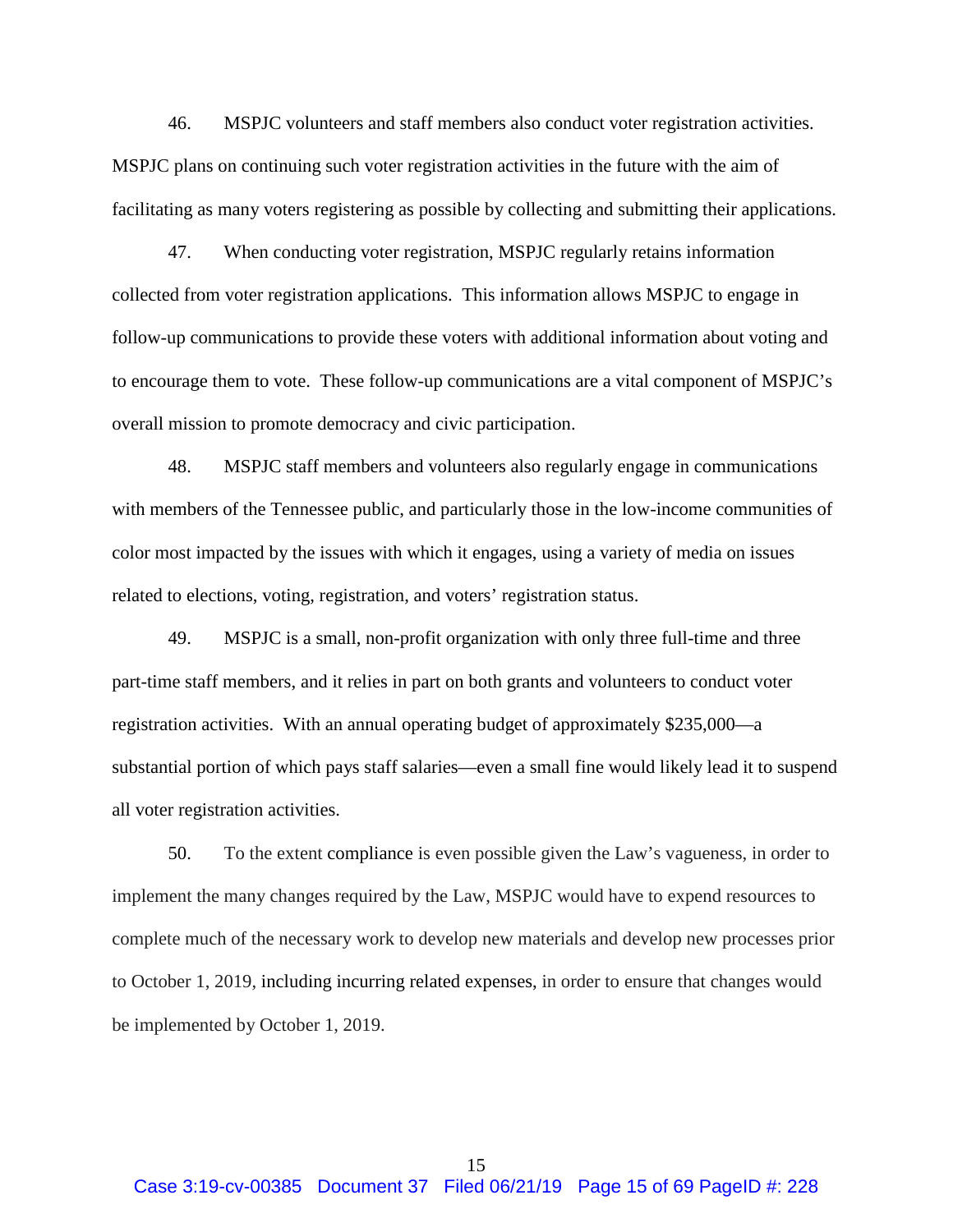46. MSPJC volunteers and staff members also conduct voter registration activities. MSPJC plans on continuing such voter registration activities in the future with the aim of facilitating as many voters registering as possible by collecting and submitting their applications.

47. When conducting voter registration, MSPJC regularly retains information collected from voter registration applications. This information allows MSPJC to engage in follow-up communications to provide these voters with additional information about voting and to encourage them to vote. These follow-up communications are a vital component of MSPJC's overall mission to promote democracy and civic participation.

48. MSPJC staff members and volunteers also regularly engage in communications with members of the Tennessee public, and particularly those in the low-income communities of color most impacted by the issues with which it engages, using a variety of media on issues related to elections, voting, registration, and voters' registration status.

49. MSPJC is a small, non-profit organization with only three full-time and three part-time staff members, and it relies in part on both grants and volunteers to conduct voter registration activities. With an annual operating budget of approximately $235,000—a substantial portion of which pays staff salaries—even a small fine would likely lead it to suspend all voter registration activities.

50. To the extent compliance is even possible given the Law's vagueness, in order to implement the many changes required by the Law, MSPJC would have to expend resources to complete much of the necessary work to develop new materials and develop new processes prior to October 1, 2019, including incurring related expenses, in order to ensure that changes would be implemented by October 1, 2019.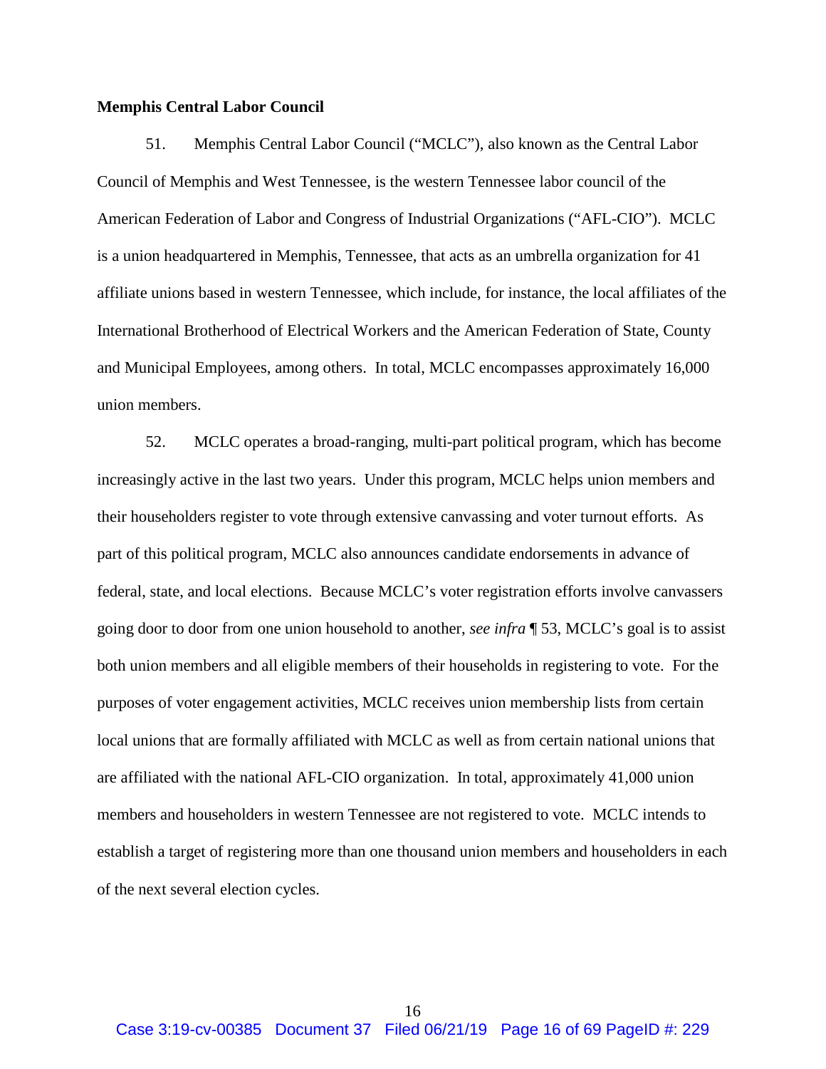**Memphis Central Labor Council**

51. Memphis Central Labor Council ("MCLC"), also known as the Central Labor Council of Memphis and West Tennessee, is the western Tennessee labor council of the American Federation of Labor and Congress of Industrial Organizations ("AFL-CIO"). MCLC is a union headquartered in Memphis, Tennessee, that acts as an umbrella organization for 41 affiliate unions based in western Tennessee, which include, for instance, the local affiliates of the International Brotherhood of Electrical Workers and the American Federation of State, County and Municipal Employees, among others. In total, MCLC encompasses approximately 16,000 union members.

52. MCLC operates a broad-ranging, multi-part political program, which has become increasingly active in the last two years. Under this program, MCLC helps union members and their householders register to vote through extensive canvassing and voter turnout efforts. As part of this political program, MCLC also announces candidate endorsements in advance of federal, state, and local elections. Because MCLC's voter registration efforts involve canvassers going door to door from one union household to another, *see infra* ¶ 53, MCLC's goal is to assist both union members and all eligible members of their households in registering to vote. For the purposes of voter engagement activities, MCLC receives union membership lists from certain local unions that are formally affiliated with MCLC as well as from certain national unions that are affiliated with the national AFL-CIO organization. In total, approximately 41,000 union members and householders in western Tennessee are not registered to vote. MCLC intends to establish a target of registering more than one thousand union members and householders in each of the next several election cycles.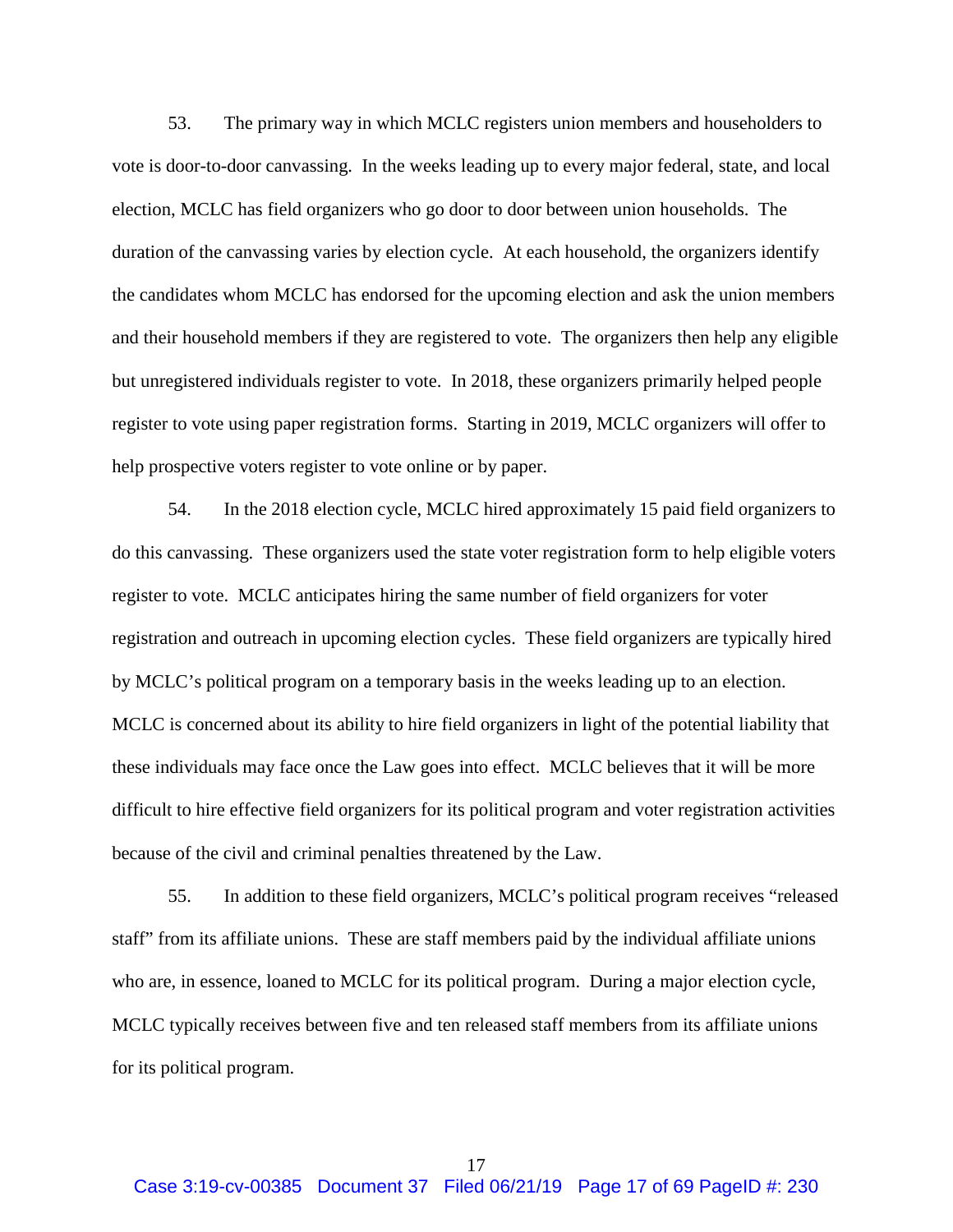53. The primary way in which MCLC registers union members and householders to vote is door-to-door canvassing. In the weeks leading up to every major federal, state, and local election, MCLC has field organizers who go door to door between union households. The duration of the canvassing varies by election cycle. At each household, the organizers identify the candidates whom MCLC has endorsed for the upcoming election and ask the union members and their household members if they are registered to vote. The organizers then help any eligible but unregistered individuals register to vote. In 2018, these organizers primarily helped people register to vote using paper registration forms. Starting in 2019, MCLC organizers will offer to help prospective voters register to vote online or by paper.

54. In the 2018 election cycle, MCLC hired approximately 15 paid field organizers to do this canvassing. These organizers used the state voter registration form to help eligible voters register to vote. MCLC anticipates hiring the same number of field organizers for voter registration and outreach in upcoming election cycles. These field organizers are typically hired by MCLC's political program on a temporary basis in the weeks leading up to an election. MCLC is concerned about its ability to hire field organizers in light of the potential liability that these individuals may face once the Law goes into effect. MCLC believes that it will be more difficult to hire effective field organizers for its political program and voter registration activities because of the civil and criminal penalties threatened by the Law.

55. In addition to these field organizers, MCLC's political program receives "released staff" from its affiliate unions. These are staff members paid by the individual affiliate unions who are, in essence, loaned to MCLC for its political program. During a major election cycle, MCLC typically receives between five and ten released staff members from its affiliate unions for its political program.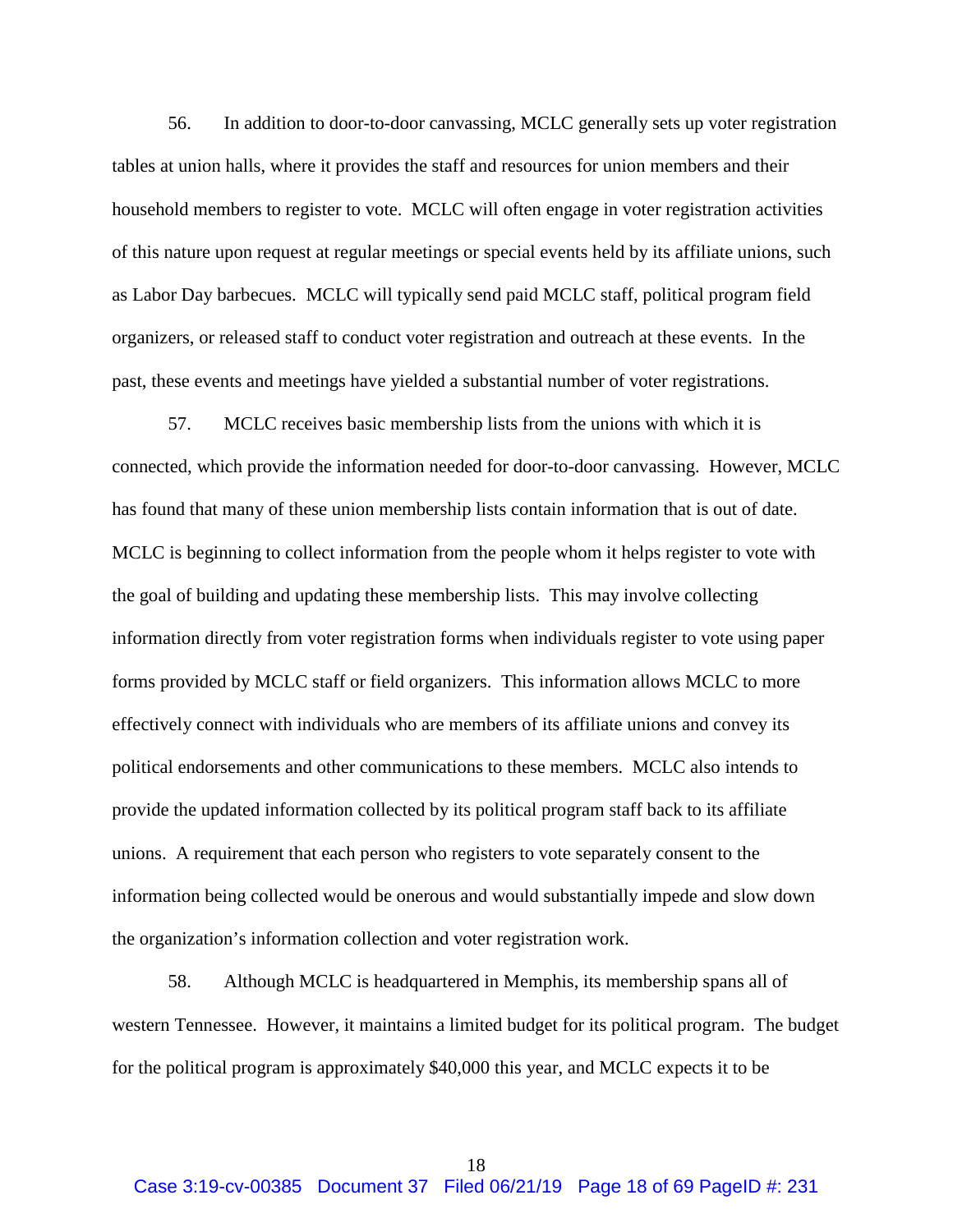56. In addition to door-to-door canvassing, MCLC generally sets up voter registration tables at union halls, where it provides the staff and resources for union members and their household members to register to vote. MCLC will often engage in voter registration activities of this nature upon request at regular meetings or special events held by its affiliate unions, such as Labor Day barbecues. MCLC will typically send paid MCLC staff, political program field organizers, or released staff to conduct voter registration and outreach at these events. In the past, these events and meetings have yielded a substantial number of voter registrations.

57. MCLC receives basic membership lists from the unions with which it is connected, which provide the information needed for door-to-door canvassing. However, MCLC has found that many of these union membership lists contain information that is out of date. MCLC is beginning to collect information from the people whom it helps register to vote with the goal of building and updating these membership lists. This may involve collecting information directly from voter registration forms when individuals register to vote using paper forms provided by MCLC staff or field organizers. This information allows MCLC to more effectively connect with individuals who are members of its affiliate unions and convey its political endorsements and other communications to these members. MCLC also intends to provide the updated information collected by its political program staff back to its affiliate unions. A requirement that each person who registers to vote separately consent to the information being collected would be onerous and would substantially impede and slow down the organization's information collection and voter registration work.

58. Although MCLC is headquartered in Memphis, its membership spans all of western Tennessee. However, it maintains a limited budget for its political program. The budget for the political program is approximately $40,000 this year, and MCLC expects it to be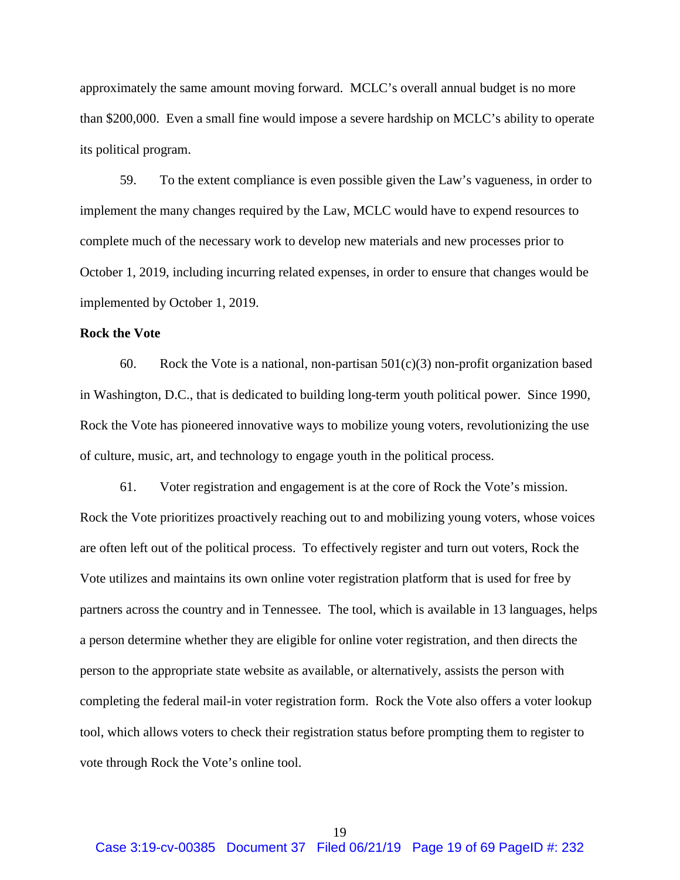approximately the same amount moving forward. MCLC's overall annual budget is no more than $200,000. Even a small fine would impose a severe hardship on MCLC's ability to operate its political program.

59. To the extent compliance is even possible given the Law's vagueness, in order to implement the many changes required by the Law, MCLC would have to expend resources to complete much of the necessary work to develop new materials and new processes prior to October 1, 2019, including incurring related expenses, in order to ensure that changes would be implemented by October 1, 2019.

**Rock the Vote**

60. Rock the Vote is a national, non-partisan 501(c)(3) non-profit organization based in Washington, D.C., that is dedicated to building long-term youth political power. Since 1990, Rock the Vote has pioneered innovative ways to mobilize young voters, revolutionizing the use of culture, music, art, and technology to engage youth in the political process.

61. Voter registration and engagement is at the core of Rock the Vote's mission. Rock the Vote prioritizes proactively reaching out to and mobilizing young voters, whose voices are often left out of the political process. To effectively register and turn out voters, Rock the Vote utilizes and maintains its own online voter registration platform that is used for free by partners across the country and in Tennessee. The tool, which is available in 13 languages, helps a person determine whether they are eligible for online voter registration, and then directs the person to the appropriate state website as available, or alternatively, assists the person with completing the federal mail-in voter registration form. Rock the Vote also offers a voter lookup tool, which allows voters to check their registration status before prompting them to register to vote through Rock the Vote's online tool.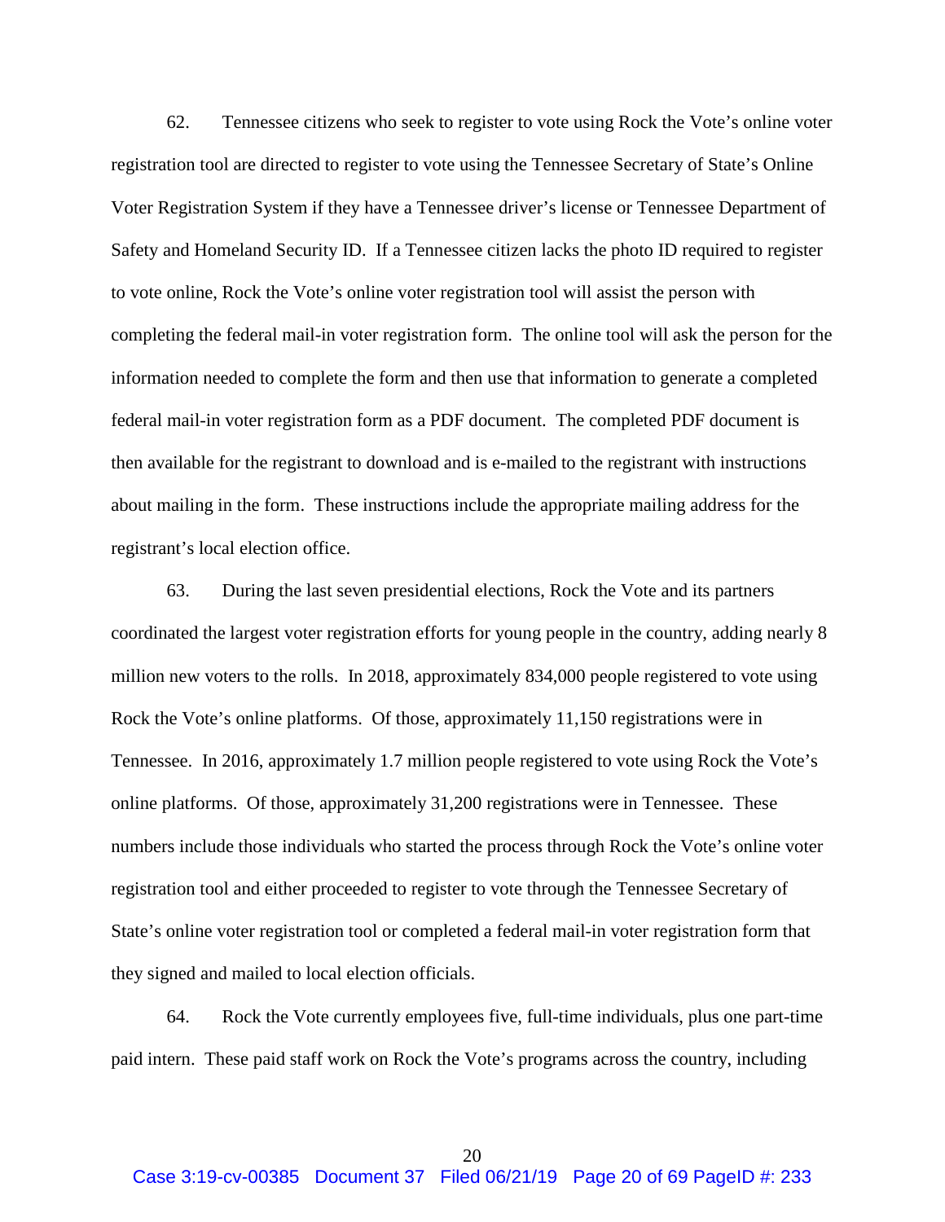62. Tennessee citizens who seek to register to vote using Rock the Vote's online voter registration tool are directed to register to vote using the Tennessee Secretary of State's Online Voter Registration System if they have a Tennessee driver's license or Tennessee Department of Safety and Homeland Security ID. If a Tennessee citizen lacks the photo ID required to register to vote online, Rock the Vote's online voter registration tool will assist the person with completing the federal mail-in voter registration form. The online tool will ask the person for the information needed to complete the form and then use that information to generate a completed federal mail-in voter registration form as a PDF document. The completed PDF document is then available for the registrant to download and is e-mailed to the registrant with instructions about mailing in the form. These instructions include the appropriate mailing address for the registrant's local election office.

63. During the last seven presidential elections, Rock the Vote and its partners coordinated the largest voter registration efforts for young people in the country, adding nearly 8 million new voters to the rolls. In 2018, approximately 834,000 people registered to vote using Rock the Vote's online platforms. Of those, approximately 11,150 registrations were in Tennessee. In 2016, approximately 1.7 million people registered to vote using Rock the Vote's online platforms. Of those, approximately 31,200 registrations were in Tennessee. These numbers include those individuals who started the process through Rock the Vote's online voter registration tool and either proceeded to register to vote through the Tennessee Secretary of State's online voter registration tool or completed a federal mail-in voter registration form that they signed and mailed to local election officials.

64. Rock the Vote currently employees five, full-time individuals, plus one part-time paid intern. These paid staff work on Rock the Vote's programs across the country, including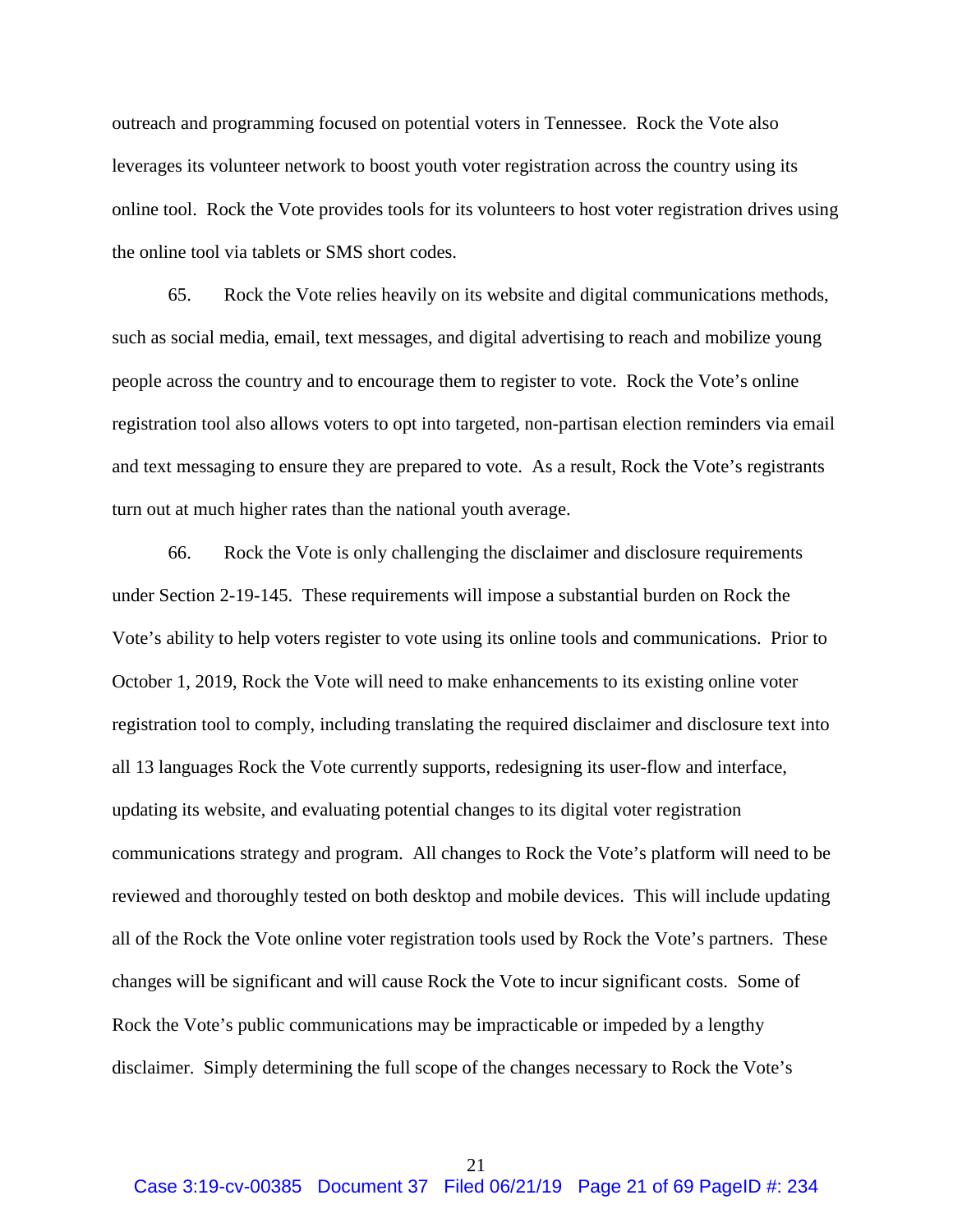outreach and programming focused on potential voters in Tennessee. Rock the Vote also leverages its volunteer network to boost youth voter registration across the country using its online tool. Rock the Vote provides tools for its volunteers to host voter registration drives using the online tool via tablets or SMS short codes.

65. Rock the Vote relies heavily on its website and digital communications methods, such as social media, email, text messages, and digital advertising to reach and mobilize young people across the country and to encourage them to register to vote. Rock the Vote's online registration tool also allows voters to opt into targeted, non-partisan election reminders via email and text messaging to ensure they are prepared to vote. As a result, Rock the Vote's registrants turn out at much higher rates than the national youth average.

66. Rock the Vote is only challenging the disclaimer and disclosure requirements under Section 2-19-145. These requirements will impose a substantial burden on Rock the Vote's ability to help voters register to vote using its online tools and communications. Prior to October 1, 2019, Rock the Vote will need to make enhancements to its existing online voter registration tool to comply, including translating the required disclaimer and disclosure text into all 13 languages Rock the Vote currently supports, redesigning its user-flow and interface, updating its website, and evaluating potential changes to its digital voter registration communications strategy and program. All changes to Rock the Vote's platform will need to be reviewed and thoroughly tested on both desktop and mobile devices. This will include updating all of the Rock the Vote online voter registration tools used by Rock the Vote's partners. These changes will be significant and will cause Rock the Vote to incur significant costs. Some of Rock the Vote's public communications may be impracticable or impeded by a lengthy disclaimer. Simply determining the full scope of the changes necessary to Rock the Vote's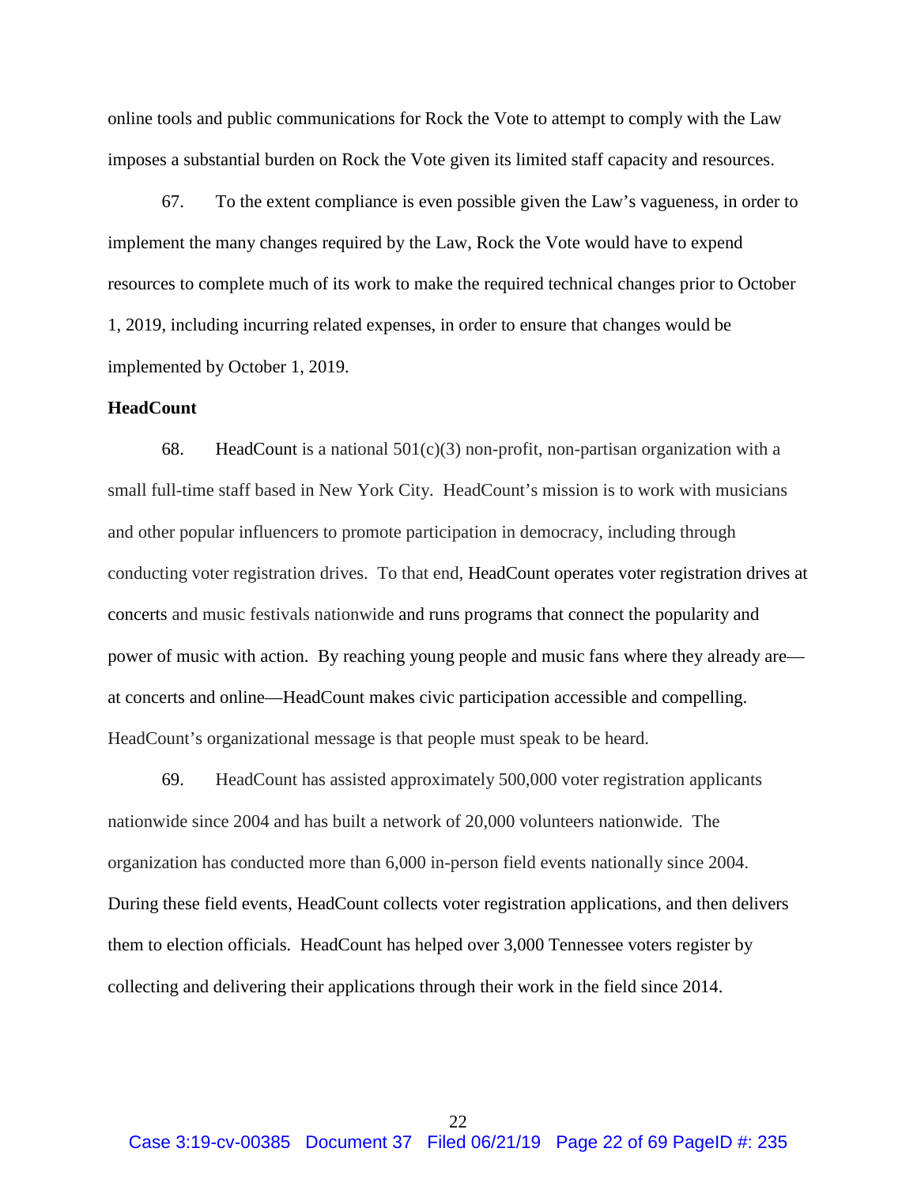online tools and public communications for Rock the Vote to attempt to comply with the Law imposes a substantial burden on Rock the Vote given its limited staff capacity and resources.

67. To the extent compliance is even possible given the Law's vagueness, in order to implement the many changes required by the Law, Rock the Vote would have to expend resources to complete much of its work to make the required technical changes prior to October 1, 2019, including incurring related expenses, in order to ensure that changes would be implemented by October 1, 2019.

**HeadCount**

68. HeadCount is a national 501(c)(3) non-profit, non-partisan organization with a small full-time staff based in New York City. HeadCount's mission is to work with musicians and other popular influencers to promote participation in democracy, including through conducting voter registration drives. To that end, HeadCount operates voter registration drives at concerts and music festivals nationwide and runs programs that connect the popularity and power of music with action. By reaching young people and music fans where they already are—at concerts and online—HeadCount makes civic participation accessible and compelling. HeadCount's organizational message is that people must speak to be heard.

69. HeadCount has assisted approximately 500,000 voter registration applicants nationwide since 2004 and has built a network of 20,000 volunteers nationwide. The organization has conducted more than 6,000 in-person field events nationally since 2004. During these field events, HeadCount collects voter registration applications, and then delivers them to election officials. HeadCount has helped over 3,000 Tennessee voters register by collecting and delivering their applications through their work in the field since 2014.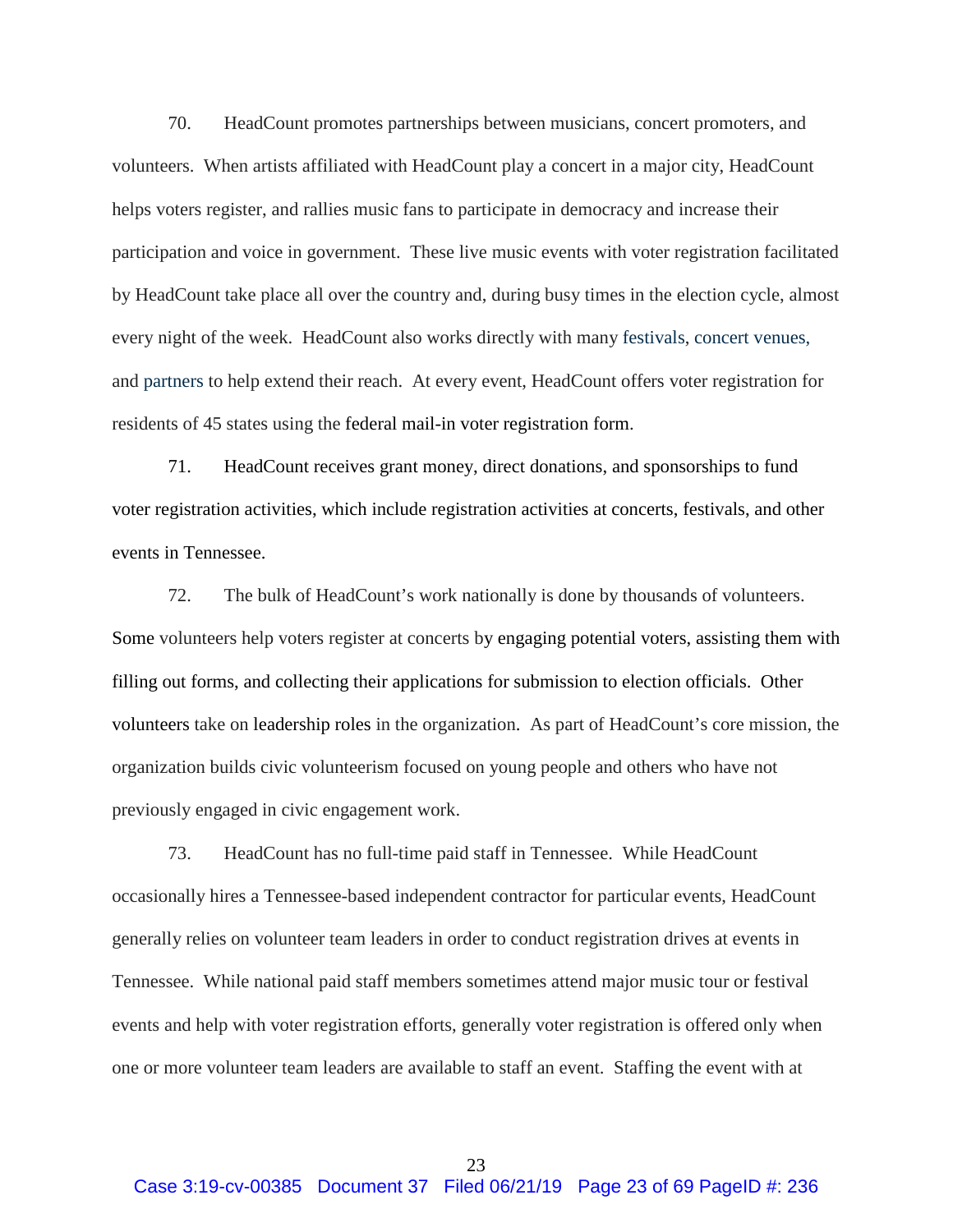70. HeadCount promotes partnerships between musicians, concert promoters, and volunteers. When artists affiliated with HeadCount play a concert in a major city, HeadCount helps voters register, and rallies music fans to participate in democracy and increase their participation and voice in government. These live music events with voter registration facilitated by HeadCount take place all over the country and, during busy times in the election cycle, almost every night of the week. HeadCount also works directly with many festivals, concert venues, and partners to help extend their reach. At every event, HeadCount offers voter registration for residents of 45 states using the federal mail-in voter registration form.

71. HeadCount receives grant money, direct donations, and sponsorships to fund voter registration activities, which include registration activities at concerts, festivals, and other events in Tennessee.

72. The bulk of HeadCount's work nationally is done by thousands of volunteers. Some volunteers help voters register at concerts by engaging potential voters, assisting them with filling out forms, and collecting their applications for submission to election officials. Other volunteers take on leadership roles in the organization. As part of HeadCount's core mission, the organization builds civic volunteerism focused on young people and others who have not previously engaged in civic engagement work.

73. HeadCount has no full-time paid staff in Tennessee. While HeadCount occasionally hires a Tennessee-based independent contractor for particular events, HeadCount generally relies on volunteer team leaders in order to conduct registration drives at events in Tennessee. While national paid staff members sometimes attend major music tour or festival events and help with voter registration efforts, generally voter registration is offered only when one or more volunteer team leaders are available to staff an event. Staffing the event with at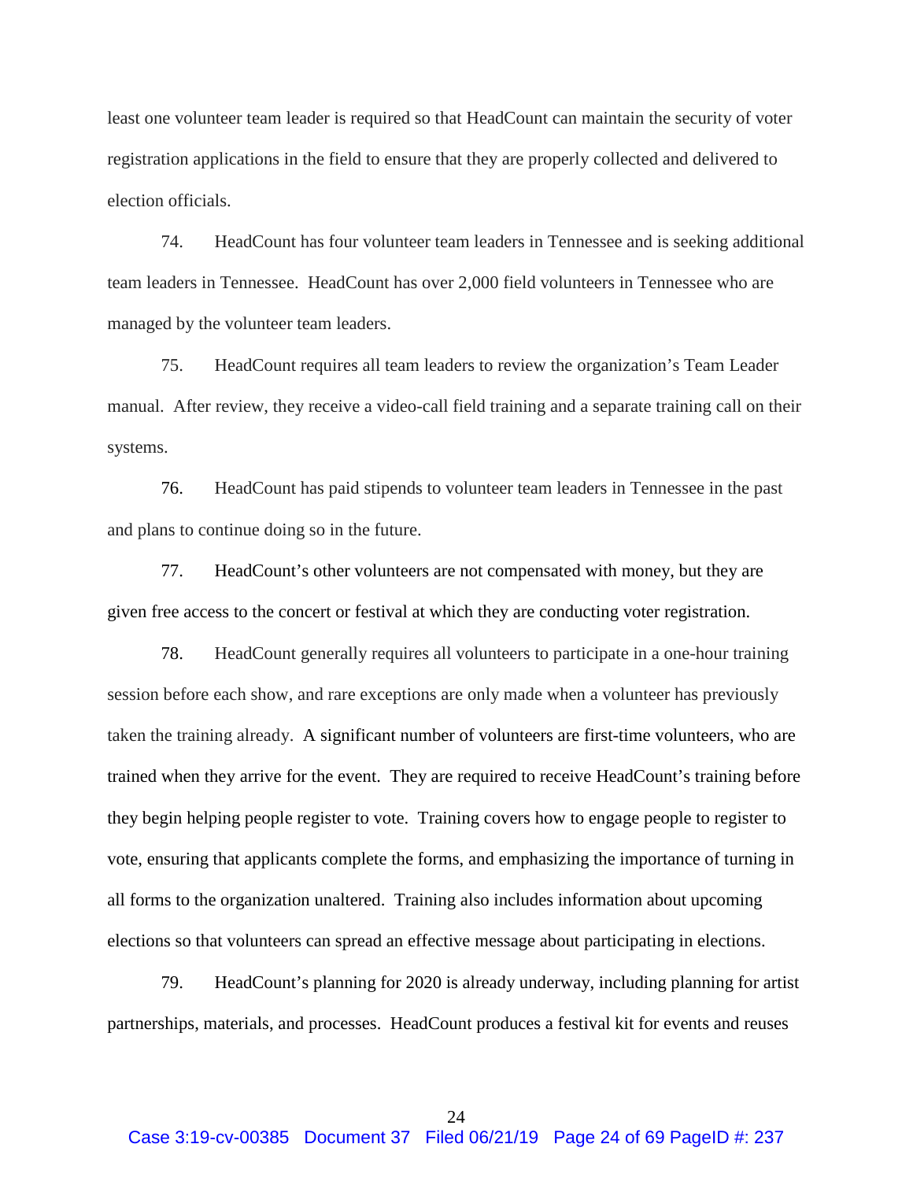least one volunteer team leader is required so that HeadCount can maintain the security of voter registration applications in the field to ensure that they are properly collected and delivered to election officials.

74. HeadCount has four volunteer team leaders in Tennessee and is seeking additional team leaders in Tennessee. HeadCount has over 2,000 field volunteers in Tennessee who are managed by the volunteer team leaders.

75. HeadCount requires all team leaders to review the organization's Team Leader manual. After review, they receive a video-call field training and a separate training call on their systems.

76. HeadCount has paid stipends to volunteer team leaders in Tennessee in the past and plans to continue doing so in the future.

77. HeadCount's other volunteers are not compensated with money, but they are given free access to the concert or festival at which they are conducting voter registration.

78. HeadCount generally requires all volunteers to participate in a one-hour training session before each show, and rare exceptions are only made when a volunteer has previously taken the training already. A significant number of volunteers are first-time volunteers, who are trained when they arrive for the event. They are required to receive HeadCount's training before they begin helping people register to vote. Training covers how to engage people to register to vote, ensuring that applicants complete the forms, and emphasizing the importance of turning in all forms to the organization unaltered. Training also includes information about upcoming elections so that volunteers can spread an effective message about participating in elections.

79. HeadCount's planning for 2020 is already underway, including planning for artist partnerships, materials, and processes. HeadCount produces a festival kit for events and reuses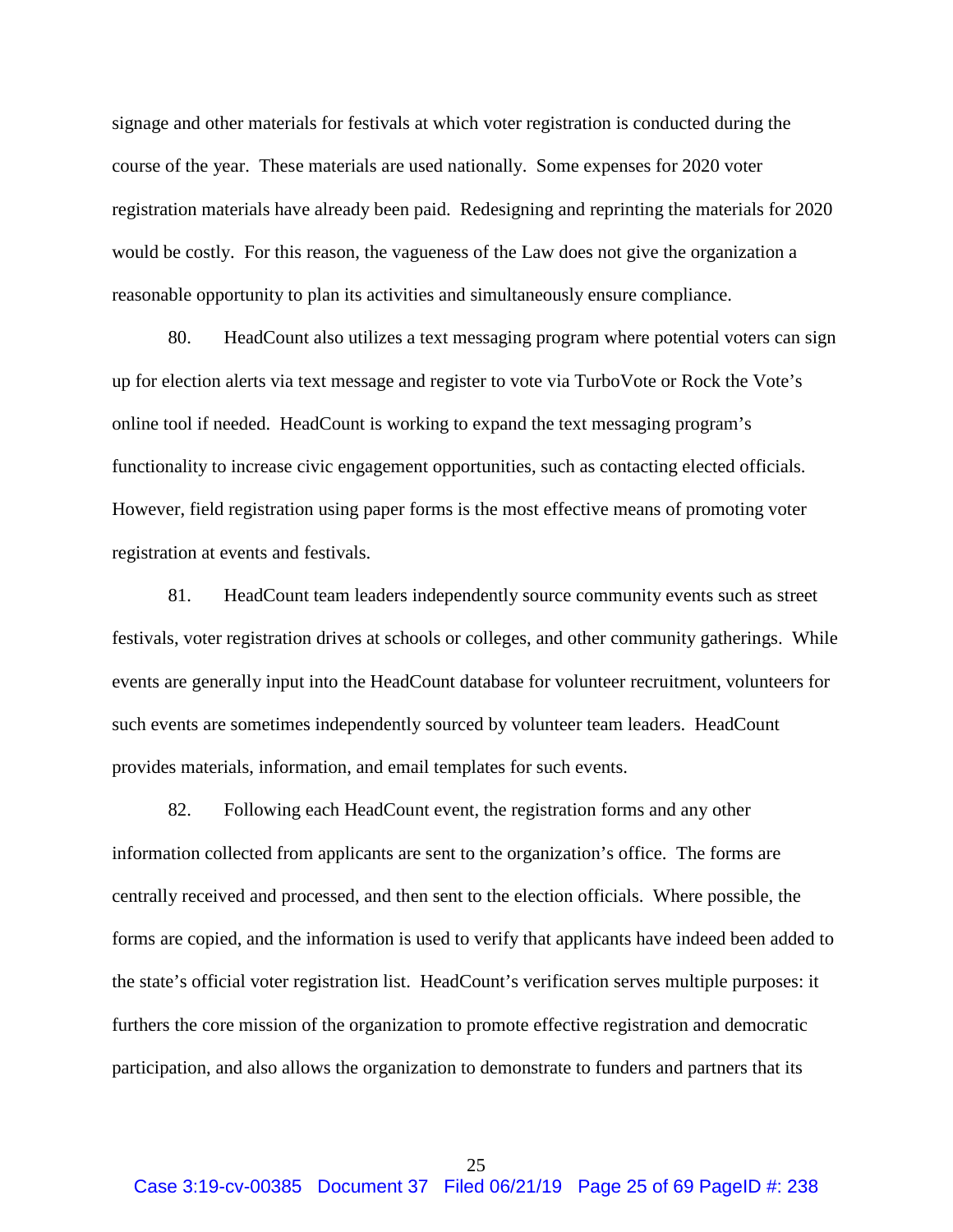signage and other materials for festivals at which voter registration is conducted during the course of the year. These materials are used nationally. Some expenses for 2020 voter registration materials have already been paid. Redesigning and reprinting the materials for 2020 would be costly. For this reason, the vagueness of the Law does not give the organization a reasonable opportunity to plan its activities and simultaneously ensure compliance.

80. HeadCount also utilizes a text messaging program where potential voters can sign up for election alerts via text message and register to vote via TurboVote or Rock the Vote's online tool if needed. HeadCount is working to expand the text messaging program's functionality to increase civic engagement opportunities, such as contacting elected officials. However, field registration using paper forms is the most effective means of promoting voter registration at events and festivals.

81. HeadCount team leaders independently source community events such as street festivals, voter registration drives at schools or colleges, and other community gatherings. While events are generally input into the HeadCount database for volunteer recruitment, volunteers for such events are sometimes independently sourced by volunteer team leaders. HeadCount provides materials, information, and email templates for such events.

82. Following each HeadCount event, the registration forms and any other information collected from applicants are sent to the organization's office. The forms are centrally received and processed, and then sent to the election officials. Where possible, the forms are copied, and the information is used to verify that applicants have indeed been added to the state's official voter registration list. HeadCount's verification serves multiple purposes: it furthers the core mission of the organization to promote effective registration and democratic participation, and also allows the organization to demonstrate to funders and partners that its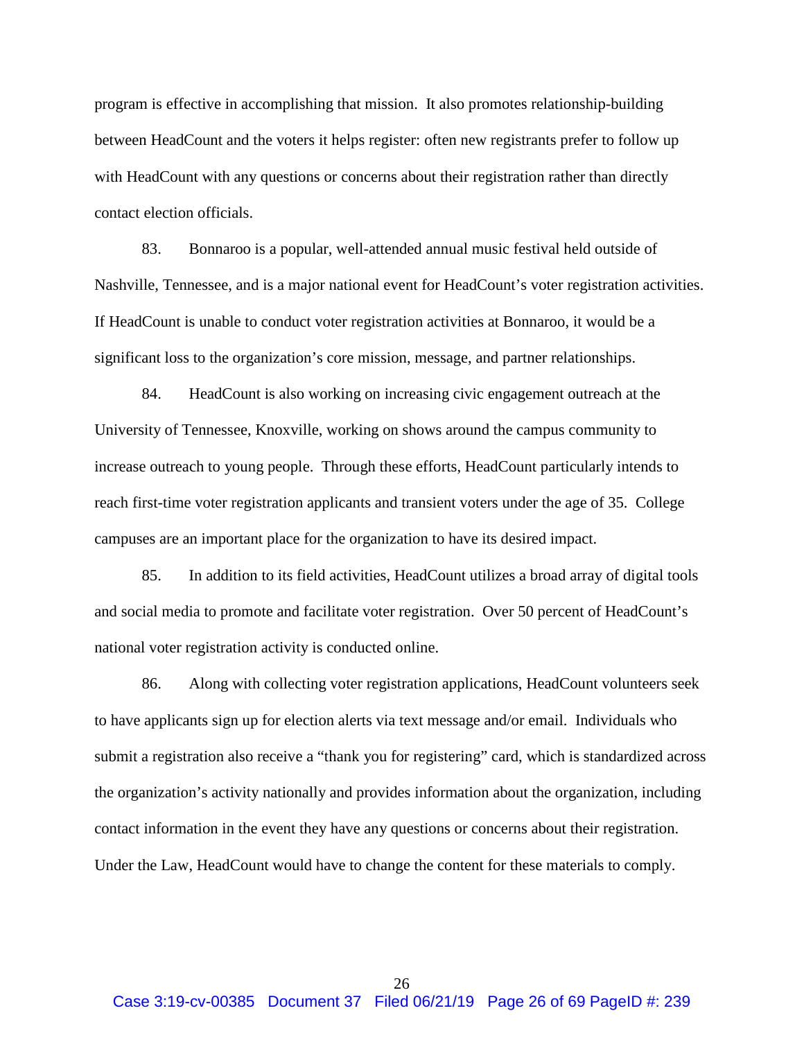program is effective in accomplishing that mission. It also promotes relationship-building between HeadCount and the voters it helps register: often new registrants prefer to follow up with HeadCount with any questions or concerns about their registration rather than directly contact election officials.

83. Bonnaroo is a popular, well-attended annual music festival held outside of Nashville, Tennessee, and is a major national event for HeadCount's voter registration activities. If HeadCount is unable to conduct voter registration activities at Bonnaroo, it would be a significant loss to the organization's core mission, message, and partner relationships.

84. HeadCount is also working on increasing civic engagement outreach at the University of Tennessee, Knoxville, working on shows around the campus community to increase outreach to young people. Through these efforts, HeadCount particularly intends to reach first-time voter registration applicants and transient voters under the age of 35. College campuses are an important place for the organization to have its desired impact.

85. In addition to its field activities, HeadCount utilizes a broad array of digital tools and social media to promote and facilitate voter registration. Over 50 percent of HeadCount's national voter registration activity is conducted online.

86. Along with collecting voter registration applications, HeadCount volunteers seek to have applicants sign up for election alerts via text message and/or email. Individuals who submit a registration also receive a "thank you for registering" card, which is standardized across the organization's activity nationally and provides information about the organization, including contact information in the event they have any questions or concerns about their registration. Under the Law, HeadCount would have to change the content for these materials to comply.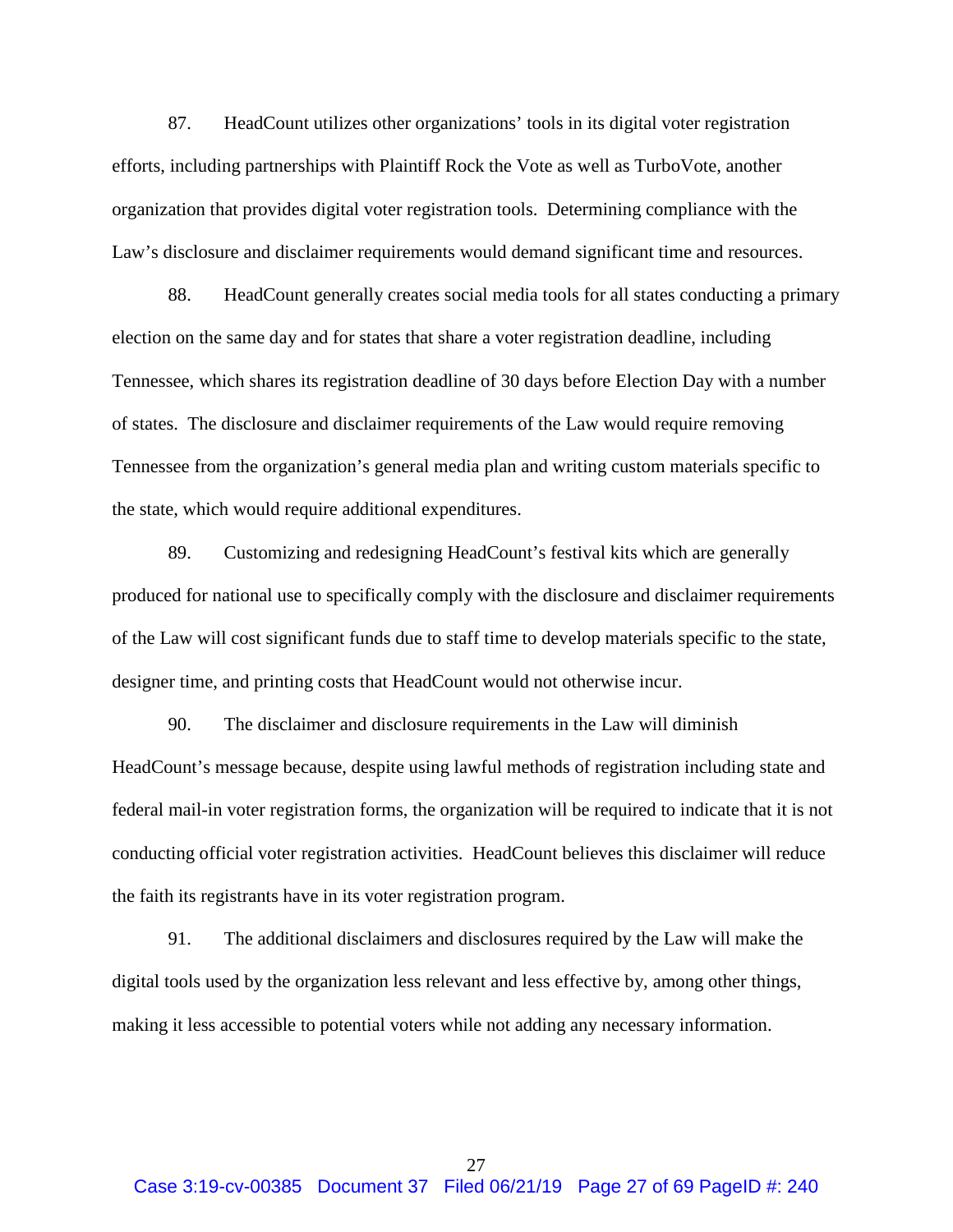87. HeadCount utilizes other organizations' tools in its digital voter registration efforts, including partnerships with Plaintiff Rock the Vote as well as TurboVote, another organization that provides digital voter registration tools. Determining compliance with the Law's disclosure and disclaimer requirements would demand significant time and resources.

88. HeadCount generally creates social media tools for all states conducting a primary election on the same day and for states that share a voter registration deadline, including Tennessee, which shares its registration deadline of 30 days before Election Day with a number of states. The disclosure and disclaimer requirements of the Law would require removing Tennessee from the organization's general media plan and writing custom materials specific to the state, which would require additional expenditures.

89. Customizing and redesigning HeadCount's festival kits which are generally produced for national use to specifically comply with the disclosure and disclaimer requirements of the Law will cost significant funds due to staff time to develop materials specific to the state, designer time, and printing costs that HeadCount would not otherwise incur.

90. The disclaimer and disclosure requirements in the Law will diminish HeadCount's message because, despite using lawful methods of registration including state and federal mail-in voter registration forms, the organization will be required to indicate that it is not conducting official voter registration activities. HeadCount believes this disclaimer will reduce the faith its registrants have in its voter registration program.

91. The additional disclaimers and disclosures required by the Law will make the digital tools used by the organization less relevant and less effective by, among other things, making it less accessible to potential voters while not adding any necessary information.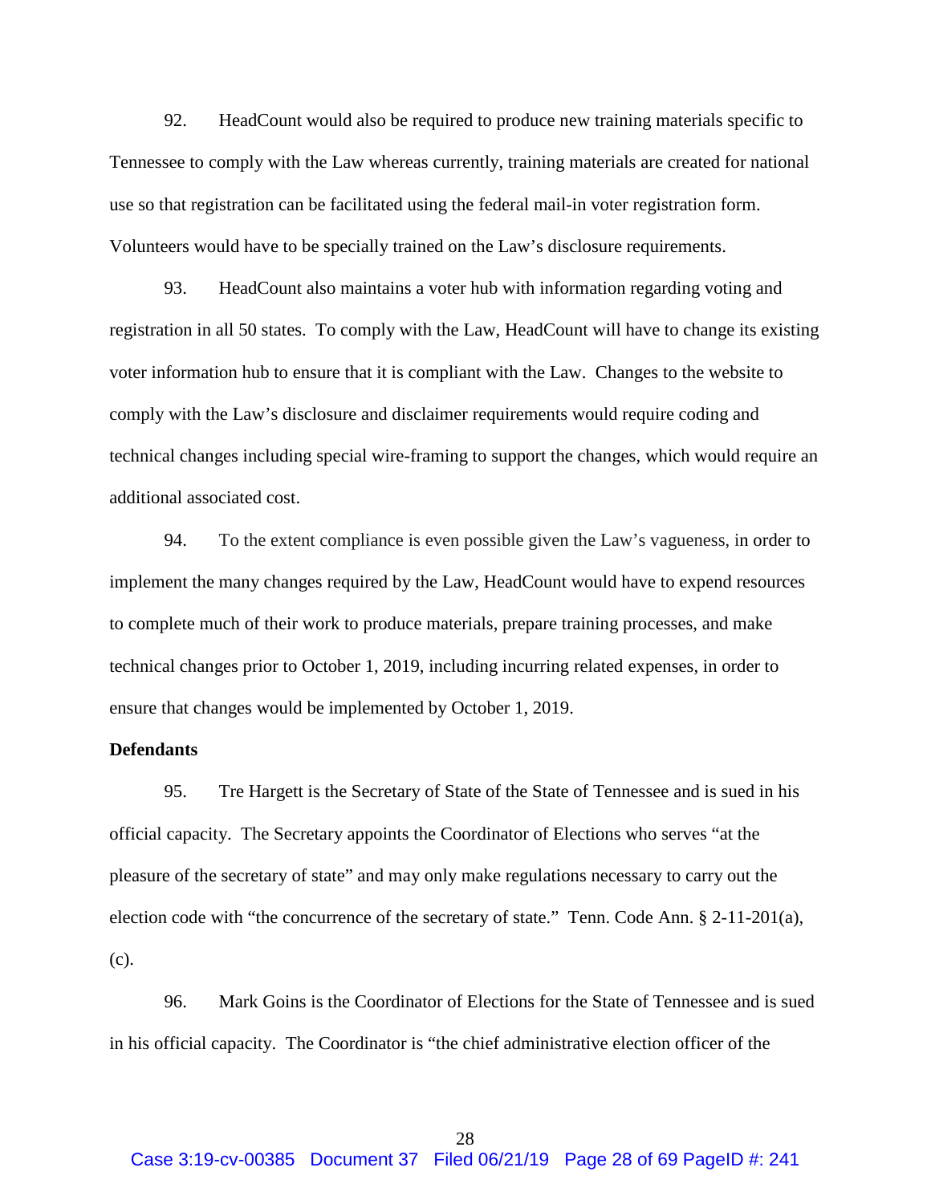92. HeadCount would also be required to produce new training materials specific to Tennessee to comply with the Law whereas currently, training materials are created for national use so that registration can be facilitated using the federal mail-in voter registration form. Volunteers would have to be specially trained on the Law's disclosure requirements.

93. HeadCount also maintains a voter hub with information regarding voting and registration in all 50 states. To comply with the Law, HeadCount will have to change its existing voter information hub to ensure that it is compliant with the Law. Changes to the website to comply with the Law's disclosure and disclaimer requirements would require coding and technical changes including special wire-framing to support the changes, which would require an additional associated cost.

94. To the extent compliance is even possible given the Law's vagueness, in order to implement the many changes required by the Law, HeadCount would have to expend resources to complete much of their work to produce materials, prepare training processes, and make technical changes prior to October 1, 2019, including incurring related expenses, in order to ensure that changes would be implemented by October 1, 2019.

**Defendants**

95. Tre Hargett is the Secretary of State of the State of Tennessee and is sued in his official capacity. The Secretary appoints the Coordinator of Elections who serves "at the pleasure of the secretary of state" and may only make regulations necessary to carry out the election code with "the concurrence of the secretary of state." Tenn. Code Ann. § 2-11-201(a), (c).

96. Mark Goins is the Coordinator of Elections for the State of Tennessee and is sued in his official capacity. The Coordinator is "the chief administrative election officer of the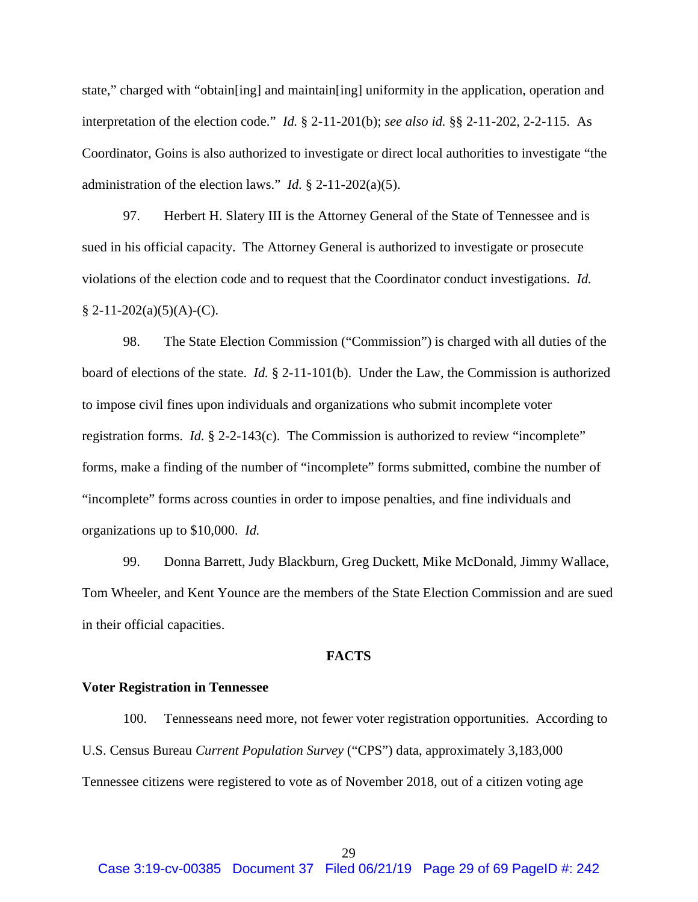state," charged with "obtain[ing] and maintain[ing] uniformity in the application, operation and interpretation of the election code." *Id.* § 2-11-201(b); *see also id.* §§ 2-11-202, 2-2-115. As Coordinator, Goins is also authorized to investigate or direct local authorities to investigate "the administration of the election laws." *Id.* § 2-11-202(a)(5).

97. Herbert H. Slatery III is the Attorney General of the State of Tennessee and is sued in his official capacity. The Attorney General is authorized to investigate or prosecute violations of the election code and to request that the Coordinator conduct investigations. *Id.* § 2-11-202(a)(5)(A)-(C).

98. The State Election Commission ("Commission") is charged with all duties of the board of elections of the state. *Id.* § 2-11-101(b). Under the Law, the Commission is authorized to impose civil fines upon individuals and organizations who submit incomplete voter registration forms. *Id.* § 2-2-143(c). The Commission is authorized to review "incomplete" forms, make a finding of the number of "incomplete" forms submitted, combine the number of "incomplete" forms across counties in order to impose penalties, and fine individuals and organizations up to $10,000. *Id.*

99. Donna Barrett, Judy Blackburn, Greg Duckett, Mike McDonald, Jimmy Wallace, Tom Wheeler, and Kent Younce are the members of the State Election Commission and are sued in their official capacities.

## FACTS

### Voter Registration in Tennessee

100. Tennesseans need more, not fewer voter registration opportunities. According to U.S. Census Bureau *Current Population Survey* ("CPS") data, approximately 3,183,000 Tennessee citizens were registered to vote as of November 2018, out of a citizen voting age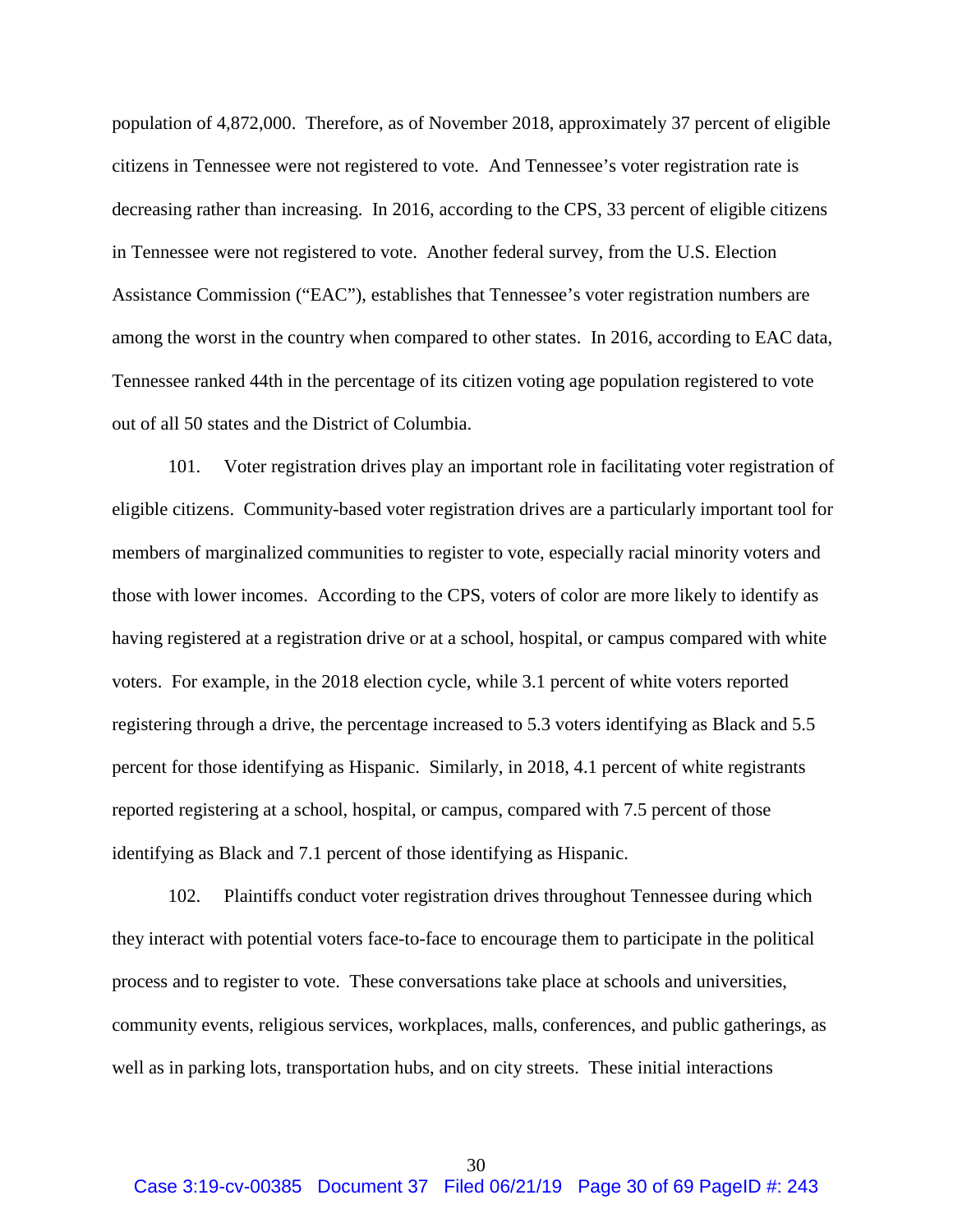population of 4,872,000. Therefore, as of November 2018, approximately 37 percent of eligible citizens in Tennessee were not registered to vote. And Tennessee's voter registration rate is decreasing rather than increasing. In 2016, according to the CPS, 33 percent of eligible citizens in Tennessee were not registered to vote. Another federal survey, from the U.S. Election Assistance Commission ("EAC"), establishes that Tennessee's voter registration numbers are among the worst in the country when compared to other states. In 2016, according to EAC data, Tennessee ranked 44th in the percentage of its citizen voting age population registered to vote out of all 50 states and the District of Columbia.

101. Voter registration drives play an important role in facilitating voter registration of eligible citizens. Community-based voter registration drives are a particularly important tool for members of marginalized communities to register to vote, especially racial minority voters and those with lower incomes. According to the CPS, voters of color are more likely to identify as having registered at a registration drive or at a school, hospital, or campus compared with white voters. For example, in the 2018 election cycle, while 3.1 percent of white voters reported registering through a drive, the percentage increased to 5.3 voters identifying as Black and 5.5 percent for those identifying as Hispanic. Similarly, in 2018, 4.1 percent of white registrants reported registering at a school, hospital, or campus, compared with 7.5 percent of those identifying as Black and 7.1 percent of those identifying as Hispanic.

102. Plaintiffs conduct voter registration drives throughout Tennessee during which they interact with potential voters face-to-face to encourage them to participate in the political process and to register to vote. These conversations take place at schools and universities, community events, religious services, workplaces, malls, conferences, and public gatherings, as well as in parking lots, transportation hubs, and on city streets. These initial interactions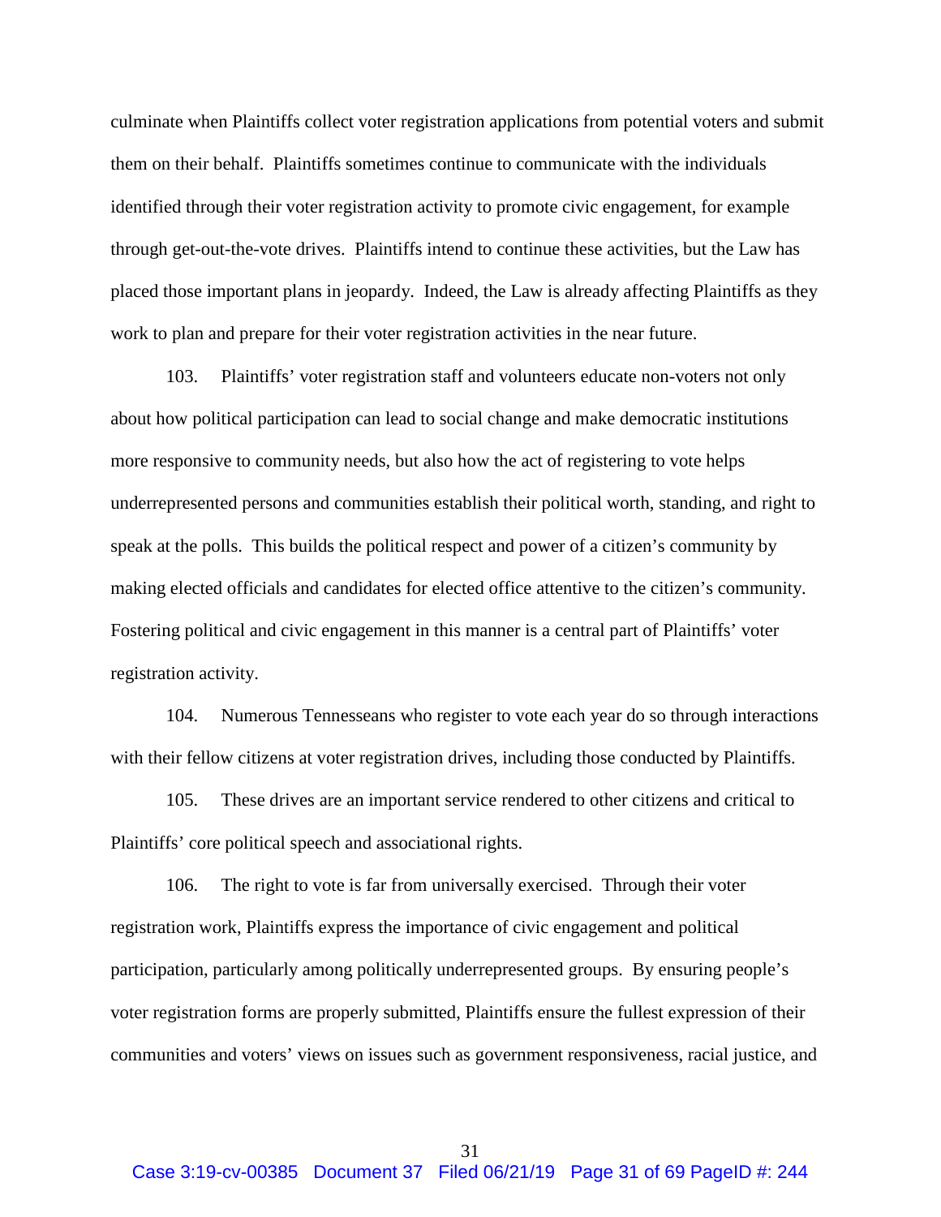culminate when Plaintiffs collect voter registration applications from potential voters and submit them on their behalf. Plaintiffs sometimes continue to communicate with the individuals identified through their voter registration activity to promote civic engagement, for example through get-out-the-vote drives. Plaintiffs intend to continue these activities, but the Law has placed those important plans in jeopardy. Indeed, the Law is already affecting Plaintiffs as they work to plan and prepare for their voter registration activities in the near future.

103. Plaintiffs' voter registration staff and volunteers educate non-voters not only about how political participation can lead to social change and make democratic institutions more responsive to community needs, but also how the act of registering to vote helps underrepresented persons and communities establish their political worth, standing, and right to speak at the polls. This builds the political respect and power of a citizen's community by making elected officials and candidates for elected office attentive to the citizen's community. Fostering political and civic engagement in this manner is a central part of Plaintiffs' voter registration activity.

104. Numerous Tennesseans who register to vote each year do so through interactions with their fellow citizens at voter registration drives, including those conducted by Plaintiffs.

105. These drives are an important service rendered to other citizens and critical to Plaintiffs' core political speech and associational rights.

106. The right to vote is far from universally exercised. Through their voter registration work, Plaintiffs express the importance of civic engagement and political participation, particularly among politically underrepresented groups. By ensuring people's voter registration forms are properly submitted, Plaintiffs ensure the fullest expression of their communities and voters' views on issues such as government responsiveness, racial justice, and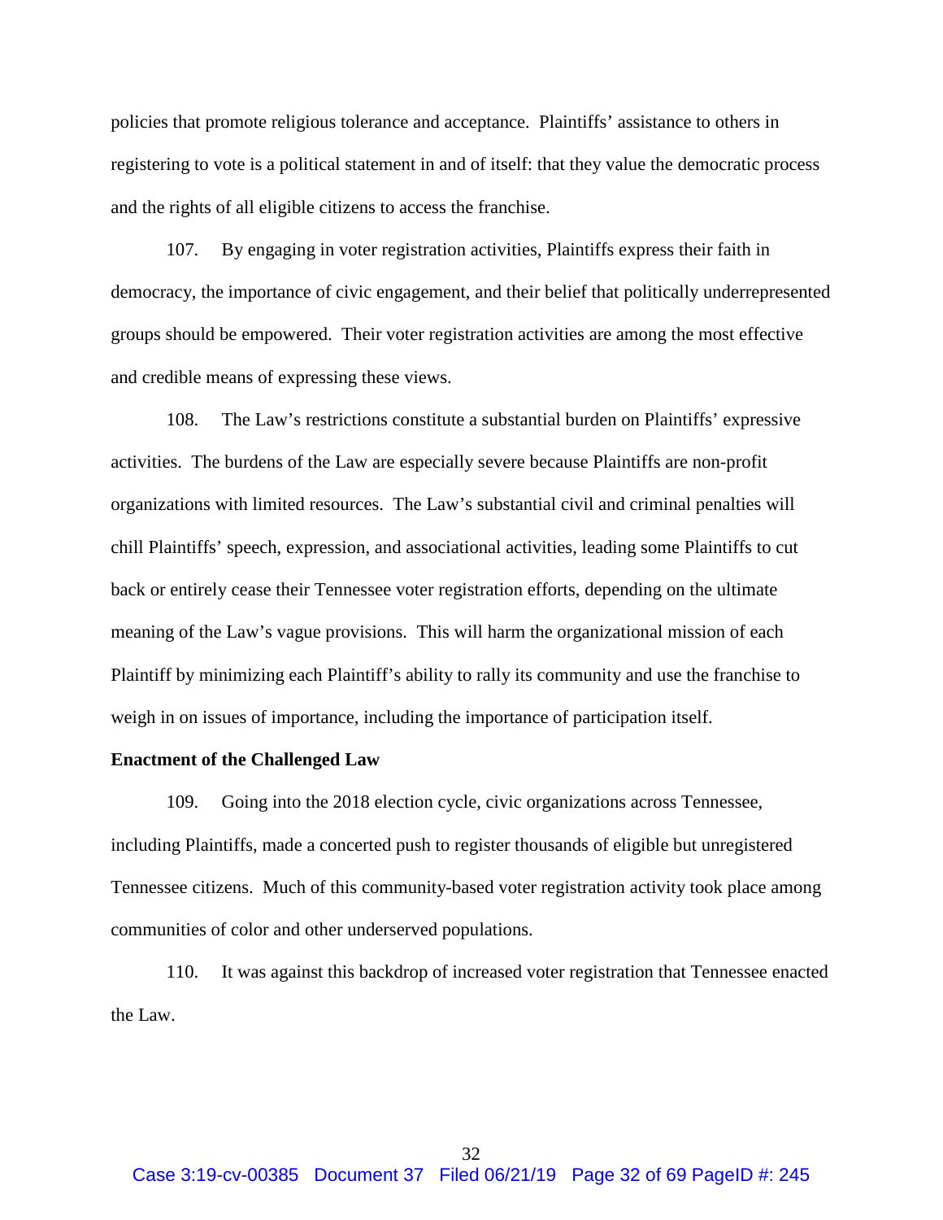policies that promote religious tolerance and acceptance. Plaintiffs' assistance to others in registering to vote is a political statement in and of itself: that they value the democratic process and the rights of all eligible citizens to access the franchise.

107. By engaging in voter registration activities, Plaintiffs express their faith in democracy, the importance of civic engagement, and their belief that politically underrepresented groups should be empowered. Their voter registration activities are among the most effective and credible means of expressing these views.

108. The Law's restrictions constitute a substantial burden on Plaintiffs' expressive activities. The burdens of the Law are especially severe because Plaintiffs are non-profit organizations with limited resources. The Law's substantial civil and criminal penalties will chill Plaintiffs' speech, expression, and associational activities, leading some Plaintiffs to cut back or entirely cease their Tennessee voter registration efforts, depending on the ultimate meaning of the Law's vague provisions. This will harm the organizational mission of each Plaintiff by minimizing each Plaintiff's ability to rally its community and use the franchise to weigh in on issues of importance, including the importance of participation itself.

**Enactment of the Challenged Law**

109. Going into the 2018 election cycle, civic organizations across Tennessee, including Plaintiffs, made a concerted push to register thousands of eligible but unregistered Tennessee citizens. Much of this community-based voter registration activity took place among communities of color and other underserved populations.

110. It was against this backdrop of increased voter registration that Tennessee enacted the Law.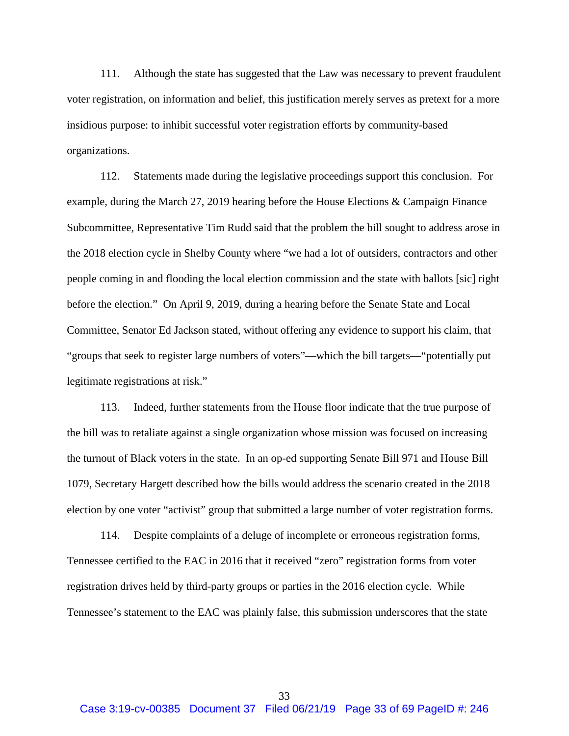111. Although the state has suggested that the Law was necessary to prevent fraudulent voter registration, on information and belief, this justification merely serves as pretext for a more insidious purpose: to inhibit successful voter registration efforts by community-based organizations.

112. Statements made during the legislative proceedings support this conclusion. For example, during the March 27, 2019 hearing before the House Elections & Campaign Finance Subcommittee, Representative Tim Rudd said that the problem the bill sought to address arose in the 2018 election cycle in Shelby County where "we had a lot of outsiders, contractors and other people coming in and flooding the local election commission and the state with ballots [sic] right before the election." On April 9, 2019, during a hearing before the Senate State and Local Committee, Senator Ed Jackson stated, without offering any evidence to support his claim, that "groups that seek to register large numbers of voters"—which the bill targets—"potentially put legitimate registrations at risk."

113. Indeed, further statements from the House floor indicate that the true purpose of the bill was to retaliate against a single organization whose mission was focused on increasing the turnout of Black voters in the state. In an op-ed supporting Senate Bill 971 and House Bill 1079, Secretary Hargett described how the bills would address the scenario created in the 2018 election by one voter "activist" group that submitted a large number of voter registration forms.

114. Despite complaints of a deluge of incomplete or erroneous registration forms, Tennessee certified to the EAC in 2016 that it received "zero" registration forms from voter registration drives held by third-party groups or parties in the 2016 election cycle. While Tennessee's statement to the EAC was plainly false, this submission underscores that the state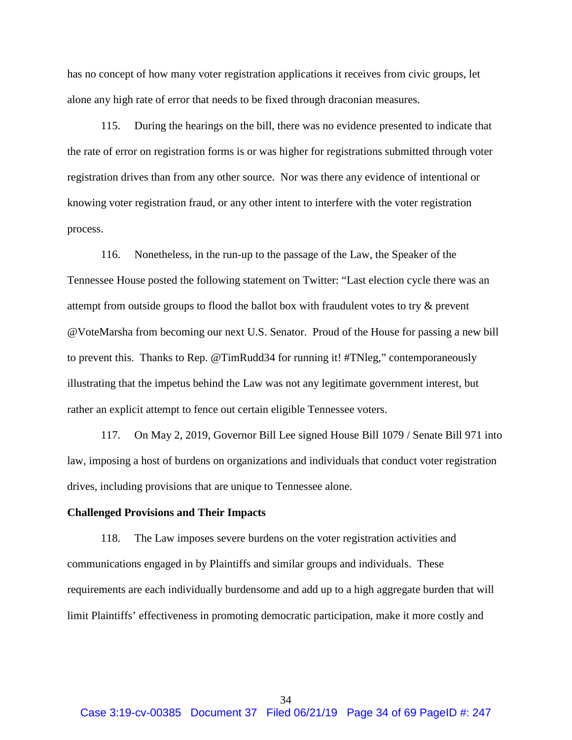has no concept of how many voter registration applications it receives from civic groups, let alone any high rate of error that needs to be fixed through draconian measures.

115. During the hearings on the bill, there was no evidence presented to indicate that the rate of error on registration forms is or was higher for registrations submitted through voter registration drives than from any other source. Nor was there any evidence of intentional or knowing voter registration fraud, or any other intent to interfere with the voter registration process.

116. Nonetheless, in the run-up to the passage of the Law, the Speaker of the Tennessee House posted the following statement on Twitter: "Last election cycle there was an attempt from outside groups to flood the ballot box with fraudulent votes to try & prevent @VoteMarsha from becoming our next U.S. Senator. Proud of the House for passing a new bill to prevent this. Thanks to Rep. @TimRudd34 for running it! #TNleg," contemporaneously illustrating that the impetus behind the Law was not any legitimate government interest, but rather an explicit attempt to fence out certain eligible Tennessee voters.

117. On May 2, 2019, Governor Bill Lee signed House Bill 1079 / Senate Bill 971 into law, imposing a host of burdens on organizations and individuals that conduct voter registration drives, including provisions that are unique to Tennessee alone.

**Challenged Provisions and Their Impacts**

118. The Law imposes severe burdens on the voter registration activities and communications engaged in by Plaintiffs and similar groups and individuals. These requirements are each individually burdensome and add up to a high aggregate burden that will limit Plaintiffs' effectiveness in promoting democratic participation, make it more costly and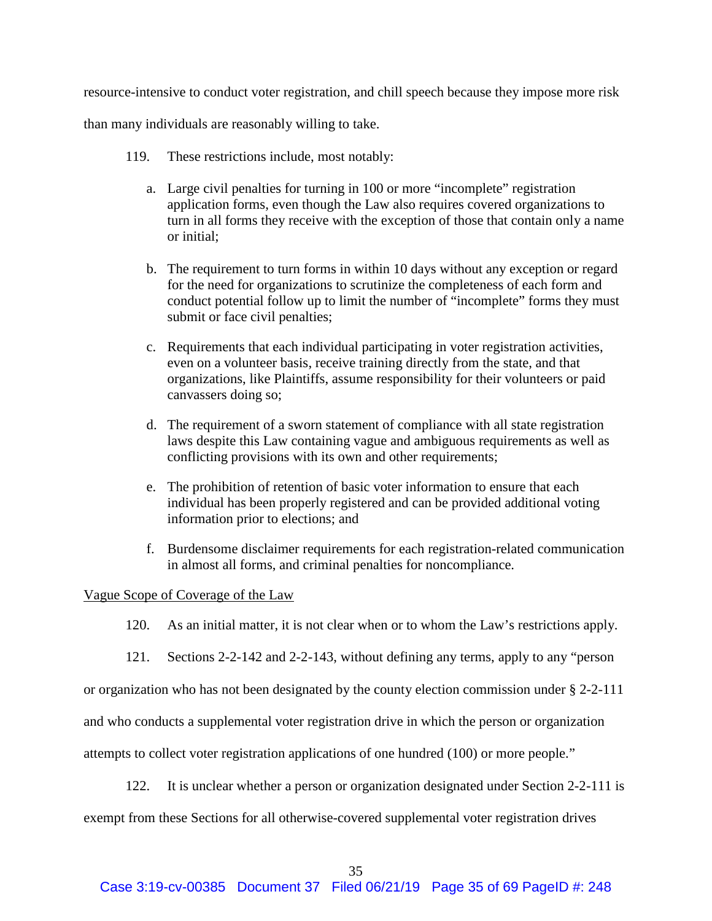resource-intensive to conduct voter registration, and chill speech because they impose more risk than many individuals are reasonably willing to take.

119. These restrictions include, most notably:

a. Large civil penalties for turning in 100 or more "incomplete" registration application forms, even though the Law also requires covered organizations to turn in all forms they receive with the exception of those that contain only a name or initial;

b. The requirement to turn forms in within 10 days without any exception or regard for the need for organizations to scrutinize the completeness of each form and conduct potential follow up to limit the number of "incomplete" forms they must submit or face civil penalties;

c. Requirements that each individual participating in voter registration activities, even on a volunteer basis, receive training directly from the state, and that organizations, like Plaintiffs, assume responsibility for their volunteers or paid canvassers doing so;

d. The requirement of a sworn statement of compliance with all state registration laws despite this Law containing vague and ambiguous requirements as well as conflicting provisions with its own and other requirements;

e. The prohibition of retention of basic voter information to ensure that each individual has been properly registered and can be provided additional voting information prior to elections; and

f. Burdensome disclaimer requirements for each registration-related communication in almost all forms, and criminal penalties for noncompliance.

<u>Vague Scope of Coverage of the Law</u>

120. As an initial matter, it is not clear when or to whom the Law's restrictions apply.

121. Sections 2-2-142 and 2-2-143, without defining any terms, apply to any "person or organization who has not been designated by the county election commission under § 2-2-111 and who conducts a supplemental voter registration drive in which the person or organization attempts to collect voter registration applications of one hundred (100) or more people."

122. It is unclear whether a person or organization designated under Section 2-2-111 is exempt from these Sections for all otherwise-covered supplemental voter registration drives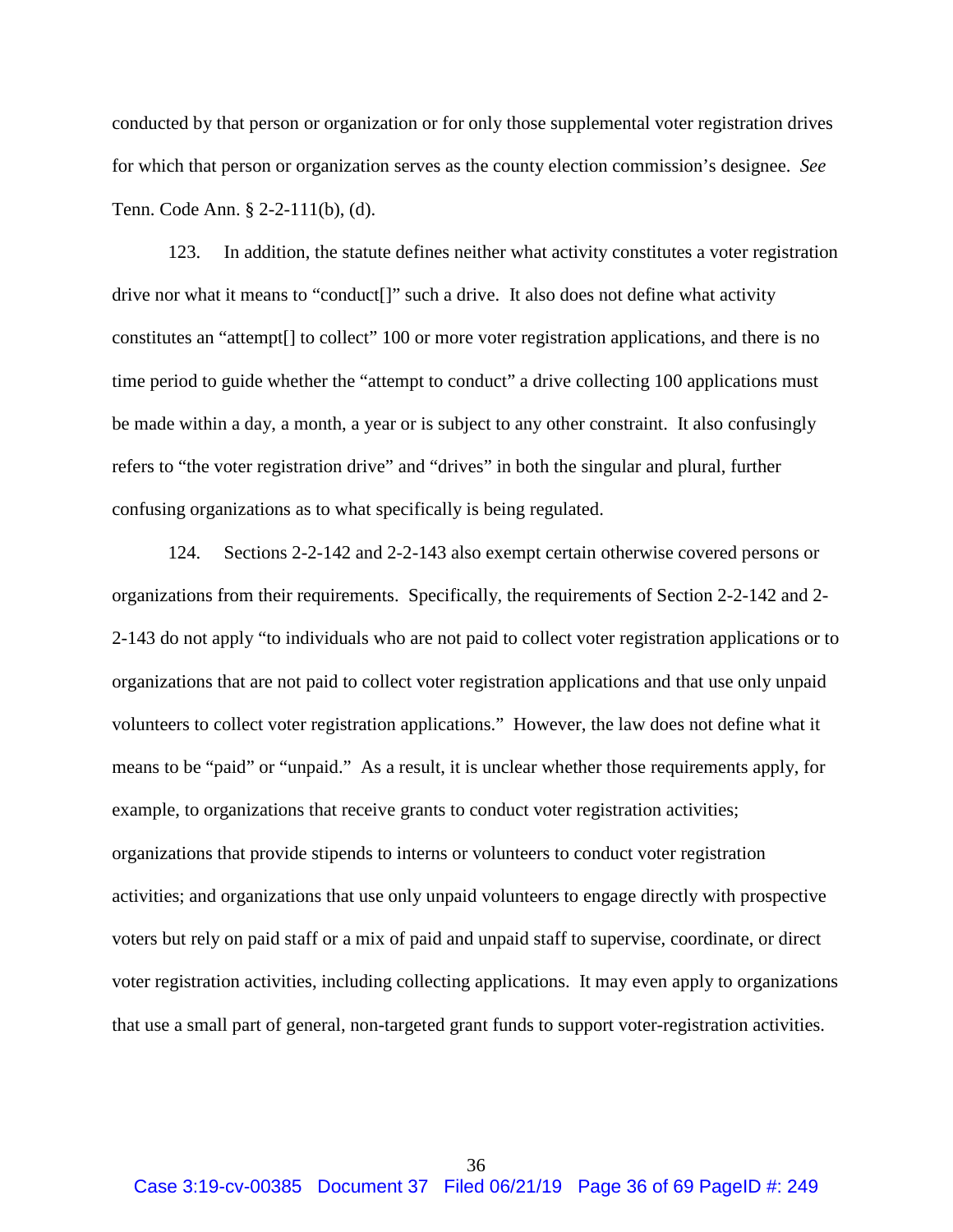conducted by that person or organization or for only those supplemental voter registration drives for which that person or organization serves as the county election commission's designee. *See* Tenn. Code Ann. § 2-2-111(b), (d).

123. In addition, the statute defines neither what activity constitutes a voter registration drive nor what it means to "conduct[]" such a drive. It also does not define what activity constitutes an "attempt[] to collect" 100 or more voter registration applications, and there is no time period to guide whether the "attempt to conduct" a drive collecting 100 applications must be made within a day, a month, a year or is subject to any other constraint. It also confusingly refers to "the voter registration drive" and "drives" in both the singular and plural, further confusing organizations as to what specifically is being regulated.

124. Sections 2-2-142 and 2-2-143 also exempt certain otherwise covered persons or organizations from their requirements. Specifically, the requirements of Section 2-2-142 and 2-2-143 do not apply "to individuals who are not paid to collect voter registration applications or to organizations that are not paid to collect voter registration applications and that use only unpaid volunteers to collect voter registration applications." However, the law does not define what it means to be "paid" or "unpaid." As a result, it is unclear whether those requirements apply, for example, to organizations that receive grants to conduct voter registration activities; organizations that provide stipends to interns or volunteers to conduct voter registration activities; and organizations that use only unpaid volunteers to engage directly with prospective voters but rely on paid staff or a mix of paid and unpaid staff to supervise, coordinate, or direct voter registration activities, including collecting applications. It may even apply to organizations that use a small part of general, non-targeted grant funds to support voter-registration activities.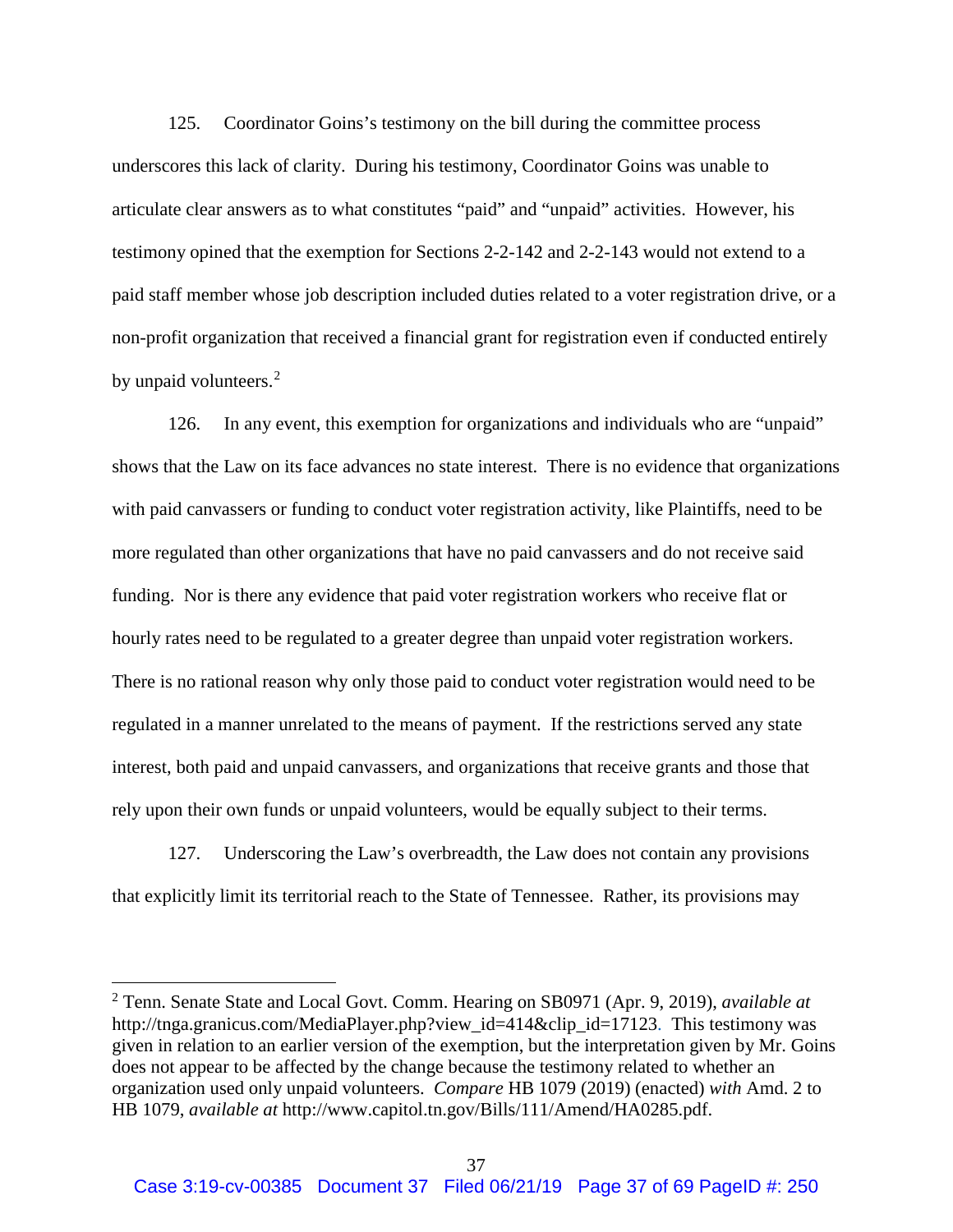125. Coordinator Goins's testimony on the bill during the committee process underscores this lack of clarity. During his testimony, Coordinator Goins was unable to articulate clear answers as to what constitutes "paid" and "unpaid" activities. However, his testimony opined that the exemption for Sections 2-2-142 and 2-2-143 would not extend to a paid staff member whose job description included duties related to a voter registration drive, or a non-profit organization that received a financial grant for registration even if conducted entirely by unpaid volunteers.[2]

126. In any event, this exemption for organizations and individuals who are "unpaid" shows that the Law on its face advances no state interest. There is no evidence that organizations with paid canvassers or funding to conduct voter registration activity, like Plaintiffs, need to be more regulated than other organizations that have no paid canvassers and do not receive said funding. Nor is there any evidence that paid voter registration workers who receive flat or hourly rates need to be regulated to a greater degree than unpaid voter registration workers. There is no rational reason why only those paid to conduct voter registration would need to be regulated in a manner unrelated to the means of payment. If the restrictions served any state interest, both paid and unpaid canvassers, and organizations that receive grants and those that rely upon their own funds or unpaid volunteers, would be equally subject to their terms.

127. Underscoring the Law's overbreadth, the Law does not contain any provisions that explicitly limit its territorial reach to the State of Tennessee. Rather, its provisions may

---

[2] Tenn. Senate State and Local Govt. Comm. Hearing on SB0971 (Apr. 9, 2019), *available at* http://tnga.granicus.com/MediaPlayer.php?view_id=414&clip_id=17123. This testimony was given in relation to an earlier version of the exemption, but the interpretation given by Mr. Goins does not appear to be affected by the change because the testimony related to whether an organization used only unpaid volunteers. *Compare* HB 1079 (2019) (enacted) *with* Amd. 2 to HB 1079, *available at* http://www.capitol.tn.gov/Bills/111/Amend/HA0285.pdf.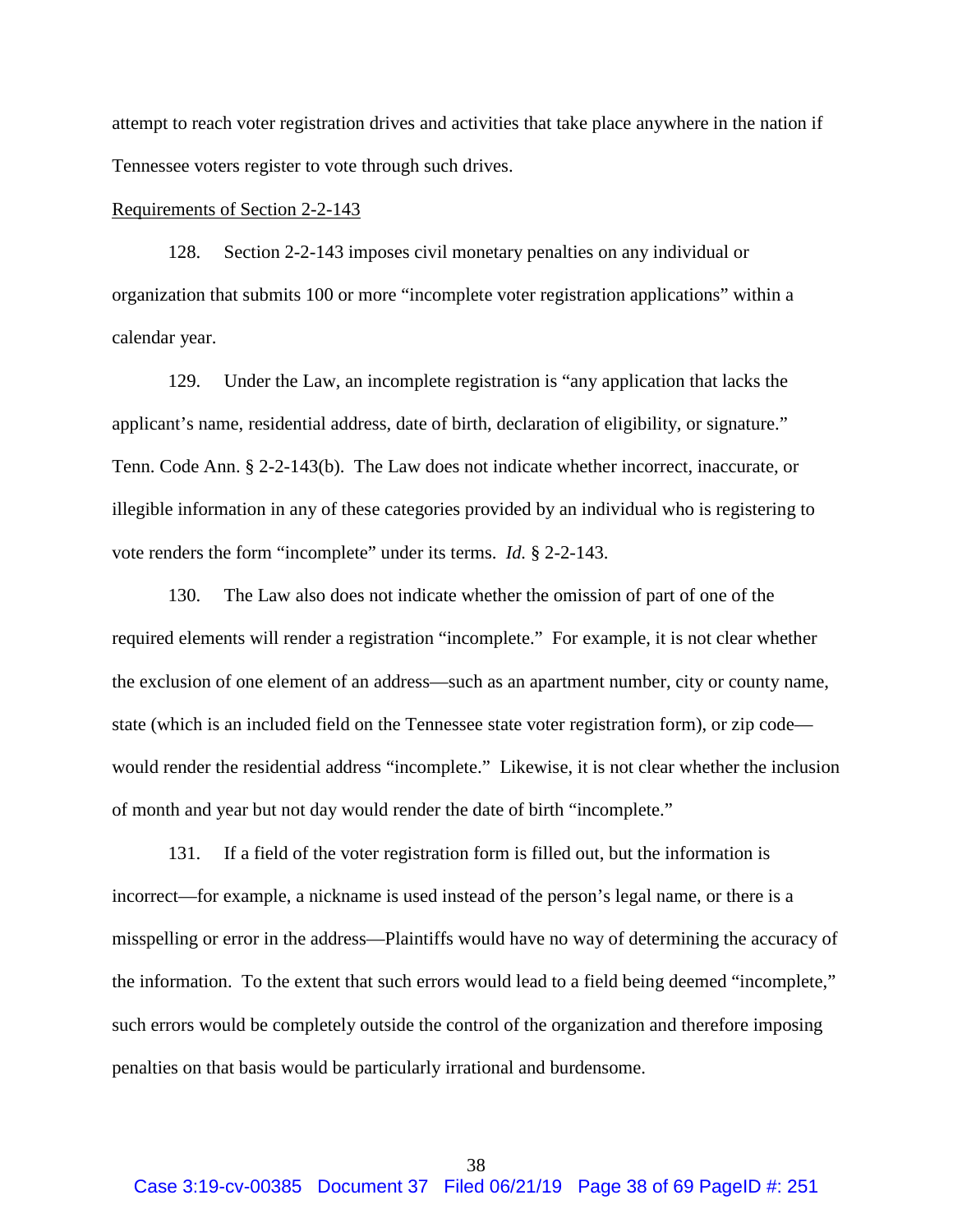attempt to reach voter registration drives and activities that take place anywhere in the nation if Tennessee voters register to vote through such drives.

Requirements of Section 2-2-143

128. Section 2-2-143 imposes civil monetary penalties on any individual or organization that submits 100 or more "incomplete voter registration applications" within a calendar year.

129. Under the Law, an incomplete registration is "any application that lacks the applicant's name, residential address, date of birth, declaration of eligibility, or signature." Tenn. Code Ann. § 2-2-143(b). The Law does not indicate whether incorrect, inaccurate, or illegible information in any of these categories provided by an individual who is registering to vote renders the form "incomplete" under its terms. *Id.* § 2-2-143.

130. The Law also does not indicate whether the omission of part of one of the required elements will render a registration "incomplete." For example, it is not clear whether the exclusion of one element of an address—such as an apartment number, city or county name, state (which is an included field on the Tennessee state voter registration form), or zip code—would render the residential address "incomplete." Likewise, it is not clear whether the inclusion of month and year but not day would render the date of birth "incomplete."

131. If a field of the voter registration form is filled out, but the information is incorrect—for example, a nickname is used instead of the person's legal name, or there is a misspelling or error in the address—Plaintiffs would have no way of determining the accuracy of the information. To the extent that such errors would lead to a field being deemed "incomplete," such errors would be completely outside the control of the organization and therefore imposing penalties on that basis would be particularly irrational and burdensome.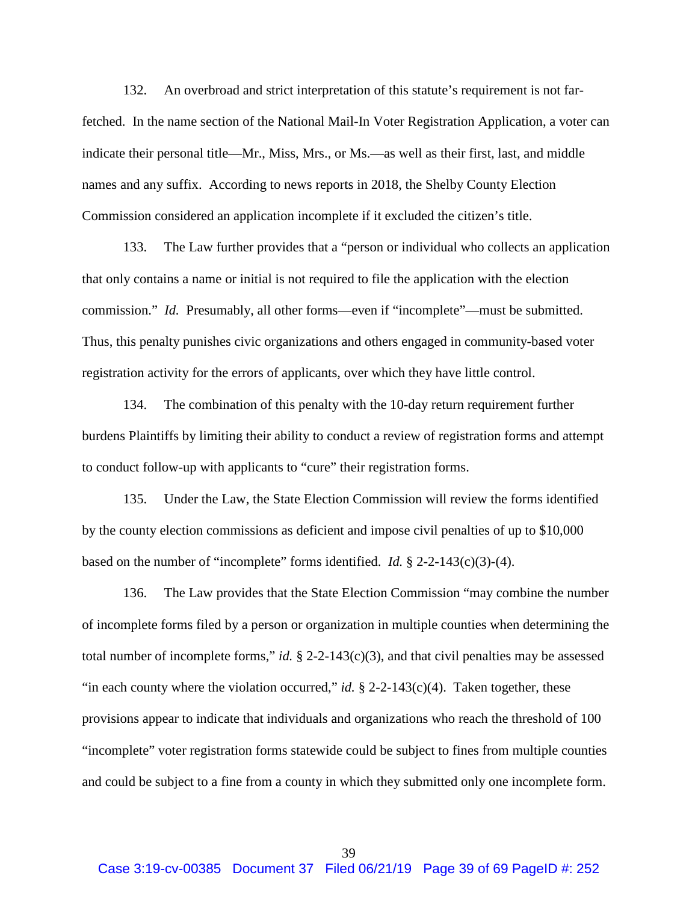132. An overbroad and strict interpretation of this statute's requirement is not far-fetched. In the name section of the National Mail-In Voter Registration Application, a voter can indicate their personal title—Mr., Miss, Mrs., or Ms.—as well as their first, last, and middle names and any suffix. According to news reports in 2018, the Shelby County Election Commission considered an application incomplete if it excluded the citizen's title.

133. The Law further provides that a "person or individual who collects an application that only contains a name or initial is not required to file the application with the election commission." *Id.* Presumably, all other forms—even if "incomplete"—must be submitted. Thus, this penalty punishes civic organizations and others engaged in community-based voter registration activity for the errors of applicants, over which they have little control.

134. The combination of this penalty with the 10-day return requirement further burdens Plaintiffs by limiting their ability to conduct a review of registration forms and attempt to conduct follow-up with applicants to "cure" their registration forms.

135. Under the Law, the State Election Commission will review the forms identified by the county election commissions as deficient and impose civil penalties of up to $10,000 based on the number of "incomplete" forms identified. *Id.* § 2-2-143(c)(3)-(4).

136. The Law provides that the State Election Commission "may combine the number of incomplete forms filed by a person or organization in multiple counties when determining the total number of incomplete forms," *id.* § 2-2-143(c)(3), and that civil penalties may be assessed "in each county where the violation occurred," *id.* § 2-2-143(c)(4). Taken together, these provisions appear to indicate that individuals and organizations who reach the threshold of 100 "incomplete" voter registration forms statewide could be subject to fines from multiple counties and could be subject to a fine from a county in which they submitted only one incomplete form.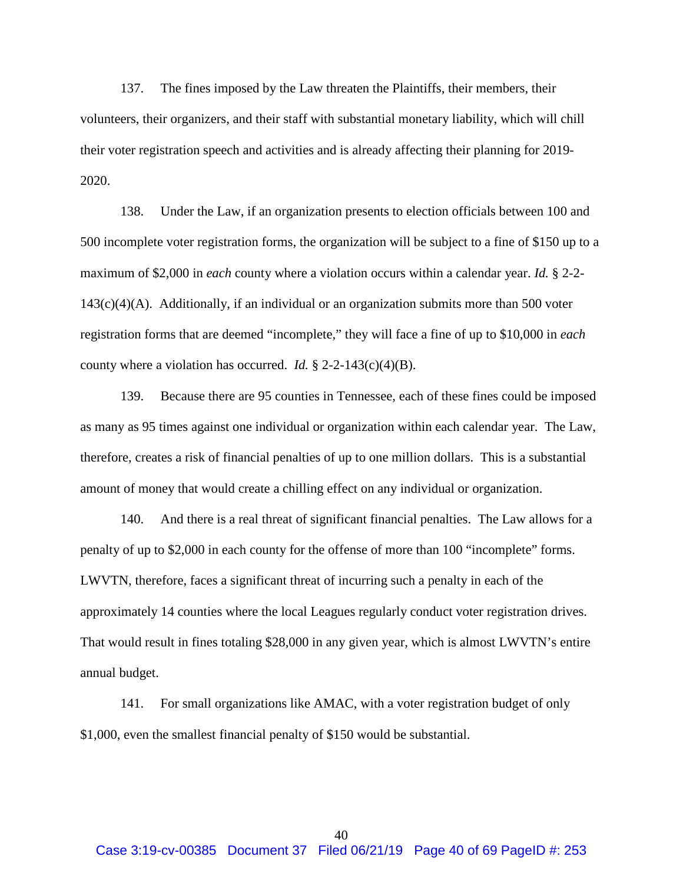137. The fines imposed by the Law threaten the Plaintiffs, their members, their volunteers, their organizers, and their staff with substantial monetary liability, which will chill their voter registration speech and activities and is already affecting their planning for 2019-2020.

138. Under the Law, if an organization presents to election officials between 100 and 500 incomplete voter registration forms, the organization will be subject to a fine of $150 up to a maximum of $2,000 in *each* county where a violation occurs within a calendar year. *Id.* § 2-2-143(c)(4)(A). Additionally, if an individual or an organization submits more than 500 voter registration forms that are deemed "incomplete," they will face a fine of up to $10,000 in *each* county where a violation has occurred. *Id.* § 2-2-143(c)(4)(B).

139. Because there are 95 counties in Tennessee, each of these fines could be imposed as many as 95 times against one individual or organization within each calendar year. The Law, therefore, creates a risk of financial penalties of up to one million dollars. This is a substantial amount of money that would create a chilling effect on any individual or organization.

140. And there is a real threat of significant financial penalties. The Law allows for a penalty of up to $2,000 in each county for the offense of more than 100 "incomplete" forms. LWVTN, therefore, faces a significant threat of incurring such a penalty in each of the approximately 14 counties where the local Leagues regularly conduct voter registration drives. That would result in fines totaling $28,000 in any given year, which is almost LWVTN's entire annual budget.

141. For small organizations like AMAC, with a voter registration budget of only $1,000, even the smallest financial penalty of $150 would be substantial.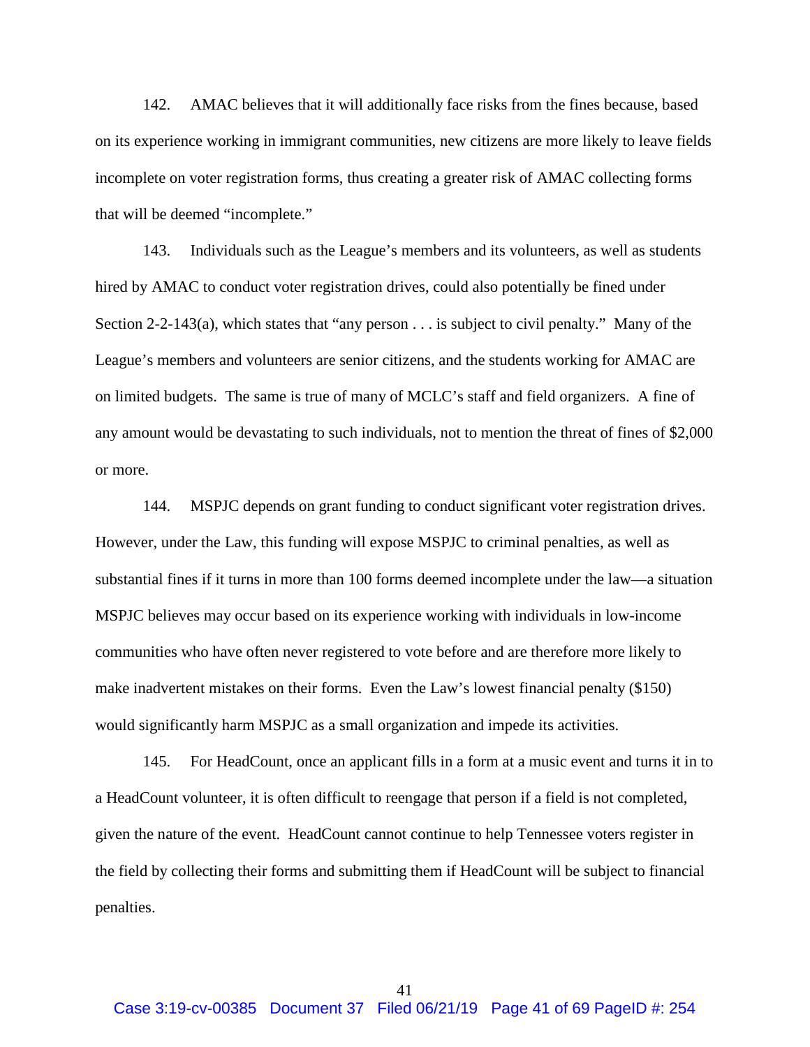142. AMAC believes that it will additionally face risks from the fines because, based on its experience working in immigrant communities, new citizens are more likely to leave fields incomplete on voter registration forms, thus creating a greater risk of AMAC collecting forms that will be deemed "incomplete."

143. Individuals such as the League's members and its volunteers, as well as students hired by AMAC to conduct voter registration drives, could also potentially be fined under Section 2-2-143(a), which states that "any person . . . is subject to civil penalty." Many of the League's members and volunteers are senior citizens, and the students working for AMAC are on limited budgets. The same is true of many of MCLC's staff and field organizers. A fine of any amount would be devastating to such individuals, not to mention the threat of fines of $2,000 or more.

144. MSPJC depends on grant funding to conduct significant voter registration drives. However, under the Law, this funding will expose MSPJC to criminal penalties, as well as substantial fines if it turns in more than 100 forms deemed incomplete under the law—a situation MSPJC believes may occur based on its experience working with individuals in low-income communities who have often never registered to vote before and are therefore more likely to make inadvertent mistakes on their forms. Even the Law's lowest financial penalty ($150) would significantly harm MSPJC as a small organization and impede its activities.

145. For HeadCount, once an applicant fills in a form at a music event and turns it in to a HeadCount volunteer, it is often difficult to reengage that person if a field is not completed, given the nature of the event. HeadCount cannot continue to help Tennessee voters register in the field by collecting their forms and submitting them if HeadCount will be subject to financial penalties.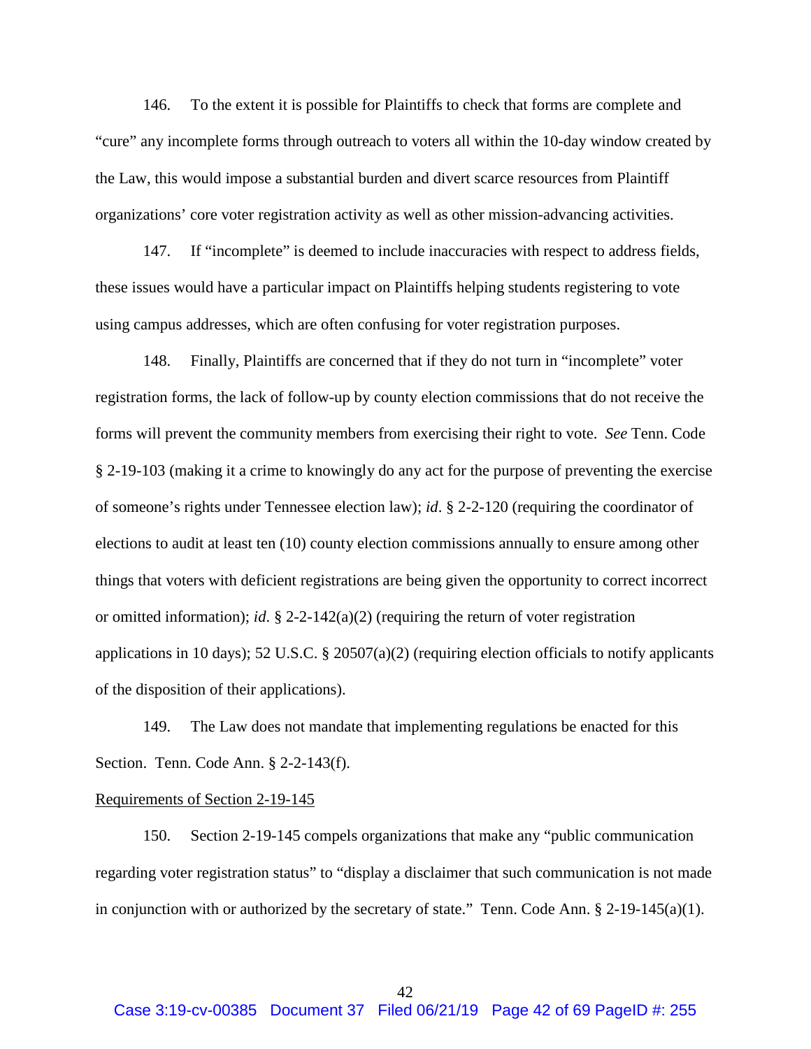146. To the extent it is possible for Plaintiffs to check that forms are complete and "cure" any incomplete forms through outreach to voters all within the 10-day window created by the Law, this would impose a substantial burden and divert scarce resources from Plaintiff organizations' core voter registration activity as well as other mission-advancing activities.

147. If "incomplete" is deemed to include inaccuracies with respect to address fields, these issues would have a particular impact on Plaintiffs helping students registering to vote using campus addresses, which are often confusing for voter registration purposes.

148. Finally, Plaintiffs are concerned that if they do not turn in "incomplete" voter registration forms, the lack of follow-up by county election commissions that do not receive the forms will prevent the community members from exercising their right to vote. *See* Tenn. Code § 2-19-103 (making it a crime to knowingly do any act for the purpose of preventing the exercise of someone's rights under Tennessee election law); *id*. § 2-2-120 (requiring the coordinator of elections to audit at least ten (10) county election commissions annually to ensure among other things that voters with deficient registrations are being given the opportunity to correct incorrect or omitted information); *id*. § 2-2-142(a)(2) (requiring the return of voter registration applications in 10 days); 52 U.S.C. § 20507(a)(2) (requiring election officials to notify applicants of the disposition of their applications).

149. The Law does not mandate that implementing regulations be enacted for this Section. Tenn. Code Ann. § 2-2-143(f).

<u>Requirements of Section 2-19-145</u>

150. Section 2-19-145 compels organizations that make any "public communication regarding voter registration status" to "display a disclaimer that such communication is not made in conjunction with or authorized by the secretary of state." Tenn. Code Ann. § 2-19-145(a)(1).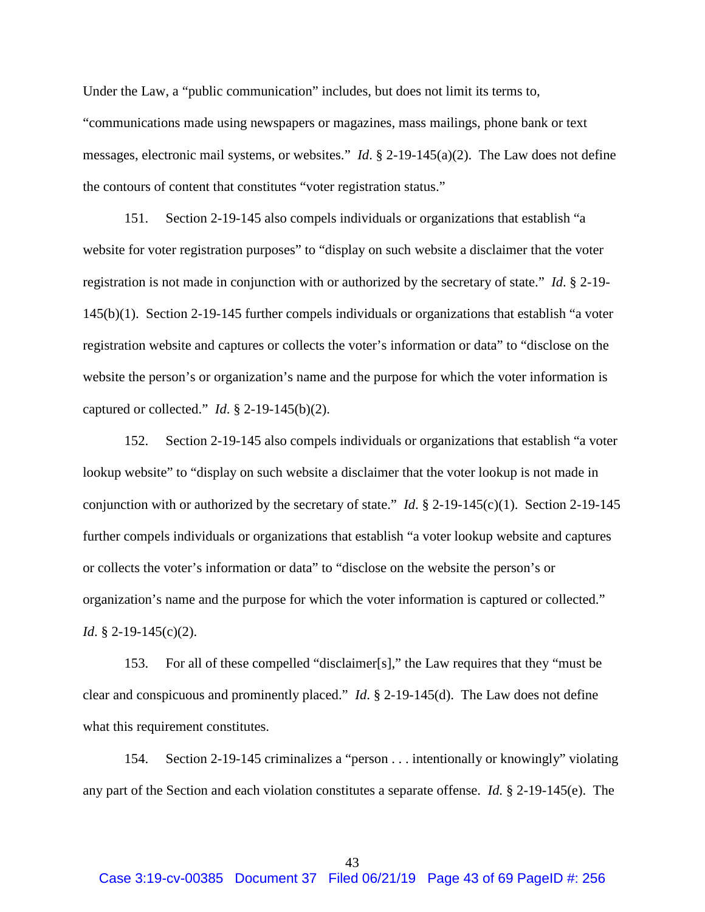Under the Law, a "public communication" includes, but does not limit its terms to, "communications made using newspapers or magazines, mass mailings, phone bank or text messages, electronic mail systems, or websites." *Id*. § 2-19-145(a)(2). The Law does not define the contours of content that constitutes "voter registration status."

151. Section 2-19-145 also compels individuals or organizations that establish "a website for voter registration purposes" to "display on such website a disclaimer that the voter registration is not made in conjunction with or authorized by the secretary of state." *Id*. § 2-19-145(b)(1). Section 2-19-145 further compels individuals or organizations that establish "a voter registration website and captures or collects the voter's information or data" to "disclose on the website the person's or organization's name and the purpose for which the voter information is captured or collected." *Id*. § 2-19-145(b)(2).

152. Section 2-19-145 also compels individuals or organizations that establish "a voter lookup website" to "display on such website a disclaimer that the voter lookup is not made in conjunction with or authorized by the secretary of state." *Id*. § 2-19-145(c)(1). Section 2-19-145 further compels individuals or organizations that establish "a voter lookup website and captures or collects the voter's information or data" to "disclose on the website the person's or organization's name and the purpose for which the voter information is captured or collected." *Id.* § 2-19-145(c)(2).

153. For all of these compelled "disclaimer[s]," the Law requires that they "must be clear and conspicuous and prominently placed." *Id*. § 2-19-145(d). The Law does not define what this requirement constitutes.

154. Section 2-19-145 criminalizes a "person . . . intentionally or knowingly" violating any part of the Section and each violation constitutes a separate offense. *Id.* § 2-19-145(e). The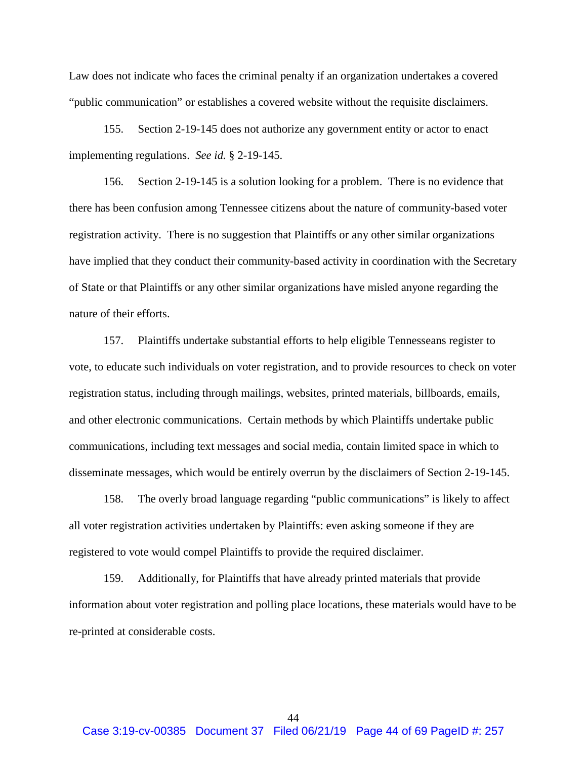Law does not indicate who faces the criminal penalty if an organization undertakes a covered "public communication" or establishes a covered website without the requisite disclaimers.

155. Section 2-19-145 does not authorize any government entity or actor to enact implementing regulations. *See id.* § 2-19-145.

156. Section 2-19-145 is a solution looking for a problem. There is no evidence that there has been confusion among Tennessee citizens about the nature of community-based voter registration activity. There is no suggestion that Plaintiffs or any other similar organizations have implied that they conduct their community-based activity in coordination with the Secretary of State or that Plaintiffs or any other similar organizations have misled anyone regarding the nature of their efforts.

157. Plaintiffs undertake substantial efforts to help eligible Tennesseans register to vote, to educate such individuals on voter registration, and to provide resources to check on voter registration status, including through mailings, websites, printed materials, billboards, emails, and other electronic communications. Certain methods by which Plaintiffs undertake public communications, including text messages and social media, contain limited space in which to disseminate messages, which would be entirely overrun by the disclaimers of Section 2-19-145.

158. The overly broad language regarding "public communications" is likely to affect all voter registration activities undertaken by Plaintiffs: even asking someone if they are registered to vote would compel Plaintiffs to provide the required disclaimer.

159. Additionally, for Plaintiffs that have already printed materials that provide information about voter registration and polling place locations, these materials would have to be re-printed at considerable costs.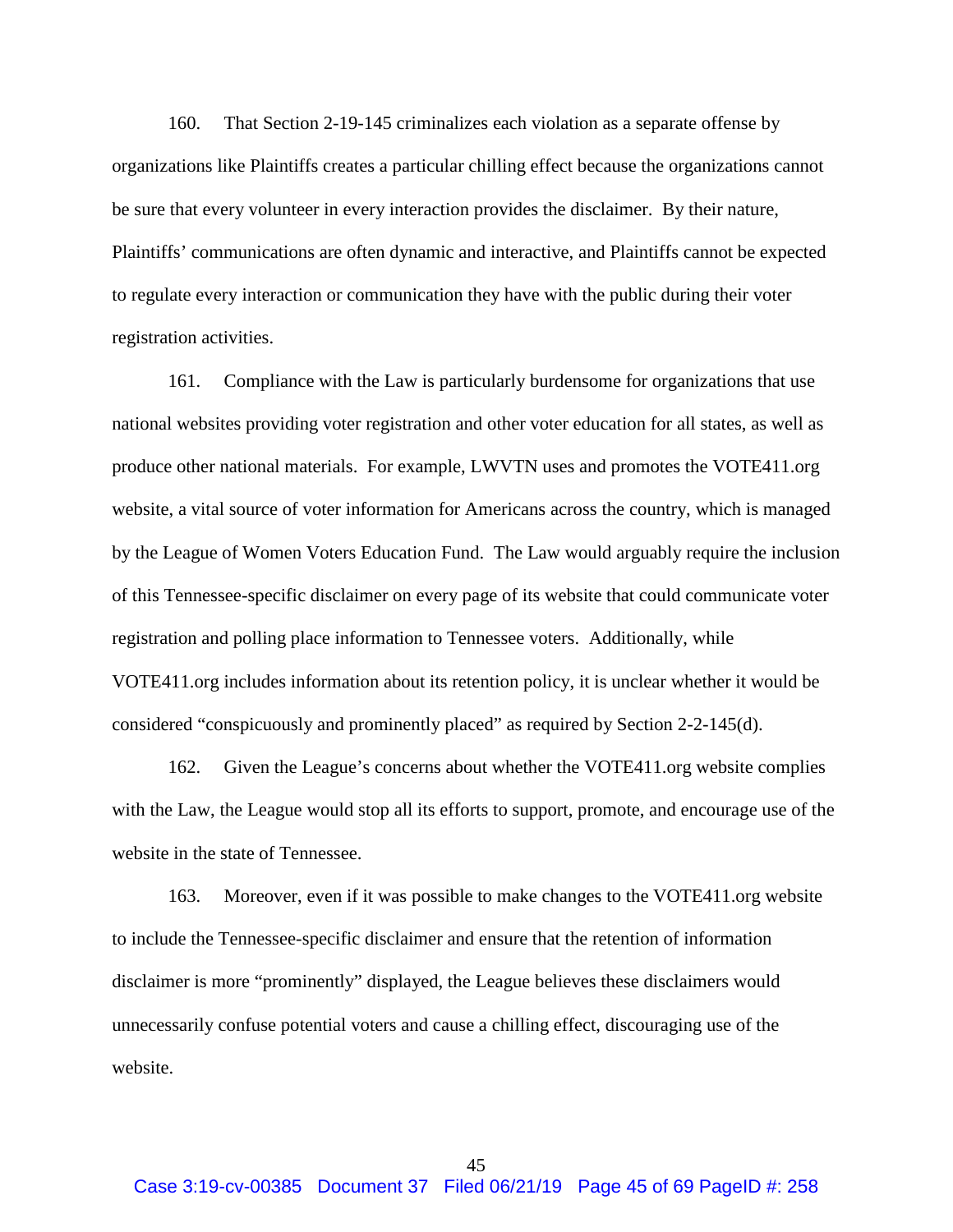160. That Section 2-19-145 criminalizes each violation as a separate offense by organizations like Plaintiffs creates a particular chilling effect because the organizations cannot be sure that every volunteer in every interaction provides the disclaimer. By their nature, Plaintiffs' communications are often dynamic and interactive, and Plaintiffs cannot be expected to regulate every interaction or communication they have with the public during their voter registration activities.

161. Compliance with the Law is particularly burdensome for organizations that use national websites providing voter registration and other voter education for all states, as well as produce other national materials. For example, LWVTN uses and promotes the VOTE411.org website, a vital source of voter information for Americans across the country, which is managed by the League of Women Voters Education Fund. The Law would arguably require the inclusion of this Tennessee-specific disclaimer on every page of its website that could communicate voter registration and polling place information to Tennessee voters. Additionally, while VOTE411.org includes information about its retention policy, it is unclear whether it would be considered "conspicuously and prominently placed" as required by Section 2-2-145(d).

162. Given the League's concerns about whether the VOTE411.org website complies with the Law, the League would stop all its efforts to support, promote, and encourage use of the website in the state of Tennessee.

163. Moreover, even if it was possible to make changes to the VOTE411.org website to include the Tennessee-specific disclaimer and ensure that the retention of information disclaimer is more "prominently" displayed, the League believes these disclaimers would unnecessarily confuse potential voters and cause a chilling effect, discouraging use of the website.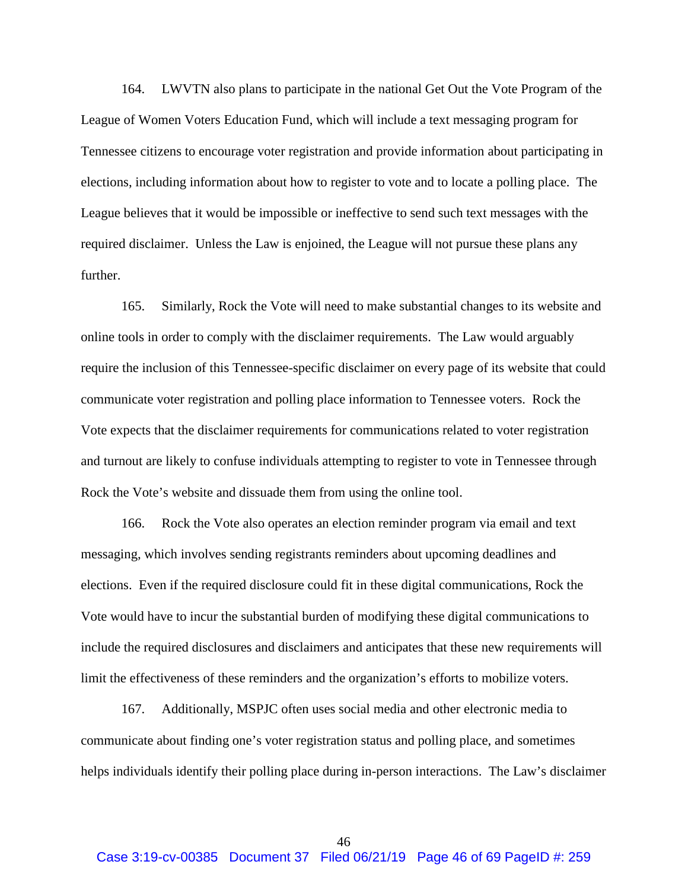164. LWVTN also plans to participate in the national Get Out the Vote Program of the League of Women Voters Education Fund, which will include a text messaging program for Tennessee citizens to encourage voter registration and provide information about participating in elections, including information about how to register to vote and to locate a polling place. The League believes that it would be impossible or ineffective to send such text messages with the required disclaimer. Unless the Law is enjoined, the League will not pursue these plans any further.

165. Similarly, Rock the Vote will need to make substantial changes to its website and online tools in order to comply with the disclaimer requirements. The Law would arguably require the inclusion of this Tennessee-specific disclaimer on every page of its website that could communicate voter registration and polling place information to Tennessee voters. Rock the Vote expects that the disclaimer requirements for communications related to voter registration and turnout are likely to confuse individuals attempting to register to vote in Tennessee through Rock the Vote's website and dissuade them from using the online tool.

166. Rock the Vote also operates an election reminder program via email and text messaging, which involves sending registrants reminders about upcoming deadlines and elections. Even if the required disclosure could fit in these digital communications, Rock the Vote would have to incur the substantial burden of modifying these digital communications to include the required disclosures and disclaimers and anticipates that these new requirements will limit the effectiveness of these reminders and the organization's efforts to mobilize voters.

167. Additionally, MSPJC often uses social media and other electronic media to communicate about finding one's voter registration status and polling place, and sometimes helps individuals identify their polling place during in-person interactions. The Law's disclaimer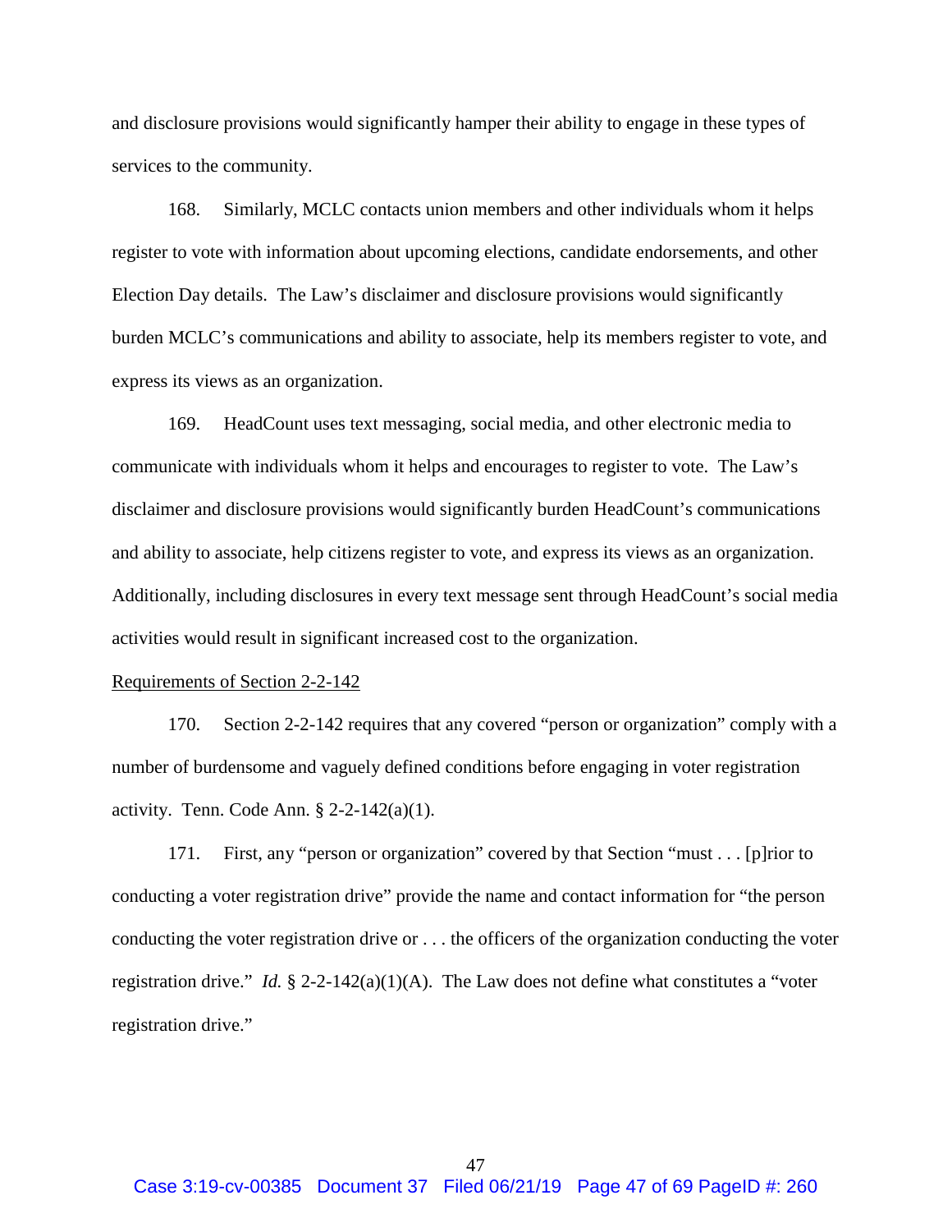and disclosure provisions would significantly hamper their ability to engage in these types of services to the community.

168. Similarly, MCLC contacts union members and other individuals whom it helps register to vote with information about upcoming elections, candidate endorsements, and other Election Day details. The Law's disclaimer and disclosure provisions would significantly burden MCLC's communications and ability to associate, help its members register to vote, and express its views as an organization.

169. HeadCount uses text messaging, social media, and other electronic media to communicate with individuals whom it helps and encourages to register to vote. The Law's disclaimer and disclosure provisions would significantly burden HeadCount's communications and ability to associate, help citizens register to vote, and express its views as an organization. Additionally, including disclosures in every text message sent through HeadCount's social media activities would result in significant increased cost to the organization.

<u>Requirements of Section 2-2-142</u>

170. Section 2-2-142 requires that any covered "person or organization" comply with a number of burdensome and vaguely defined conditions before engaging in voter registration activity. Tenn. Code Ann. § 2-2-142(a)(1).

171. First, any "person or organization" covered by that Section "must . . . [p]rior to conducting a voter registration drive" provide the name and contact information for "the person conducting the voter registration drive or . . . the officers of the organization conducting the voter registration drive." *Id.* § 2-2-142(a)(1)(A). The Law does not define what constitutes a "voter registration drive."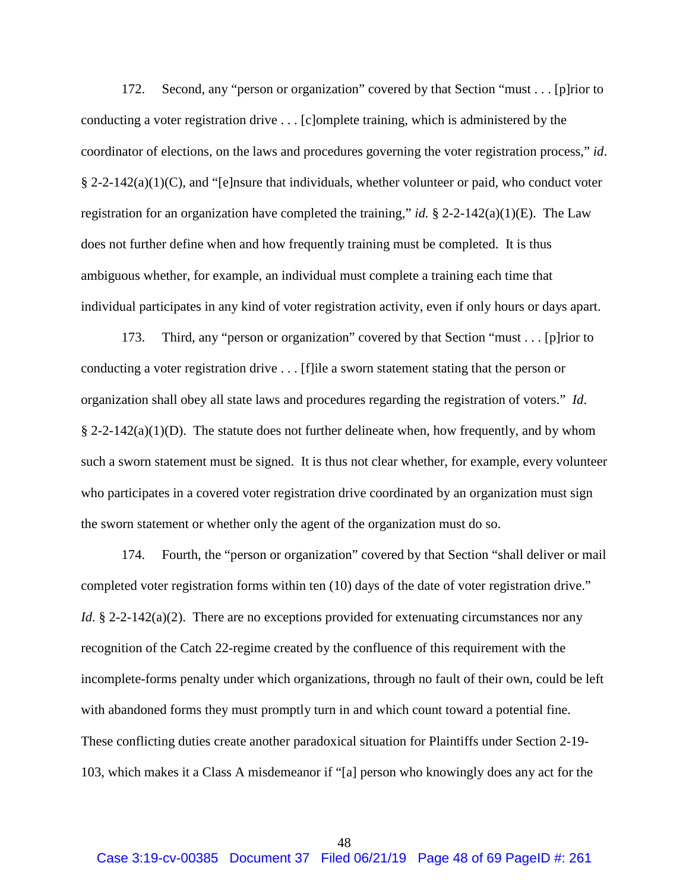172. Second, any "person or organization" covered by that Section "must . . . [p]rior to conducting a voter registration drive . . . [c]omplete training, which is administered by the coordinator of elections, on the laws and procedures governing the voter registration process," *id*. § 2-2-142(a)(1)(C), and "[e]nsure that individuals, whether volunteer or paid, who conduct voter registration for an organization have completed the training," *id.* § 2-2-142(a)(1)(E). The Law does not further define when and how frequently training must be completed. It is thus ambiguous whether, for example, an individual must complete a training each time that individual participates in any kind of voter registration activity, even if only hours or days apart.

173. Third, any "person or organization" covered by that Section "must . . . [p]rior to conducting a voter registration drive . . . [f]ile a sworn statement stating that the person or organization shall obey all state laws and procedures regarding the registration of voters." *Id*. § 2-2-142(a)(1)(D). The statute does not further delineate when, how frequently, and by whom such a sworn statement must be signed. It is thus not clear whether, for example, every volunteer who participates in a covered voter registration drive coordinated by an organization must sign the sworn statement or whether only the agent of the organization must do so.

174. Fourth, the "person or organization" covered by that Section "shall deliver or mail completed voter registration forms within ten (10) days of the date of voter registration drive." *Id.* § 2-2-142(a)(2). There are no exceptions provided for extenuating circumstances nor any recognition of the Catch 22-regime created by the confluence of this requirement with the incomplete-forms penalty under which organizations, through no fault of their own, could be left with abandoned forms they must promptly turn in and which count toward a potential fine. These conflicting duties create another paradoxical situation for Plaintiffs under Section 2-19-103, which makes it a Class A misdemeanor if "[a] person who knowingly does any act for the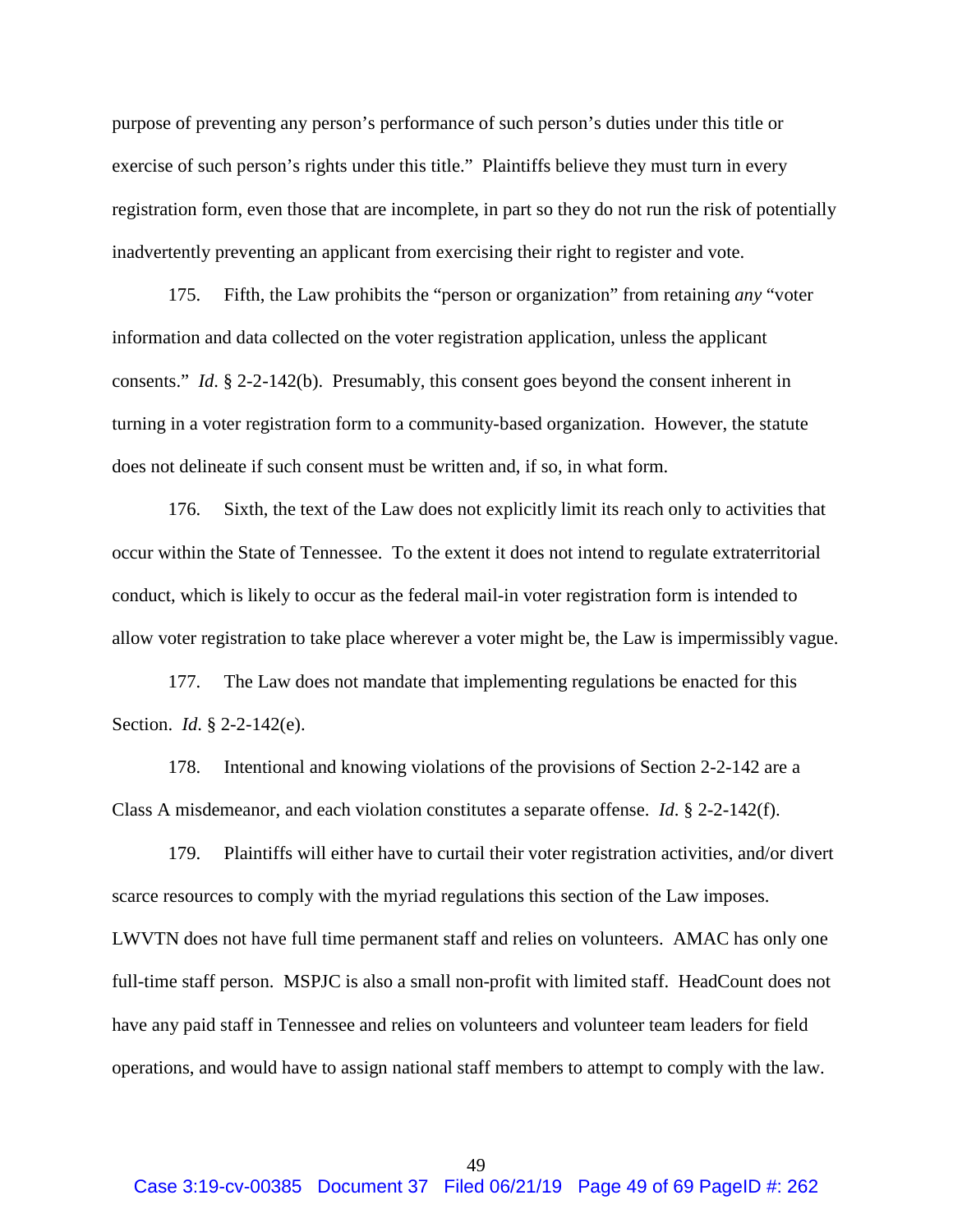purpose of preventing any person's performance of such person's duties under this title or exercise of such person's rights under this title." Plaintiffs believe they must turn in every registration form, even those that are incomplete, in part so they do not run the risk of potentially inadvertently preventing an applicant from exercising their right to register and vote.

175. Fifth, the Law prohibits the "person or organization" from retaining *any* "voter information and data collected on the voter registration application, unless the applicant consents." *Id.* § 2-2-142(b). Presumably, this consent goes beyond the consent inherent in turning in a voter registration form to a community-based organization. However, the statute does not delineate if such consent must be written and, if so, in what form.

176. Sixth, the text of the Law does not explicitly limit its reach only to activities that occur within the State of Tennessee. To the extent it does not intend to regulate extraterritorial conduct, which is likely to occur as the federal mail-in voter registration form is intended to allow voter registration to take place wherever a voter might be, the Law is impermissibly vague.

177. The Law does not mandate that implementing regulations be enacted for this Section. *Id.* § 2-2-142(e).

178. Intentional and knowing violations of the provisions of Section 2-2-142 are a Class A misdemeanor, and each violation constitutes a separate offense. *Id.* § 2-2-142(f).

179. Plaintiffs will either have to curtail their voter registration activities, and/or divert scarce resources to comply with the myriad regulations this section of the Law imposes. LWVTN does not have full time permanent staff and relies on volunteers. AMAC has only one full-time staff person. MSPJC is also a small non-profit with limited staff. HeadCount does not have any paid staff in Tennessee and relies on volunteers and volunteer team leaders for field operations, and would have to assign national staff members to attempt to comply with the law.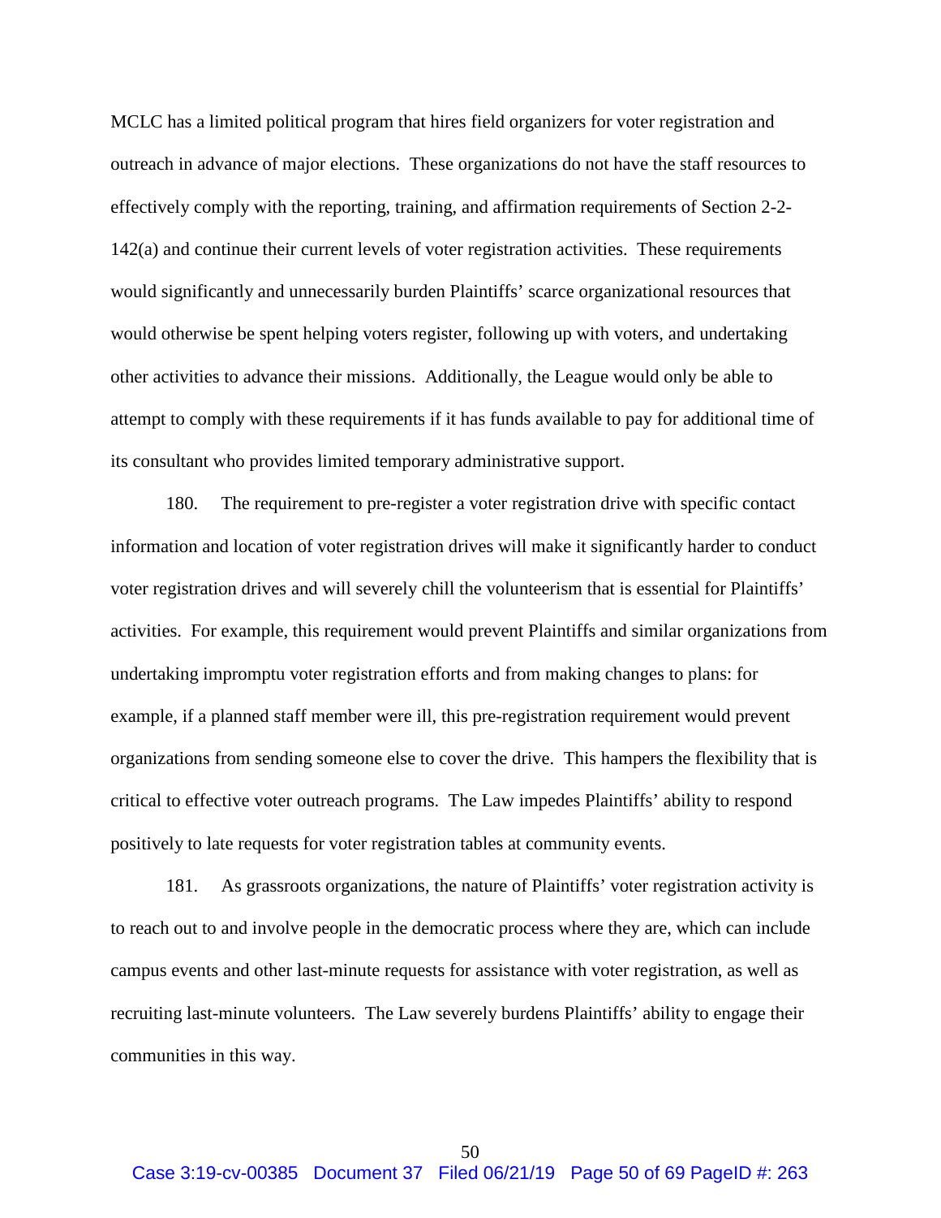MCLC has a limited political program that hires field organizers for voter registration and outreach in advance of major elections. These organizations do not have the staff resources to effectively comply with the reporting, training, and affirmation requirements of Section 2-2-142(a) and continue their current levels of voter registration activities. These requirements would significantly and unnecessarily burden Plaintiffs' scarce organizational resources that would otherwise be spent helping voters register, following up with voters, and undertaking other activities to advance their missions. Additionally, the League would only be able to attempt to comply with these requirements if it has funds available to pay for additional time of its consultant who provides limited temporary administrative support.

180. The requirement to pre-register a voter registration drive with specific contact information and location of voter registration drives will make it significantly harder to conduct voter registration drives and will severely chill the volunteerism that is essential for Plaintiffs' activities. For example, this requirement would prevent Plaintiffs and similar organizations from undertaking impromptu voter registration efforts and from making changes to plans: for example, if a planned staff member were ill, this pre-registration requirement would prevent organizations from sending someone else to cover the drive. This hampers the flexibility that is critical to effective voter outreach programs. The Law impedes Plaintiffs' ability to respond positively to late requests for voter registration tables at community events.

181. As grassroots organizations, the nature of Plaintiffs' voter registration activity is to reach out to and involve people in the democratic process where they are, which can include campus events and other last-minute requests for assistance with voter registration, as well as recruiting last-minute volunteers. The Law severely burdens Plaintiffs' ability to engage their communities in this way.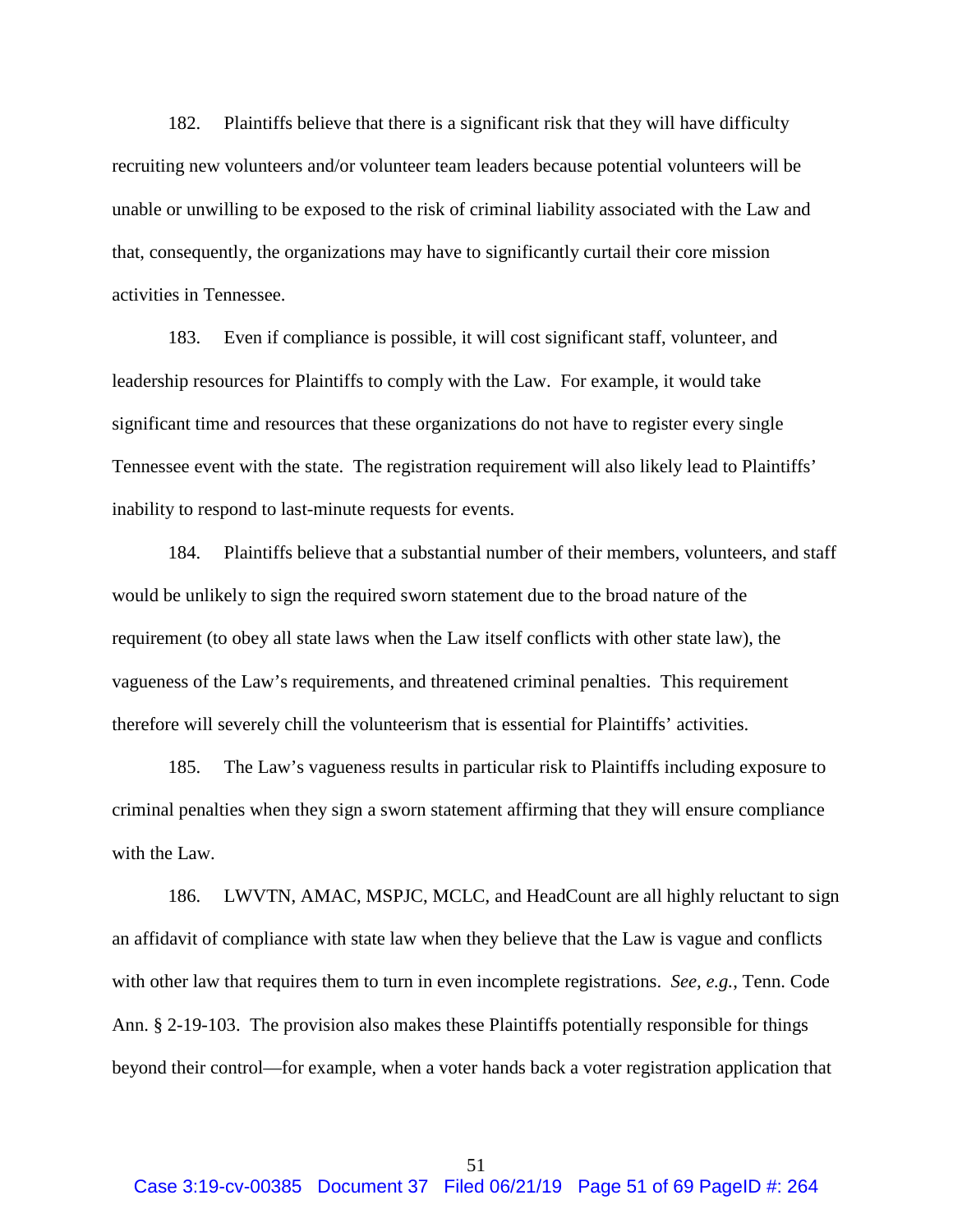182. Plaintiffs believe that there is a significant risk that they will have difficulty recruiting new volunteers and/or volunteer team leaders because potential volunteers will be unable or unwilling to be exposed to the risk of criminal liability associated with the Law and that, consequently, the organizations may have to significantly curtail their core mission activities in Tennessee.

183. Even if compliance is possible, it will cost significant staff, volunteer, and leadership resources for Plaintiffs to comply with the Law. For example, it would take significant time and resources that these organizations do not have to register every single Tennessee event with the state. The registration requirement will also likely lead to Plaintiffs' inability to respond to last-minute requests for events.

184. Plaintiffs believe that a substantial number of their members, volunteers, and staff would be unlikely to sign the required sworn statement due to the broad nature of the requirement (to obey all state laws when the Law itself conflicts with other state law), the vagueness of the Law's requirements, and threatened criminal penalties. This requirement therefore will severely chill the volunteerism that is essential for Plaintiffs' activities.

185. The Law's vagueness results in particular risk to Plaintiffs including exposure to criminal penalties when they sign a sworn statement affirming that they will ensure compliance with the Law.

186. LWVTN, AMAC, MSPJC, MCLC, and HeadCount are all highly reluctant to sign an affidavit of compliance with state law when they believe that the Law is vague and conflicts with other law that requires them to turn in even incomplete registrations. *See, e.g.*, Tenn. Code Ann. § 2-19-103. The provision also makes these Plaintiffs potentially responsible for things beyond their control—for example, when a voter hands back a voter registration application that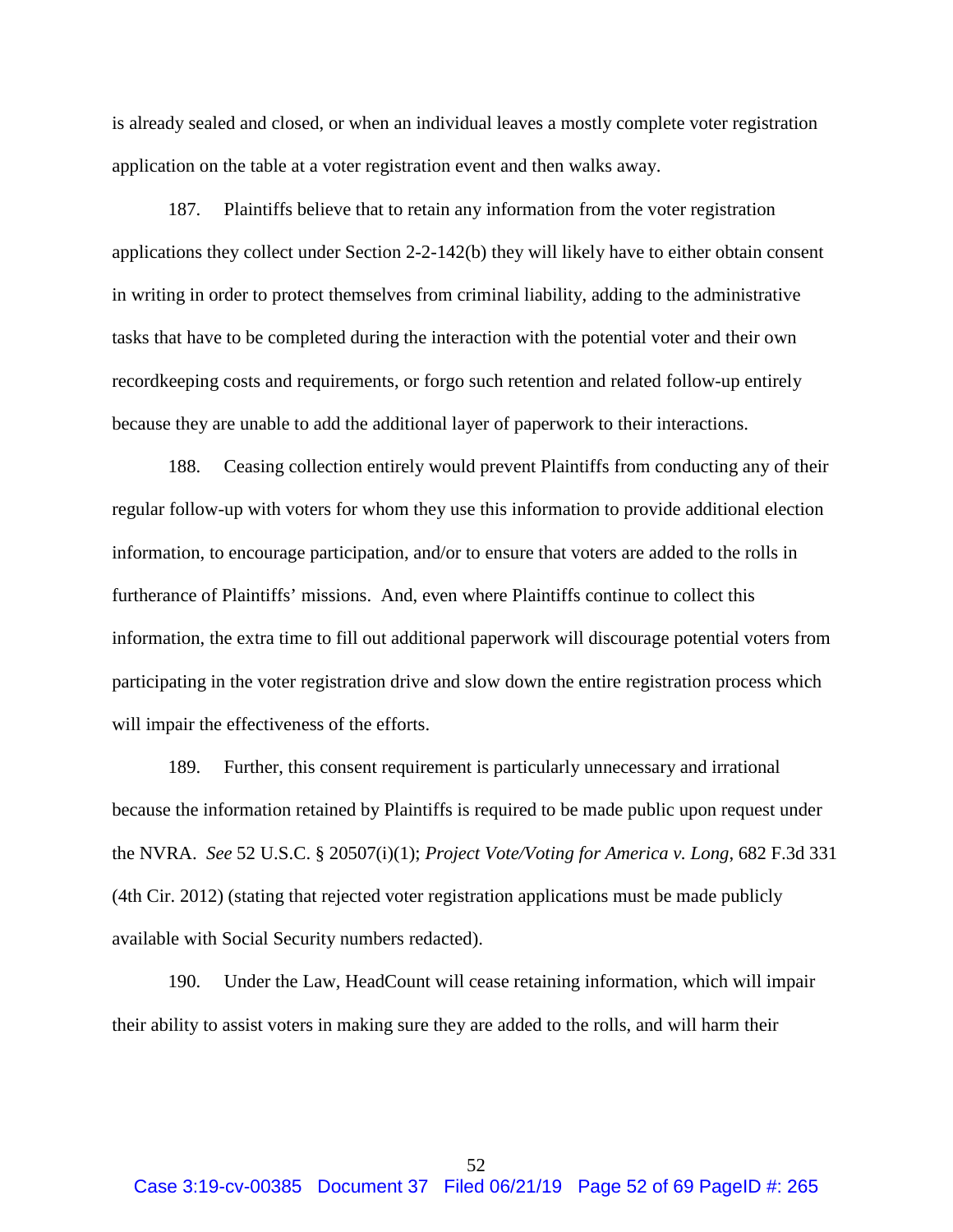is already sealed and closed, or when an individual leaves a mostly complete voter registration application on the table at a voter registration event and then walks away.

187. Plaintiffs believe that to retain any information from the voter registration applications they collect under Section 2-2-142(b) they will likely have to either obtain consent in writing in order to protect themselves from criminal liability, adding to the administrative tasks that have to be completed during the interaction with the potential voter and their own recordkeeping costs and requirements, or forgo such retention and related follow-up entirely because they are unable to add the additional layer of paperwork to their interactions.

188. Ceasing collection entirely would prevent Plaintiffs from conducting any of their regular follow-up with voters for whom they use this information to provide additional election information, to encourage participation, and/or to ensure that voters are added to the rolls in furtherance of Plaintiffs' missions. And, even where Plaintiffs continue to collect this information, the extra time to fill out additional paperwork will discourage potential voters from participating in the voter registration drive and slow down the entire registration process which will impair the effectiveness of the efforts.

189. Further, this consent requirement is particularly unnecessary and irrational because the information retained by Plaintiffs is required to be made public upon request under the NVRA. *See* 52 U.S.C. § 20507(i)(1); *Project Vote/Voting for America v. Long*, 682 F.3d 331 (4th Cir. 2012) (stating that rejected voter registration applications must be made publicly available with Social Security numbers redacted).

190. Under the Law, HeadCount will cease retaining information, which will impair their ability to assist voters in making sure they are added to the rolls, and will harm their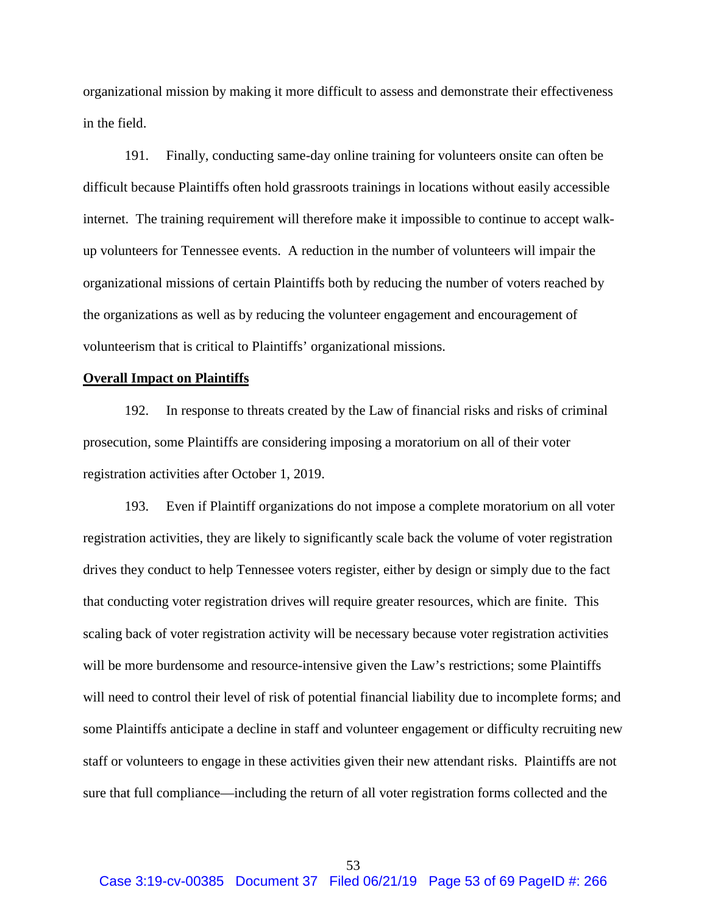organizational mission by making it more difficult to assess and demonstrate their effectiveness in the field.

191. Finally, conducting same-day online training for volunteers onsite can often be difficult because Plaintiffs often hold grassroots trainings in locations without easily accessible internet. The training requirement will therefore make it impossible to continue to accept walk-up volunteers for Tennessee events. A reduction in the number of volunteers will impair the organizational missions of certain Plaintiffs both by reducing the number of voters reached by the organizations as well as by reducing the volunteer engagement and encouragement of volunteerism that is critical to Plaintiffs' organizational missions.

**Overall Impact on Plaintiffs**

192. In response to threats created by the Law of financial risks and risks of criminal prosecution, some Plaintiffs are considering imposing a moratorium on all of their voter registration activities after October 1, 2019.

193. Even if Plaintiff organizations do not impose a complete moratorium on all voter registration activities, they are likely to significantly scale back the volume of voter registration drives they conduct to help Tennessee voters register, either by design or simply due to the fact that conducting voter registration drives will require greater resources, which are finite. This scaling back of voter registration activity will be necessary because voter registration activities will be more burdensome and resource-intensive given the Law's restrictions; some Plaintiffs will need to control their level of risk of potential financial liability due to incomplete forms; and some Plaintiffs anticipate a decline in staff and volunteer engagement or difficulty recruiting new staff or volunteers to engage in these activities given their new attendant risks. Plaintiffs are not sure that full compliance—including the return of all voter registration forms collected and the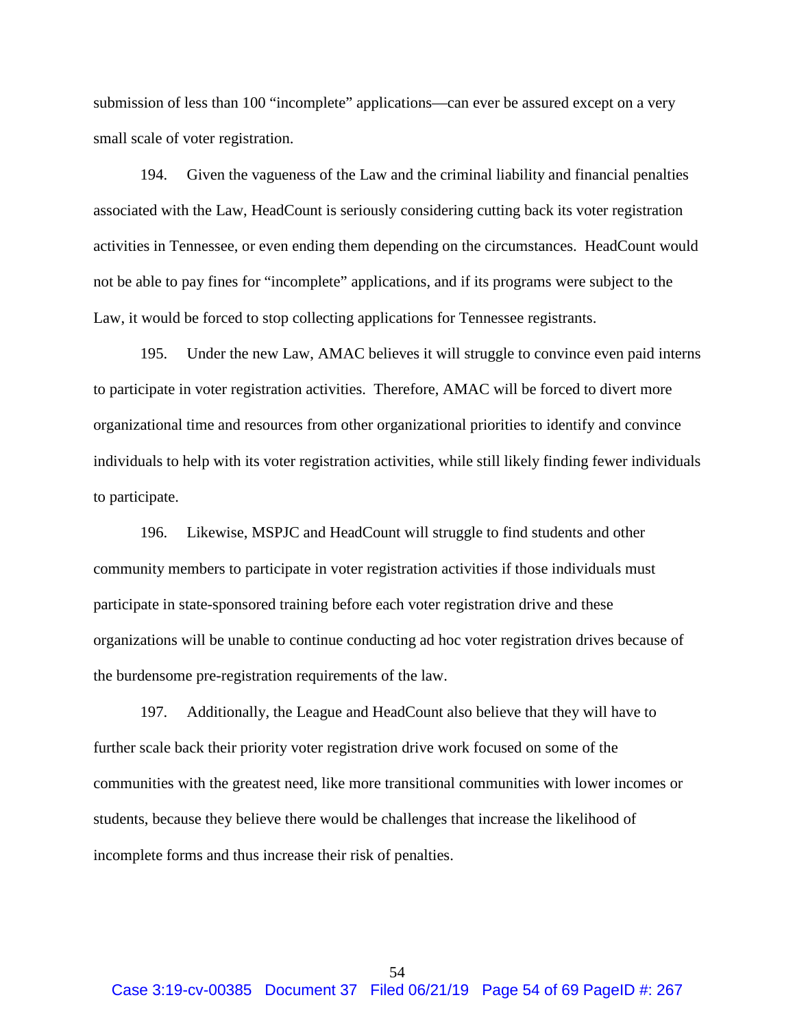submission of less than 100 "incomplete" applications—can ever be assured except on a very small scale of voter registration.

194. Given the vagueness of the Law and the criminal liability and financial penalties associated with the Law, HeadCount is seriously considering cutting back its voter registration activities in Tennessee, or even ending them depending on the circumstances. HeadCount would not be able to pay fines for "incomplete" applications, and if its programs were subject to the Law, it would be forced to stop collecting applications for Tennessee registrants.

195. Under the new Law, AMAC believes it will struggle to convince even paid interns to participate in voter registration activities. Therefore, AMAC will be forced to divert more organizational time and resources from other organizational priorities to identify and convince individuals to help with its voter registration activities, while still likely finding fewer individuals to participate.

196. Likewise, MSPJC and HeadCount will struggle to find students and other community members to participate in voter registration activities if those individuals must participate in state-sponsored training before each voter registration drive and these organizations will be unable to continue conducting ad hoc voter registration drives because of the burdensome pre-registration requirements of the law.

197. Additionally, the League and HeadCount also believe that they will have to further scale back their priority voter registration drive work focused on some of the communities with the greatest need, like more transitional communities with lower incomes or students, because they believe there would be challenges that increase the likelihood of incomplete forms and thus increase their risk of penalties.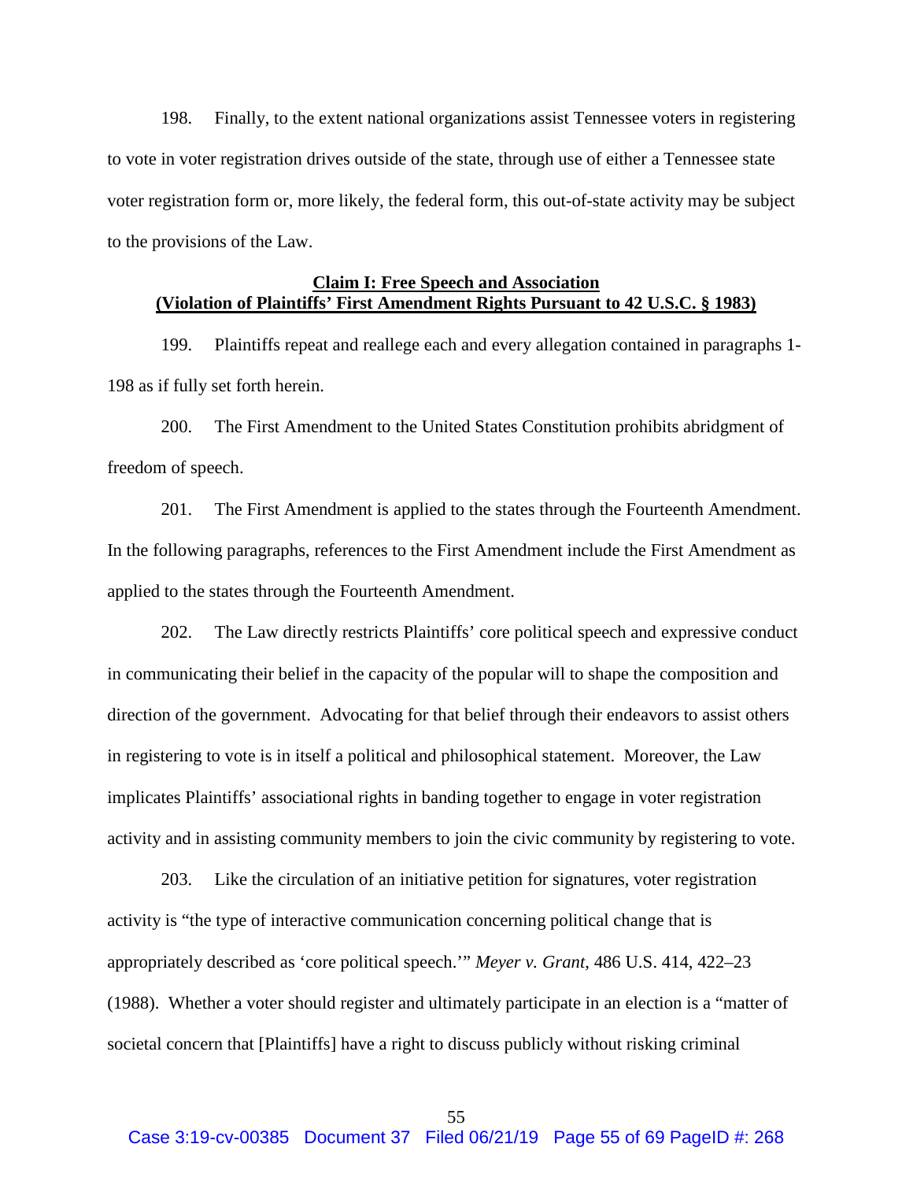198. Finally, to the extent national organizations assist Tennessee voters in registering to vote in voter registration drives outside of the state, through use of either a Tennessee state voter registration form or, more likely, the federal form, this out-of-state activity may be subject to the provisions of the Law.

**Claim I: Free Speech and Association**
**(Violation of Plaintiffs' First Amendment Rights Pursuant to 42 U.S.C. § 1983)**

199. Plaintiffs repeat and reallege each and every allegation contained in paragraphs 1-198 as if fully set forth herein.

200. The First Amendment to the United States Constitution prohibits abridgment of freedom of speech.

201. The First Amendment is applied to the states through the Fourteenth Amendment. In the following paragraphs, references to the First Amendment include the First Amendment as applied to the states through the Fourteenth Amendment.

202. The Law directly restricts Plaintiffs' core political speech and expressive conduct in communicating their belief in the capacity of the popular will to shape the composition and direction of the government. Advocating for that belief through their endeavors to assist others in registering to vote is in itself a political and philosophical statement. Moreover, the Law implicates Plaintiffs' associational rights in banding together to engage in voter registration activity and in assisting community members to join the civic community by registering to vote.

203. Like the circulation of an initiative petition for signatures, voter registration activity is "the type of interactive communication concerning political change that is appropriately described as 'core political speech.'" *Meyer v. Grant*, 486 U.S. 414, 422–23 (1988). Whether a voter should register and ultimately participate in an election is a "matter of societal concern that [Plaintiffs] have a right to discuss publicly without risking criminal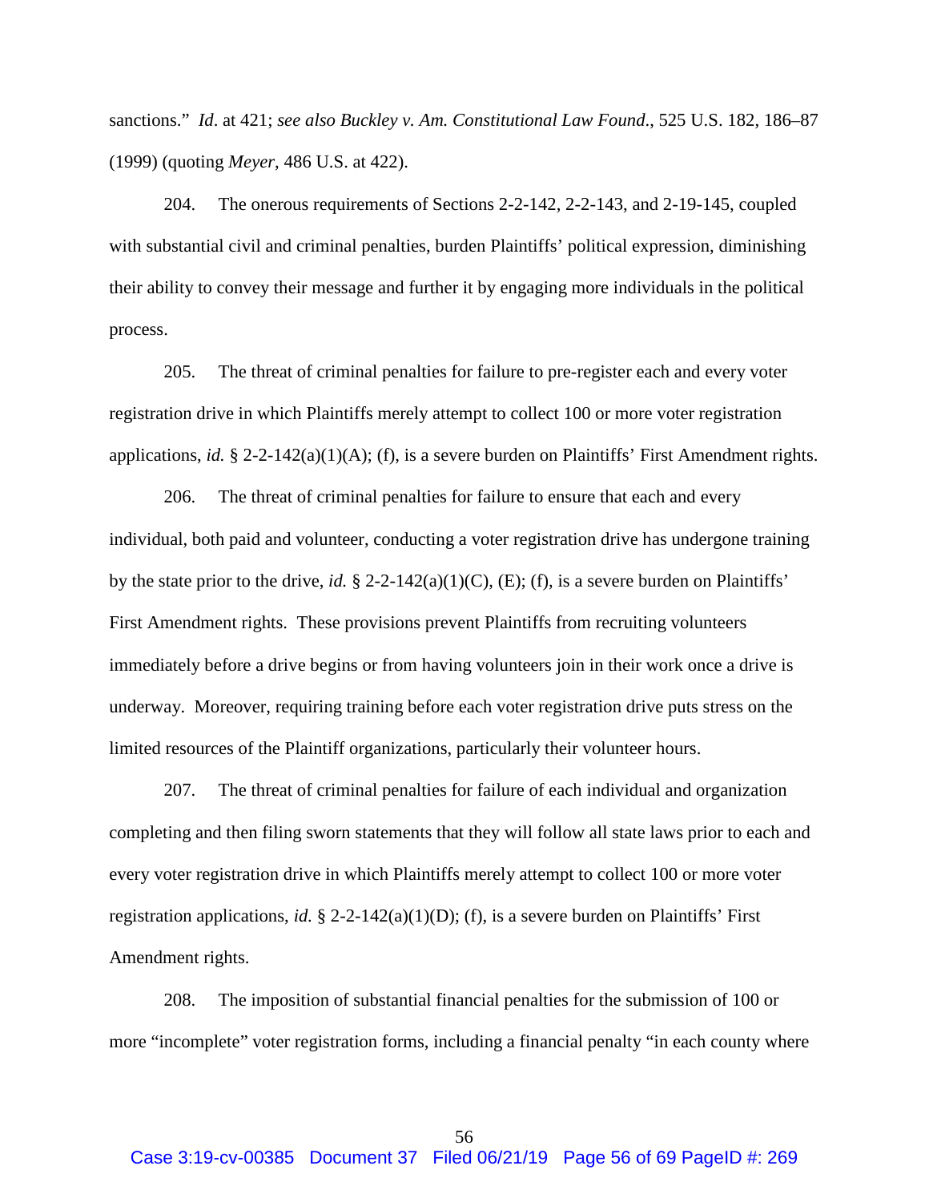sanctions." *Id*. at 421; *see also Buckley v. Am. Constitutional Law Found*., 525 U.S. 182, 186–87 (1999) (quoting *Meyer*, 486 U.S. at 422).

204. The onerous requirements of Sections 2-2-142, 2-2-143, and 2-19-145, coupled with substantial civil and criminal penalties, burden Plaintiffs' political expression, diminishing their ability to convey their message and further it by engaging more individuals in the political process.

205. The threat of criminal penalties for failure to pre-register each and every voter registration drive in which Plaintiffs merely attempt to collect 100 or more voter registration applications, *id.* § 2-2-142(a)(1)(A); (f), is a severe burden on Plaintiffs' First Amendment rights.

206. The threat of criminal penalties for failure to ensure that each and every individual, both paid and volunteer, conducting a voter registration drive has undergone training by the state prior to the drive, *id.* § 2-2-142(a)(1)(C), (E); (f), is a severe burden on Plaintiffs' First Amendment rights. These provisions prevent Plaintiffs from recruiting volunteers immediately before a drive begins or from having volunteers join in their work once a drive is underway. Moreover, requiring training before each voter registration drive puts stress on the limited resources of the Plaintiff organizations, particularly their volunteer hours.

207. The threat of criminal penalties for failure of each individual and organization completing and then filing sworn statements that they will follow all state laws prior to each and every voter registration drive in which Plaintiffs merely attempt to collect 100 or more voter registration applications, *id.* § 2-2-142(a)(1)(D); (f), is a severe burden on Plaintiffs' First Amendment rights.

208. The imposition of substantial financial penalties for the submission of 100 or more "incomplete" voter registration forms, including a financial penalty "in each county where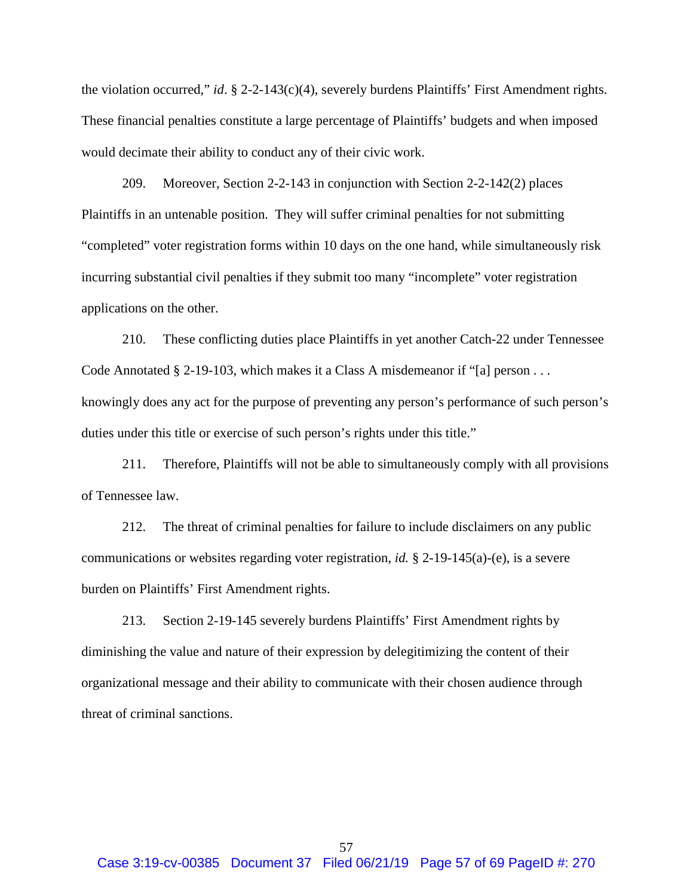the violation occurred," *id*. § 2-2-143(c)(4), severely burdens Plaintiffs' First Amendment rights. These financial penalties constitute a large percentage of Plaintiffs' budgets and when imposed would decimate their ability to conduct any of their civic work.

209. Moreover, Section 2-2-143 in conjunction with Section 2-2-142(2) places Plaintiffs in an untenable position. They will suffer criminal penalties for not submitting "completed" voter registration forms within 10 days on the one hand, while simultaneously risk incurring substantial civil penalties if they submit too many "incomplete" voter registration applications on the other.

210. These conflicting duties place Plaintiffs in yet another Catch-22 under Tennessee Code Annotated § 2-19-103, which makes it a Class A misdemeanor if "[a] person . . . knowingly does any act for the purpose of preventing any person's performance of such person's duties under this title or exercise of such person's rights under this title."

211. Therefore, Plaintiffs will not be able to simultaneously comply with all provisions of Tennessee law.

212. The threat of criminal penalties for failure to include disclaimers on any public communications or websites regarding voter registration, *id.* § 2-19-145(a)-(e), is a severe burden on Plaintiffs' First Amendment rights.

213. Section 2-19-145 severely burdens Plaintiffs' First Amendment rights by diminishing the value and nature of their expression by delegitimizing the content of their organizational message and their ability to communicate with their chosen audience through threat of criminal sanctions.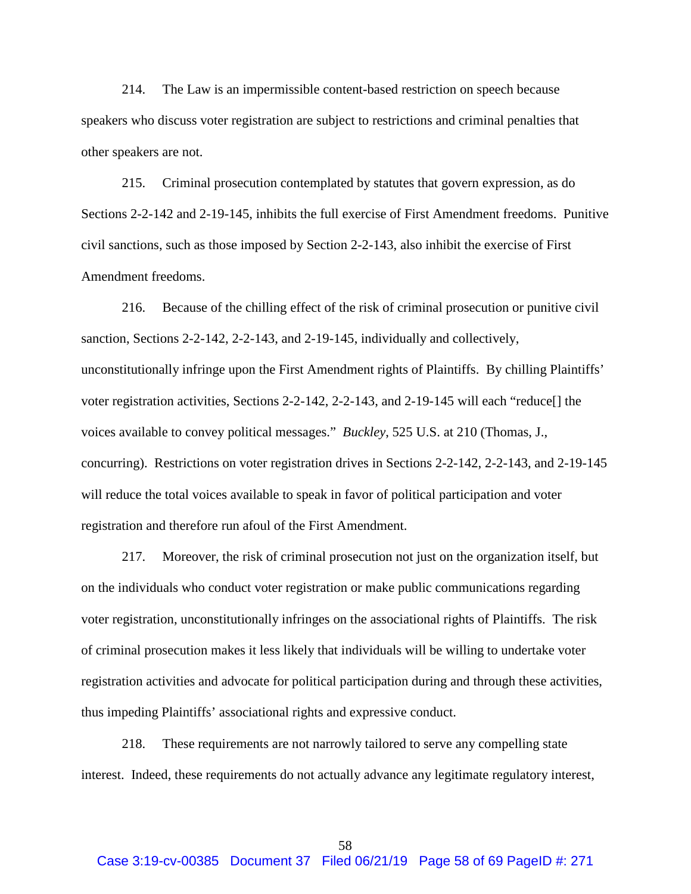214. The Law is an impermissible content-based restriction on speech because speakers who discuss voter registration are subject to restrictions and criminal penalties that other speakers are not.

215. Criminal prosecution contemplated by statutes that govern expression, as do Sections 2-2-142 and 2-19-145, inhibits the full exercise of First Amendment freedoms. Punitive civil sanctions, such as those imposed by Section 2-2-143, also inhibit the exercise of First Amendment freedoms.

216. Because of the chilling effect of the risk of criminal prosecution or punitive civil sanction, Sections 2-2-142, 2-2-143, and 2-19-145, individually and collectively, unconstitutionally infringe upon the First Amendment rights of Plaintiffs. By chilling Plaintiffs' voter registration activities, Sections 2-2-142, 2-2-143, and 2-19-145 will each "reduce[] the voices available to convey political messages." *Buckley*, 525 U.S. at 210 (Thomas, J., concurring). Restrictions on voter registration drives in Sections 2-2-142, 2-2-143, and 2-19-145 will reduce the total voices available to speak in favor of political participation and voter registration and therefore run afoul of the First Amendment.

217. Moreover, the risk of criminal prosecution not just on the organization itself, but on the individuals who conduct voter registration or make public communications regarding voter registration, unconstitutionally infringes on the associational rights of Plaintiffs. The risk of criminal prosecution makes it less likely that individuals will be willing to undertake voter registration activities and advocate for political participation during and through these activities, thus impeding Plaintiffs' associational rights and expressive conduct.

218. These requirements are not narrowly tailored to serve any compelling state interest. Indeed, these requirements do not actually advance any legitimate regulatory interest,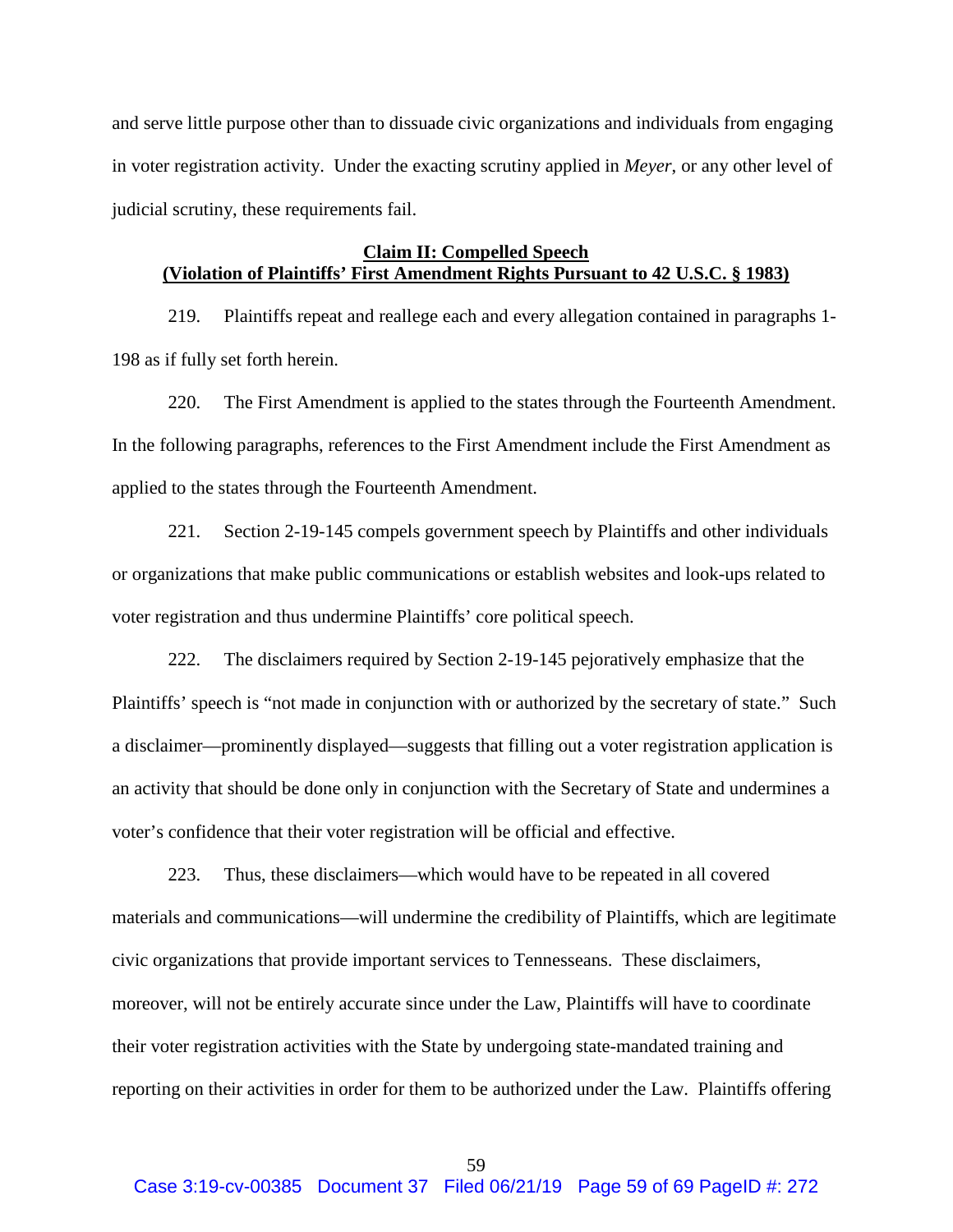and serve little purpose other than to dissuade civic organizations and individuals from engaging in voter registration activity. Under the exacting scrutiny applied in *Meyer*, or any other level of judicial scrutiny, these requirements fail.

**Claim II: Compelled Speech**
**(Violation of Plaintiffs' First Amendment Rights Pursuant to 42 U.S.C. § 1983)**

219. Plaintiffs repeat and reallege each and every allegation contained in paragraphs 1-198 as if fully set forth herein.

220. The First Amendment is applied to the states through the Fourteenth Amendment. In the following paragraphs, references to the First Amendment include the First Amendment as applied to the states through the Fourteenth Amendment.

221. Section 2-19-145 compels government speech by Plaintiffs and other individuals or organizations that make public communications or establish websites and look-ups related to voter registration and thus undermine Plaintiffs' core political speech.

222. The disclaimers required by Section 2-19-145 pejoratively emphasize that the Plaintiffs' speech is "not made in conjunction with or authorized by the secretary of state." Such a disclaimer—prominently displayed—suggests that filling out a voter registration application is an activity that should be done only in conjunction with the Secretary of State and undermines a voter's confidence that their voter registration will be official and effective.

223. Thus, these disclaimers—which would have to be repeated in all covered materials and communications—will undermine the credibility of Plaintiffs, which are legitimate civic organizations that provide important services to Tennesseans. These disclaimers, moreover, will not be entirely accurate since under the Law, Plaintiffs will have to coordinate their voter registration activities with the State by undergoing state-mandated training and reporting on their activities in order for them to be authorized under the Law. Plaintiffs offering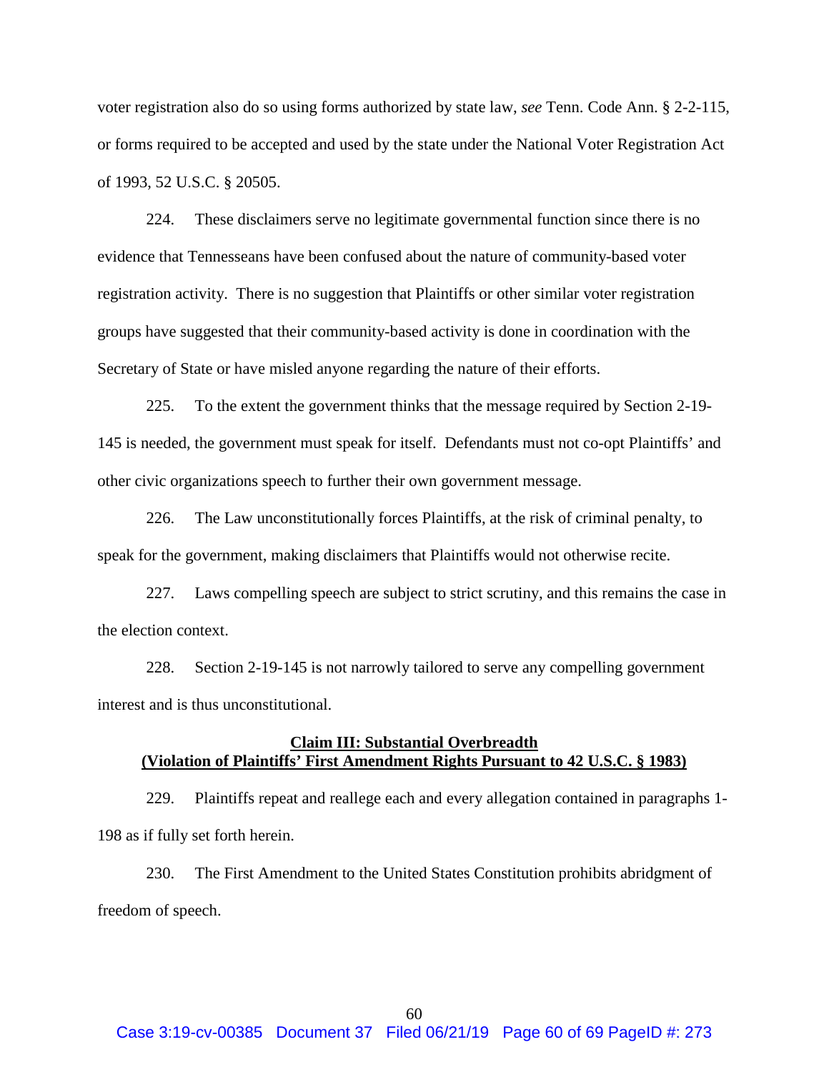voter registration also do so using forms authorized by state law, *see* Tenn. Code Ann. § 2-2-115, or forms required to be accepted and used by the state under the National Voter Registration Act of 1993, 52 U.S.C. § 20505.

224. These disclaimers serve no legitimate governmental function since there is no evidence that Tennesseans have been confused about the nature of community-based voter registration activity. There is no suggestion that Plaintiffs or other similar voter registration groups have suggested that their community-based activity is done in coordination with the Secretary of State or have misled anyone regarding the nature of their efforts.

225. To the extent the government thinks that the message required by Section 2-19-145 is needed, the government must speak for itself. Defendants must not co-opt Plaintiffs' and other civic organizations speech to further their own government message.

226. The Law unconstitutionally forces Plaintiffs, at the risk of criminal penalty, to speak for the government, making disclaimers that Plaintiffs would not otherwise recite.

227. Laws compelling speech are subject to strict scrutiny, and this remains the case in the election context.

228. Section 2-19-145 is not narrowly tailored to serve any compelling government interest and is thus unconstitutional.

## Claim III: Substantial Overbreadth (Violation of Plaintiffs' First Amendment Rights Pursuant to 42 U.S.C. § 1983)

229. Plaintiffs repeat and reallege each and every allegation contained in paragraphs 1-198 as if fully set forth herein.

230. The First Amendment to the United States Constitution prohibits abridgment of freedom of speech.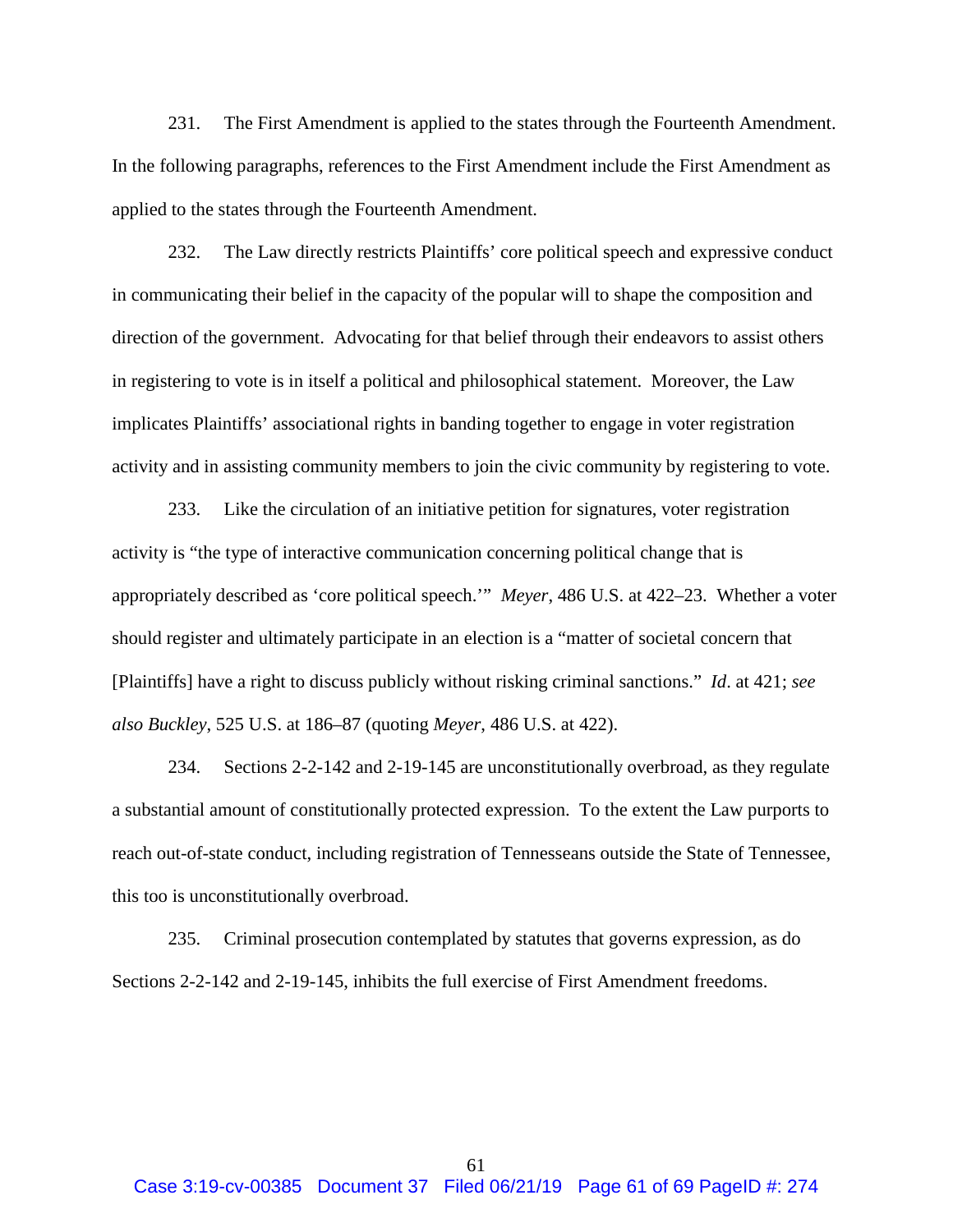231. The First Amendment is applied to the states through the Fourteenth Amendment. In the following paragraphs, references to the First Amendment include the First Amendment as applied to the states through the Fourteenth Amendment.

232. The Law directly restricts Plaintiffs' core political speech and expressive conduct in communicating their belief in the capacity of the popular will to shape the composition and direction of the government. Advocating for that belief through their endeavors to assist others in registering to vote is in itself a political and philosophical statement. Moreover, the Law implicates Plaintiffs' associational rights in banding together to engage in voter registration activity and in assisting community members to join the civic community by registering to vote.

233. Like the circulation of an initiative petition for signatures, voter registration activity is "the type of interactive communication concerning political change that is appropriately described as 'core political speech.'" *Meyer*, 486 U.S. at 422–23. Whether a voter should register and ultimately participate in an election is a "matter of societal concern that [Plaintiffs] have a right to discuss publicly without risking criminal sanctions." *Id*. at 421; *see also Buckley*, 525 U.S. at 186–87 (quoting *Meyer*, 486 U.S. at 422).

234. Sections 2-2-142 and 2-19-145 are unconstitutionally overbroad, as they regulate a substantial amount of constitutionally protected expression. To the extent the Law purports to reach out-of-state conduct, including registration of Tennesseans outside the State of Tennessee, this too is unconstitutionally overbroad.

235. Criminal prosecution contemplated by statutes that governs expression, as do Sections 2-2-142 and 2-19-145, inhibits the full exercise of First Amendment freedoms.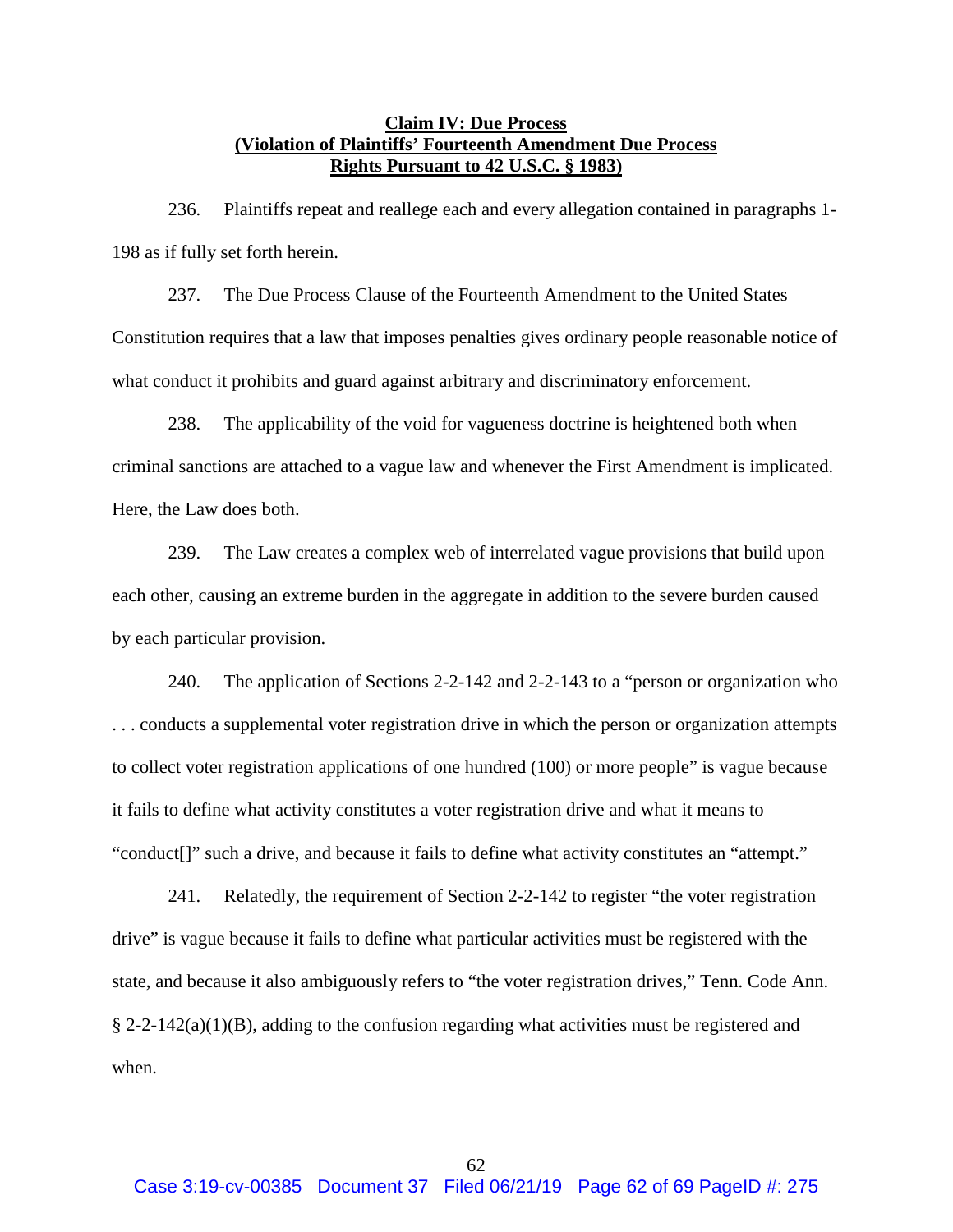**Claim IV: Due Process**
**(Violation of Plaintiffs' Fourteenth Amendment Due Process Rights Pursuant to 42 U.S.C. § 1983)**

236. Plaintiffs repeat and reallege each and every allegation contained in paragraphs 1-198 as if fully set forth herein.

237. The Due Process Clause of the Fourteenth Amendment to the United States Constitution requires that a law that imposes penalties gives ordinary people reasonable notice of what conduct it prohibits and guard against arbitrary and discriminatory enforcement.

238. The applicability of the void for vagueness doctrine is heightened both when criminal sanctions are attached to a vague law and whenever the First Amendment is implicated. Here, the Law does both.

239. The Law creates a complex web of interrelated vague provisions that build upon each other, causing an extreme burden in the aggregate in addition to the severe burden caused by each particular provision.

240. The application of Sections 2-2-142 and 2-2-143 to a "person or organization who . . . conducts a supplemental voter registration drive in which the person or organization attempts to collect voter registration applications of one hundred (100) or more people" is vague because it fails to define what activity constitutes a voter registration drive and what it means to "conduct[]" such a drive, and because it fails to define what activity constitutes an "attempt."

241. Relatedly, the requirement of Section 2-2-142 to register "the voter registration drive" is vague because it fails to define what particular activities must be registered with the state, and because it also ambiguously refers to "the voter registration drives," Tenn. Code Ann. § 2-2-142(a)(1)(B), adding to the confusion regarding what activities must be registered and when.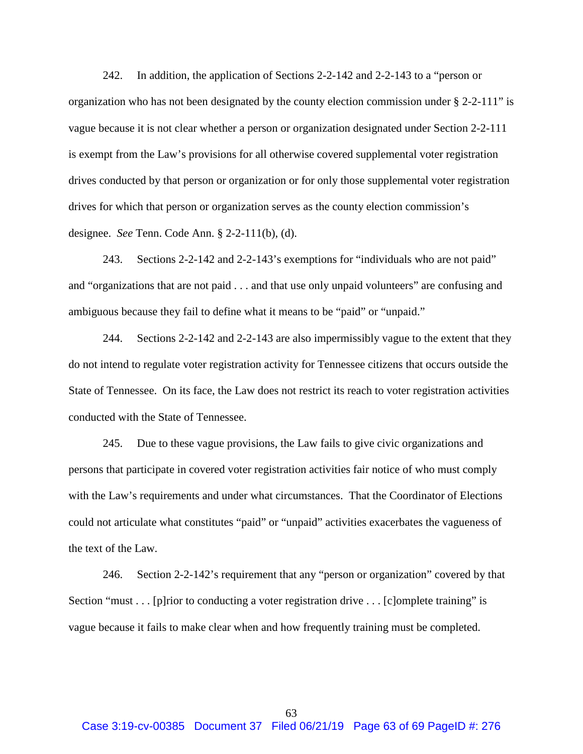242. In addition, the application of Sections 2-2-142 and 2-2-143 to a "person or organization who has not been designated by the county election commission under § 2-2-111" is vague because it is not clear whether a person or organization designated under Section 2-2-111 is exempt from the Law's provisions for all otherwise covered supplemental voter registration drives conducted by that person or organization or for only those supplemental voter registration drives for which that person or organization serves as the county election commission's designee. *See* Tenn. Code Ann. § 2-2-111(b), (d).

243. Sections 2-2-142 and 2-2-143's exemptions for "individuals who are not paid" and "organizations that are not paid . . . and that use only unpaid volunteers" are confusing and ambiguous because they fail to define what it means to be "paid" or "unpaid."

244. Sections 2-2-142 and 2-2-143 are also impermissibly vague to the extent that they do not intend to regulate voter registration activity for Tennessee citizens that occurs outside the State of Tennessee. On its face, the Law does not restrict its reach to voter registration activities conducted with the State of Tennessee.

245. Due to these vague provisions, the Law fails to give civic organizations and persons that participate in covered voter registration activities fair notice of who must comply with the Law's requirements and under what circumstances. That the Coordinator of Elections could not articulate what constitutes "paid" or "unpaid" activities exacerbates the vagueness of the text of the Law.

246. Section 2-2-142's requirement that any "person or organization" covered by that Section "must . . . [p]rior to conducting a voter registration drive . . . [c]omplete training" is vague because it fails to make clear when and how frequently training must be completed.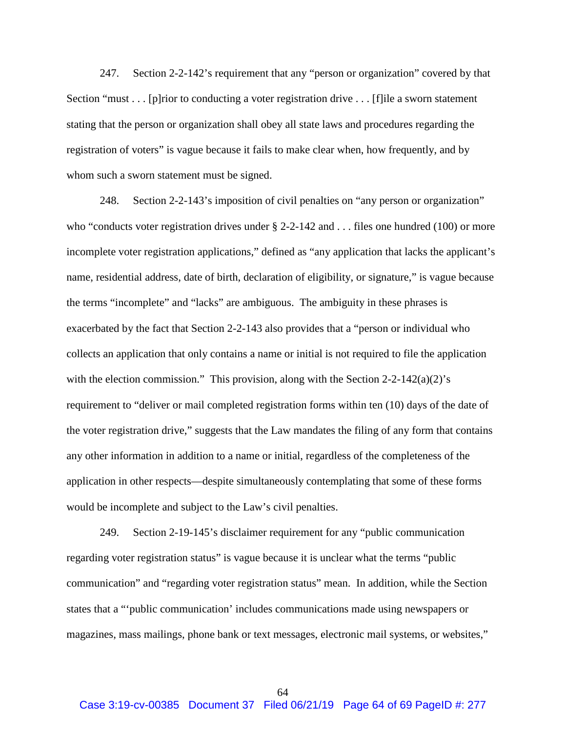247. Section 2-2-142's requirement that any "person or organization" covered by that Section "must . . . [p]rior to conducting a voter registration drive . . . [f]ile a sworn statement stating that the person or organization shall obey all state laws and procedures regarding the registration of voters" is vague because it fails to make clear when, how frequently, and by whom such a sworn statement must be signed.

248. Section 2-2-143's imposition of civil penalties on "any person or organization" who "conducts voter registration drives under § 2-2-142 and . . . files one hundred (100) or more incomplete voter registration applications," defined as "any application that lacks the applicant's name, residential address, date of birth, declaration of eligibility, or signature," is vague because the terms "incomplete" and "lacks" are ambiguous. The ambiguity in these phrases is exacerbated by the fact that Section 2-2-143 also provides that a "person or individual who collects an application that only contains a name or initial is not required to file the application with the election commission." This provision, along with the Section 2-2-142(a)(2)'s requirement to "deliver or mail completed registration forms within ten (10) days of the date of the voter registration drive," suggests that the Law mandates the filing of any form that contains any other information in addition to a name or initial, regardless of the completeness of the application in other respects—despite simultaneously contemplating that some of these forms would be incomplete and subject to the Law's civil penalties.

249. Section 2-19-145's disclaimer requirement for any "public communication regarding voter registration status" is vague because it is unclear what the terms "public communication" and "regarding voter registration status" mean. In addition, while the Section states that a "'public communication' includes communications made using newspapers or magazines, mass mailings, phone bank or text messages, electronic mail systems, or websites,"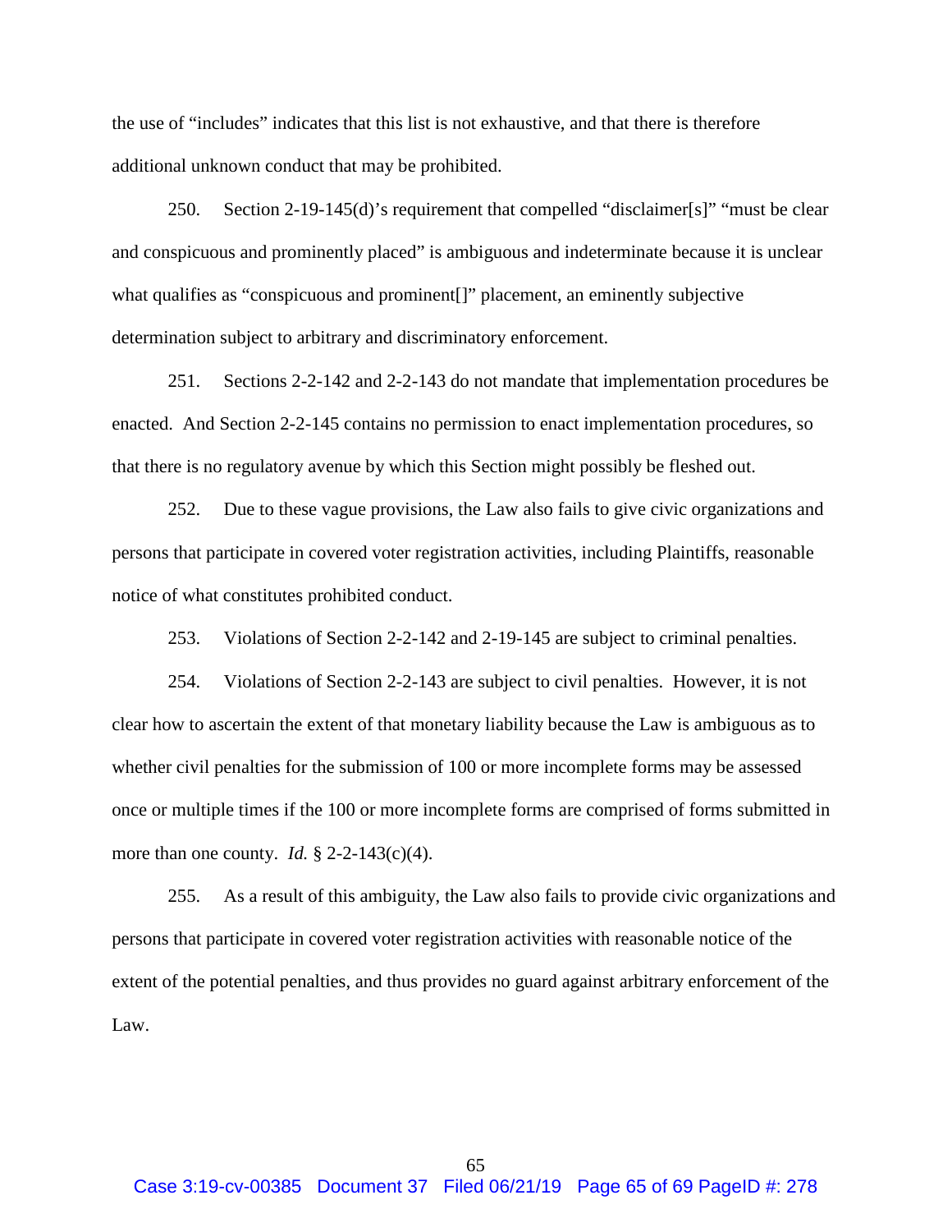the use of "includes" indicates that this list is not exhaustive, and that there is therefore additional unknown conduct that may be prohibited.

250. Section 2-19-145(d)'s requirement that compelled "disclaimer[s]" "must be clear and conspicuous and prominently placed" is ambiguous and indeterminate because it is unclear what qualifies as "conspicuous and prominent[]" placement, an eminently subjective determination subject to arbitrary and discriminatory enforcement.

251. Sections 2-2-142 and 2-2-143 do not mandate that implementation procedures be enacted. And Section 2-2-145 contains no permission to enact implementation procedures, so that there is no regulatory avenue by which this Section might possibly be fleshed out.

252. Due to these vague provisions, the Law also fails to give civic organizations and persons that participate in covered voter registration activities, including Plaintiffs, reasonable notice of what constitutes prohibited conduct.

253. Violations of Section 2-2-142 and 2-19-145 are subject to criminal penalties.

254. Violations of Section 2-2-143 are subject to civil penalties. However, it is not clear how to ascertain the extent of that monetary liability because the Law is ambiguous as to whether civil penalties for the submission of 100 or more incomplete forms may be assessed once or multiple times if the 100 or more incomplete forms are comprised of forms submitted in more than one county. *Id.* § 2-2-143(c)(4).

255. As a result of this ambiguity, the Law also fails to provide civic organizations and persons that participate in covered voter registration activities with reasonable notice of the extent of the potential penalties, and thus provides no guard against arbitrary enforcement of the Law.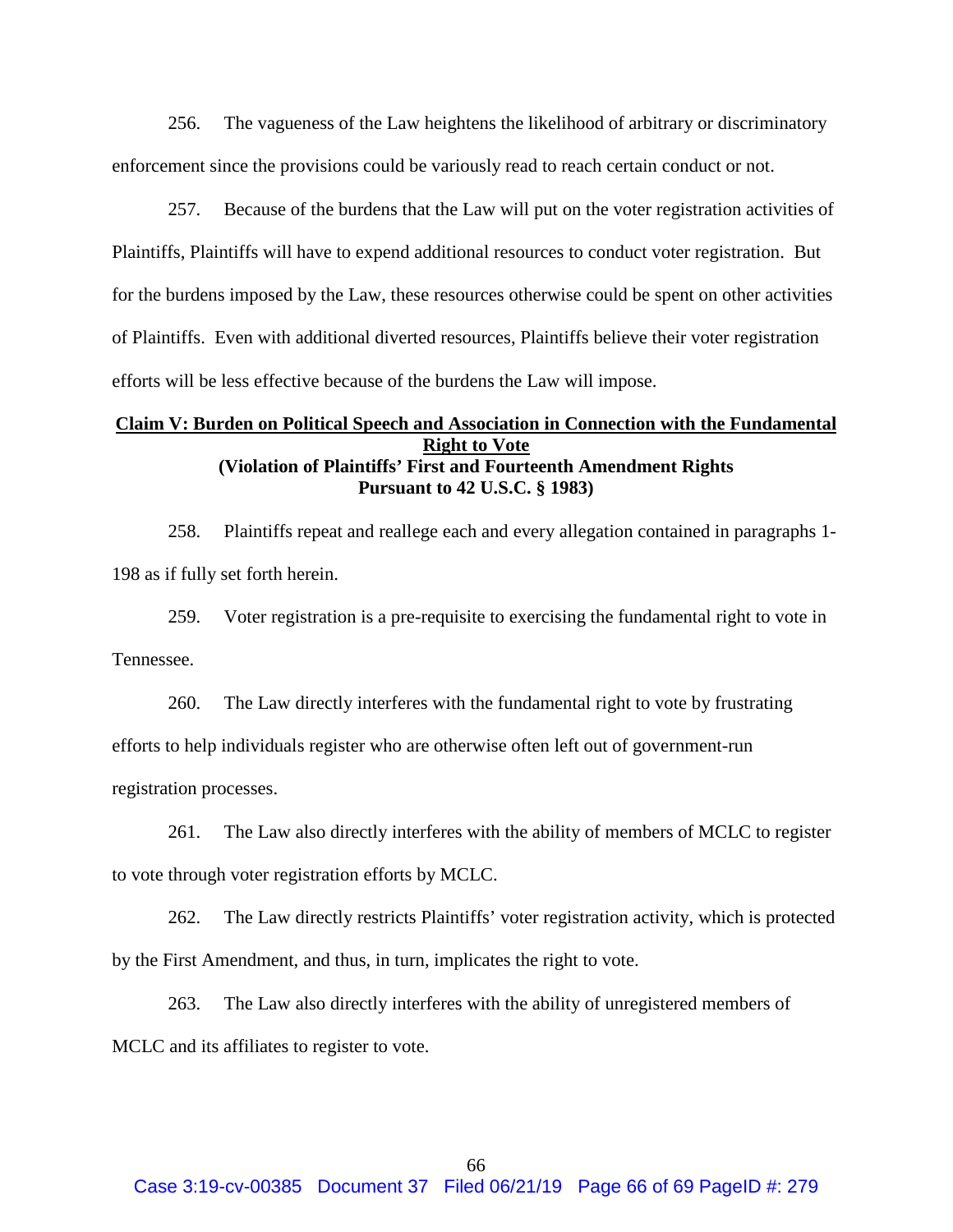256. The vagueness of the Law heightens the likelihood of arbitrary or discriminatory enforcement since the provisions could be variously read to reach certain conduct or not.

257. Because of the burdens that the Law will put on the voter registration activities of Plaintiffs, Plaintiffs will have to expend additional resources to conduct voter registration. But for the burdens imposed by the Law, these resources otherwise could be spent on other activities of Plaintiffs. Even with additional diverted resources, Plaintiffs believe their voter registration efforts will be less effective because of the burdens the Law will impose.

**<u>Claim V: Burden on Political Speech and Association in Connection with the Fundamental Right to Vote</u>**
**(Violation of Plaintiffs' First and Fourteenth Amendment Rights Pursuant to 42 U.S.C. § 1983)**

258. Plaintiffs repeat and reallege each and every allegation contained in paragraphs 1-198 as if fully set forth herein.

259. Voter registration is a pre-requisite to exercising the fundamental right to vote in Tennessee.

260. The Law directly interferes with the fundamental right to vote by frustrating efforts to help individuals register who are otherwise often left out of government-run registration processes.

261. The Law also directly interferes with the ability of members of MCLC to register to vote through voter registration efforts by MCLC.

262. The Law directly restricts Plaintiffs' voter registration activity, which is protected by the First Amendment, and thus, in turn, implicates the right to vote.

263. The Law also directly interferes with the ability of unregistered members of MCLC and its affiliates to register to vote.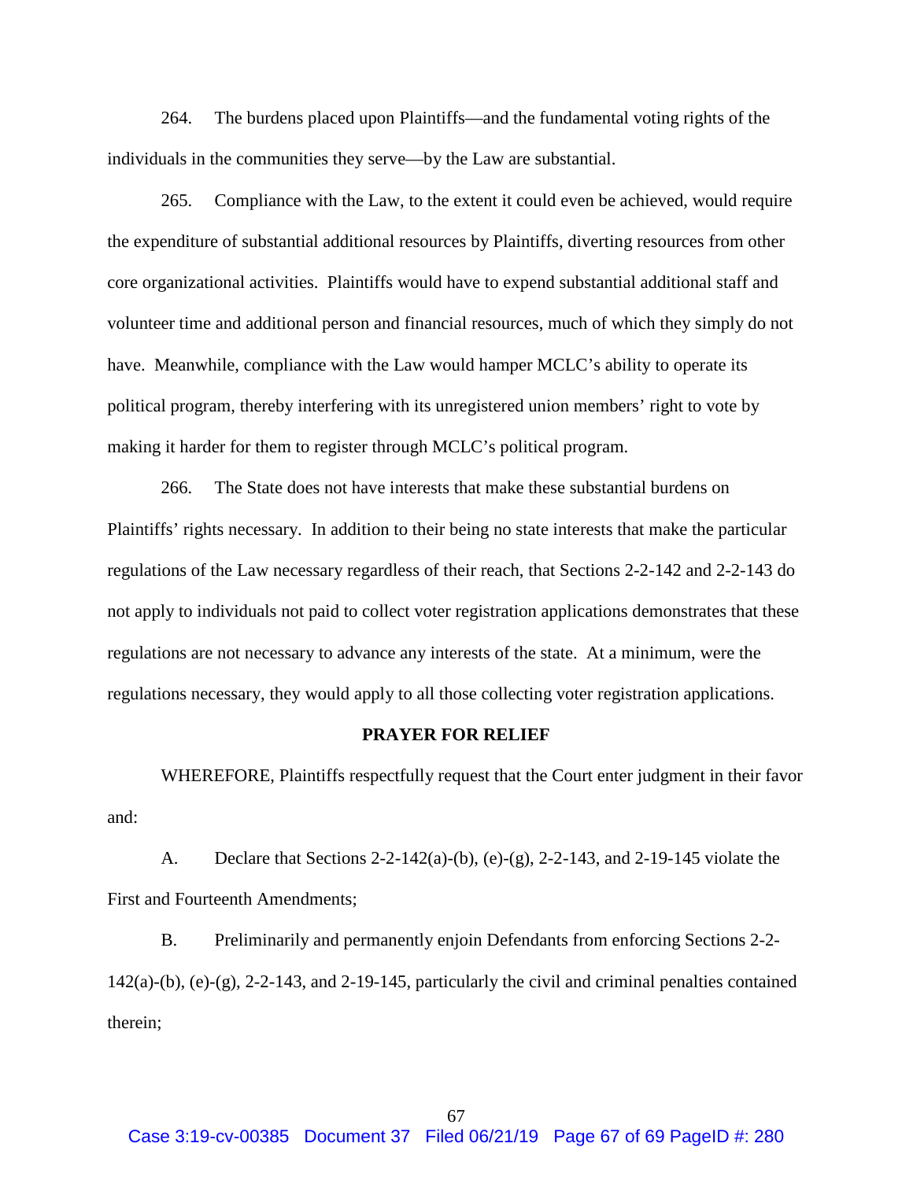264. The burdens placed upon Plaintiffs—and the fundamental voting rights of the individuals in the communities they serve—by the Law are substantial.

265. Compliance with the Law, to the extent it could even be achieved, would require the expenditure of substantial additional resources by Plaintiffs, diverting resources from other core organizational activities. Plaintiffs would have to expend substantial additional staff and volunteer time and additional person and financial resources, much of which they simply do not have. Meanwhile, compliance with the Law would hamper MCLC's ability to operate its political program, thereby interfering with its unregistered union members' right to vote by making it harder for them to register through MCLC's political program.

266. The State does not have interests that make these substantial burdens on Plaintiffs' rights necessary. In addition to their being no state interests that make the particular regulations of the Law necessary regardless of their reach, that Sections 2-2-142 and 2-2-143 do not apply to individuals not paid to collect voter registration applications demonstrates that these regulations are not necessary to advance any interests of the state. At a minimum, were the regulations necessary, they would apply to all those collecting voter registration applications.

## PRAYER FOR RELIEF

WHEREFORE, Plaintiffs respectfully request that the Court enter judgment in their favor and:

A. Declare that Sections 2-2-142(a)-(b), (e)-(g), 2-2-143, and 2-19-145 violate the First and Fourteenth Amendments;

B. Preliminarily and permanently enjoin Defendants from enforcing Sections 2-2-142(a)-(b), (e)-(g), 2-2-143, and 2-19-145, particularly the civil and criminal penalties contained therein;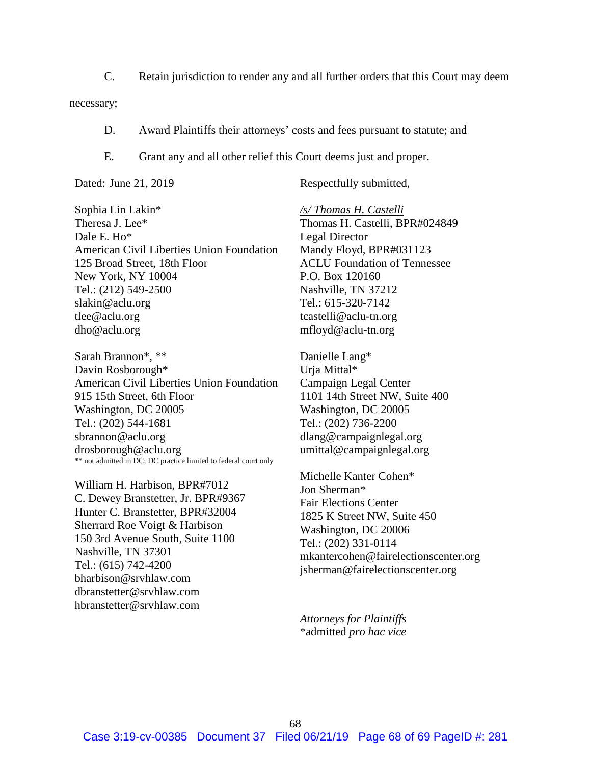C. Retain jurisdiction to render any and all further orders that this Court may deem necessary;

D. Award Plaintiffs their attorneys' costs and fees pursuant to statute; and

E. Grant any and all other relief this Court deems just and proper.

Dated: June 21, 2019

Respectfully submitted,

*/s/ Thomas H. Castelli*
Thomas H. Castelli, BPR#024849
Legal Director
Mandy Floyd, BPR#031123
ACLU Foundation of Tennessee
P.O. Box 120160
Nashville, TN 37212
Tel.: 615-320-7142
tcastelli@aclu-tn.org
mfloyd@aclu-tn.org

Sophia Lin Lakin*
Theresa J. Lee*
Dale E. Ho*
American Civil Liberties Union Foundation
125 Broad Street, 18th Floor
New York, NY 10004
Tel.: (212) 549-2500
slakin@aclu.org
tlee@aclu.org
dho@aclu.org

Sarah Brannon*, **
Davin Rosborough*
American Civil Liberties Union Foundation
915 15th Street, 6th Floor
Washington, DC 20005
Tel.: (202) 544-1681
sbrannon@aclu.org
drosborough@aclu.org
** not admitted in DC; DC practice limited to federal court only

Danielle Lang*
Urja Mittal*
Campaign Legal Center
1101 14th Street NW, Suite 400
Washington, DC 20005
Tel.: (202) 736-2200
dlang@campaignlegal.org
umittal@campaignlegal.org

William H. Harbison, BPR#7012
C. Dewey Branstetter, Jr. BPR#9367
Hunter C. Branstetter, BPR#32004
Sherrard Roe Voigt & Harbison
150 3rd Avenue South, Suite 1100
Nashville, TN 37301
Tel.: (615) 742-4200
bharbison@srvhlaw.com
dbranstetter@srvhlaw.com
hbranstetter@srvhlaw.com

Michelle Kanter Cohen*
Jon Sherman*
Fair Elections Center
1825 K Street NW, Suite 450
Washington, DC 20006
Tel.: (202) 331-0114
mkantercohen@fairelectionscenter.org
jsherman@fairelectionscenter.org

*Attorneys for Plaintiffs*
*admitted *pro hac vice*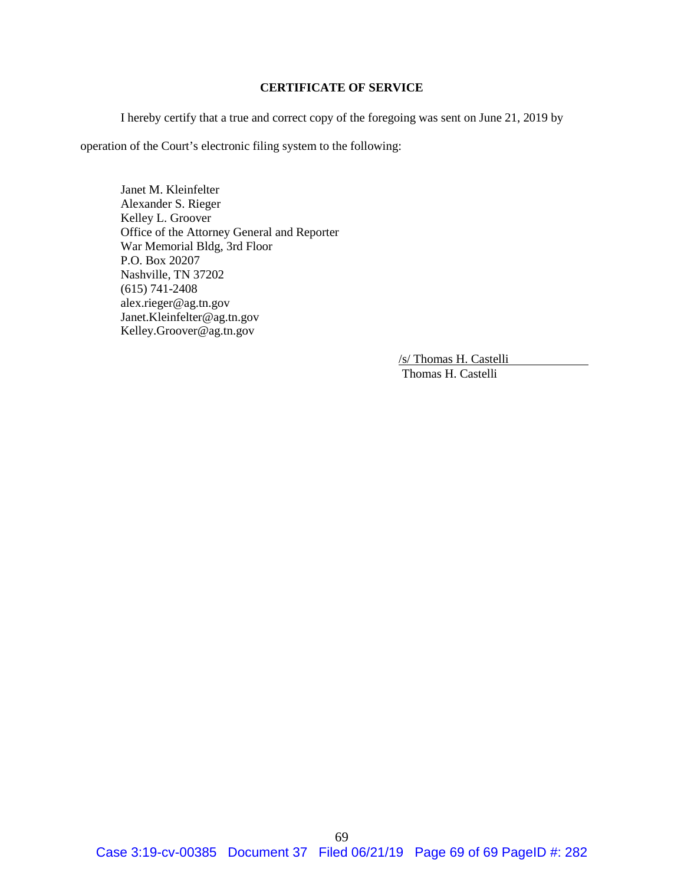**CERTIFICATE OF SERVICE**

I hereby certify that a true and correct copy of the foregoing was sent on June 21, 2019 by operation of the Court's electronic filing system to the following:

Janet M. Kleinfelter
Alexander S. Rieger
Kelley L. Groover
Office of the Attorney General and Reporter
War Memorial Bldg, 3rd Floor
P.O. Box 20207
Nashville, TN 37202
(615) 741-2408
alex.rieger@ag.tn.gov
Janet.Kleinfelter@ag.tn.gov
Kelley.Groover@ag.tn.gov

/s/ Thomas H. Castelli
Thomas H. Castelli